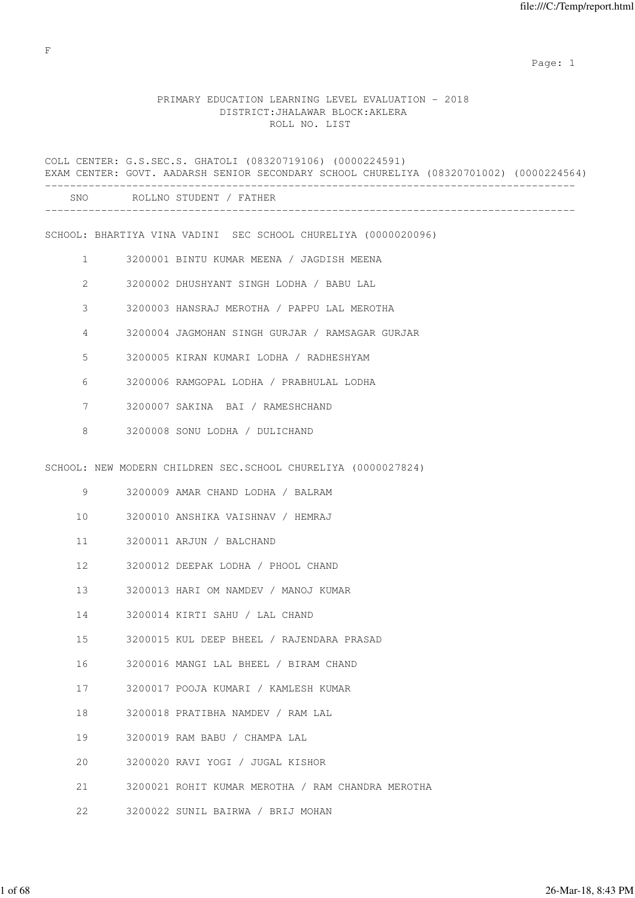F

# PRIMARY EDUCATION LEARNING LEVEL EVALUATION - 2018

## DISTRICT:JHALAWAR BLOCK:AKLERA

## ROLL NO. LIST

COLL CENTER: G.S.SEC.S. GHATOLI (08320719106) (0000224591)
EXAM CENTER: GOVT. AADARSH SENIOR SECONDARY SCHOOL CHURELIYA (08320701002) (0000224564)

**SCHOOL: BHARTIYA VINA VADINI SEC SCHOOL CHURELIYA (0000020096)**

| SNO | ROLLNO | STUDENT / FATHER |
|---|---|---|
| 1 | 3200001 | BINTU KUMAR MEENA / JAGDISH MEENA |
| 2 | 3200002 | DHUSHYANT SINGH LODHA / BABU LAL |
| 3 | 3200003 | HANSRAJ MEROTHA / PAPPU LAL MEROTHA |
| 4 | 3200004 | JAGMOHAN SINGH GURJAR / RAMSAGAR GURJAR |
| 5 | 3200005 | KIRAN KUMARI LODHA / RADHESHYAM |
| 6 | 3200006 | RAMGOPAL LODHA / PRABHULAL LODHA |
| 7 | 3200007 | SAKINA BAI / RAMESHCHAND |
| 8 | 3200008 | SONU LODHA / DULICHAND |

**SCHOOL: NEW MODERN CHILDREN SEC.SCHOOL CHURELIYA (0000027824)**

| SNO | ROLLNO | STUDENT / FATHER |
|---|---|---|
| 9 | 3200009 | AMAR CHAND LODHA / BALRAM |
| 10 | 3200010 | ANSHIKA VAISHNAV / HEMRAJ |
| 11 | 3200011 | ARJUN / BALCHAND |
| 12 | 3200012 | DEEPAK LODHA / PHOOL CHAND |
| 13 | 3200013 | HARI OM NAMDEV / MANOJ KUMAR |
| 14 | 3200014 | KIRTI SAHU / LAL CHAND |
| 15 | 3200015 | KUL DEEP BHEEL / RAJENDARA PRASAD |
| 16 | 3200016 | MANGI LAL BHEEL / BIRAM CHAND |
| 17 | 3200017 | POOJA KUMARI / KAMLESH KUMAR |
| 18 | 3200018 | PRATIBHA NAMDEV / RAM LAL |
| 19 | 3200019 | RAM BABU / CHAMPA LAL |
| 20 | 3200020 | RAVI YOGI / JUGAL KISHOR |
| 21 | 3200021 | ROHIT KUMAR MEROTHA / RAM CHANDRA MEROTHA |
| 22 | 3200022 | SUNIL BAIRWA / BRIJ MOHAN |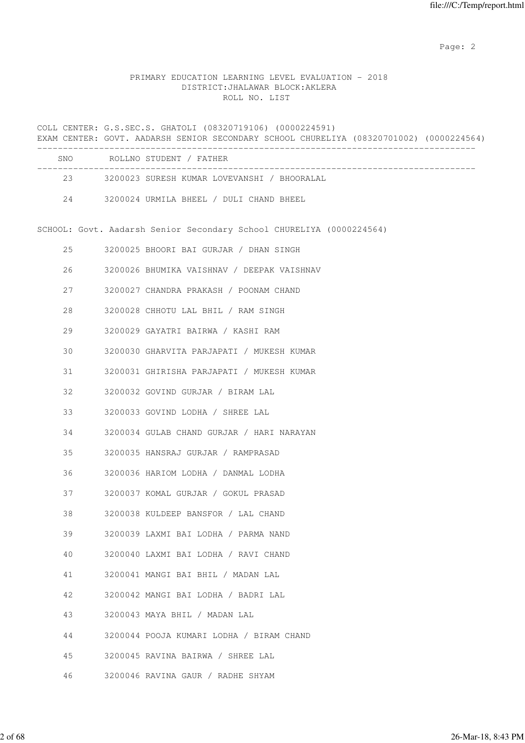PRIMARY EDUCATION LEARNING LEVEL EVALUATION - 2018
DISTRICT:JHALAWAR BLOCK:AKLERA
ROLL NO. LIST

COLL CENTER: G.S.SEC.S. GHATOLI (08320719106) (0000224591)
EXAM CENTER: GOVT. AADARSH SENIOR SECONDARY SCHOOL CHURELIYA (08320701002) (0000224564)

| SNO | ROLLNO | STUDENT / FATHER |
|---|---|---|
| 23 | 3200023 | SURESH KUMAR LOVEVANSHI / BHOORALAL |
| 24 | 3200024 | URMILA BHEEL / DULI CHAND BHEEL |

SCHOOL: Govt. Aadarsh Senior Secondary School CHURELIYA (0000224564)

| SNO | ROLLNO | STUDENT / FATHER |
|---|---|---|
| 25 | 3200025 | BHOORI BAI GURJAR / DHAN SINGH |
| 26 | 3200026 | BHUMIKA VAISHNAV / DEEPAK VAISHNAV |
| 27 | 3200027 | CHANDRA PRAKASH / POONAM CHAND |
| 28 | 3200028 | CHHOTU LAL BHIL / RAM SINGH |
| 29 | 3200029 | GAYATRI BAIRWA / KASHI RAM |
| 30 | 3200030 | GHARVITA PARJAPATI / MUKESH KUMAR |
| 31 | 3200031 | GHIRISHA PARJAPATI / MUKESH KUMAR |
| 32 | 3200032 | GOVIND GURJAR / BIRAM LAL |
| 33 | 3200033 | GOVIND LODHA / SHREE LAL |
| 34 | 3200034 | GULAB CHAND GURJAR / HARI NARAYAN |
| 35 | 3200035 | HANSRAJ GURJAR / RAMPRASAD |
| 36 | 3200036 | HARIOM LODHA / DANMAL LODHA |
| 37 | 3200037 | KOMAL GURJAR / GOKUL PRASAD |
| 38 | 3200038 | KULDEEP BANSFOR / LAL CHAND |
| 39 | 3200039 | LAXMI BAI LODHA / PARMA NAND |
| 40 | 3200040 | LAXMI BAI LODHA / RAVI CHAND |
| 41 | 3200041 | MANGI BAI BHIL / MADAN LAL |
| 42 | 3200042 | MANGI BAI LODHA / BADRI LAL |
| 43 | 3200043 | MAYA BHIL / MADAN LAL |
| 44 | 3200044 | POOJA KUMARI LODHA / BIRAM CHAND |
| 45 | 3200045 | RAVINA BAIRWA / SHREE LAL |
| 46 | 3200046 | RAVINA GAUR / RADHE SHYAM |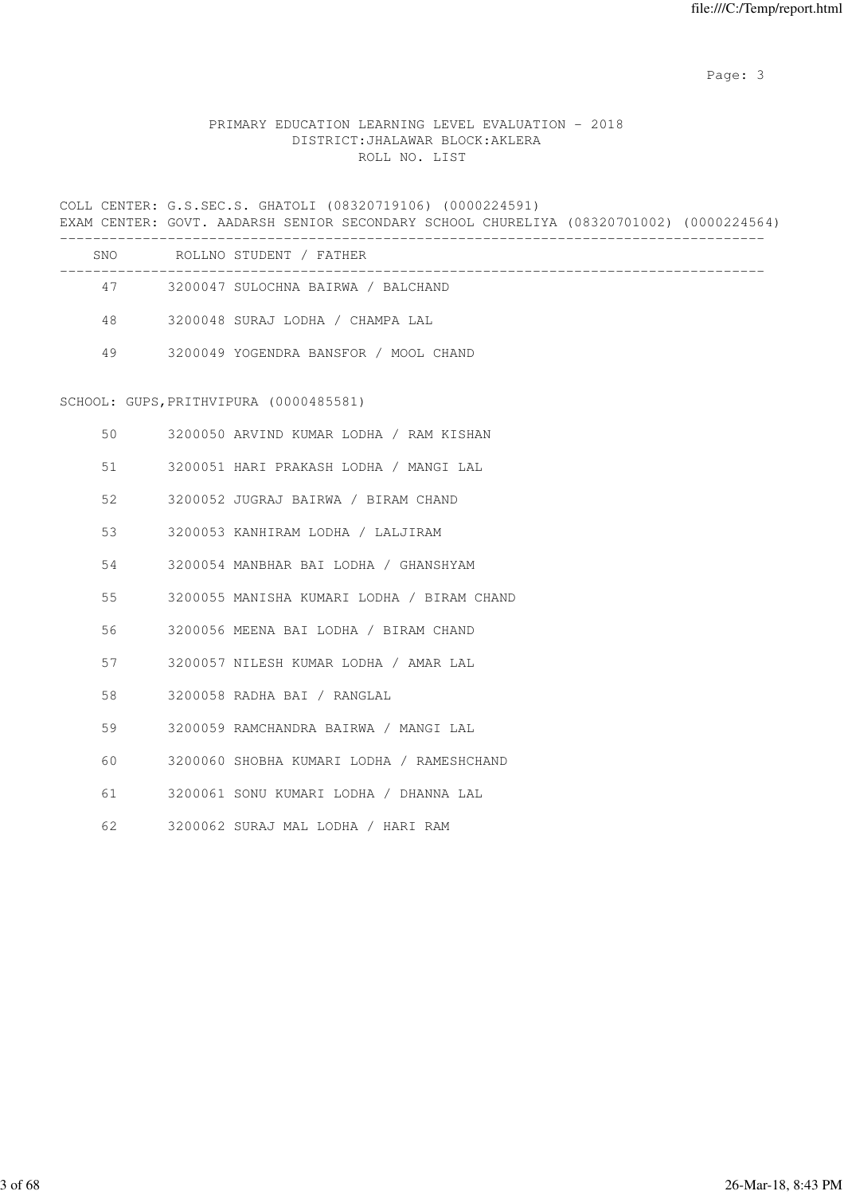PRIMARY EDUCATION LEARNING LEVEL EVALUATION - 2018
DISTRICT:JHALAWAR BLOCK:AKLERA
ROLL NO. LIST

COLL CENTER: G.S.SEC.S. GHATOLI (08320719106) (0000224591)
EXAM CENTER: GOVT. AADARSH SENIOR SECONDARY SCHOOL CHURELIYA (08320701002) (0000224564)

| SNO | ROLLNO | STUDENT / FATHER |
|---|---|---|
| 47 | 3200047 | SULOCHNA BAIRWA / BALCHAND |
| 48 | 3200048 | SURAJ LODHA / CHAMPA LAL |
| 49 | 3200049 | YOGENDRA BANSFOR / MOOL CHAND |

SCHOOL: GUPS,PRITHVIPURA (0000485581)

| SNO | ROLLNO | STUDENT / FATHER |
|---|---|---|
| 50 | 3200050 | ARVIND KUMAR LODHA / RAM KISHAN |
| 51 | 3200051 | HARI PRAKASH LODHA / MANGI LAL |
| 52 | 3200052 | JUGRAJ BAIRWA / BIRAM CHAND |
| 53 | 3200053 | KANHIRAM LODHA / LALJIRAM |
| 54 | 3200054 | MANBHAR BAI LODHA / GHANSHYAM |
| 55 | 3200055 | MANISHA KUMARI LODHA / BIRAM CHAND |
| 56 | 3200056 | MEENA BAI LODHA / BIRAM CHAND |
| 57 | 3200057 | NILESH KUMAR LODHA / AMAR LAL |
| 58 | 3200058 | RADHA BAI / RANGLAL |
| 59 | 3200059 | RAMCHANDRA BAIRWA / MANGI LAL |
| 60 | 3200060 | SHOBHA KUMARI LODHA / RAMESHCHAND |
| 61 | 3200061 | SONU KUMARI LODHA / DHANNA LAL |
| 62 | 3200062 | SURAJ MAL LODHA / HARI RAM |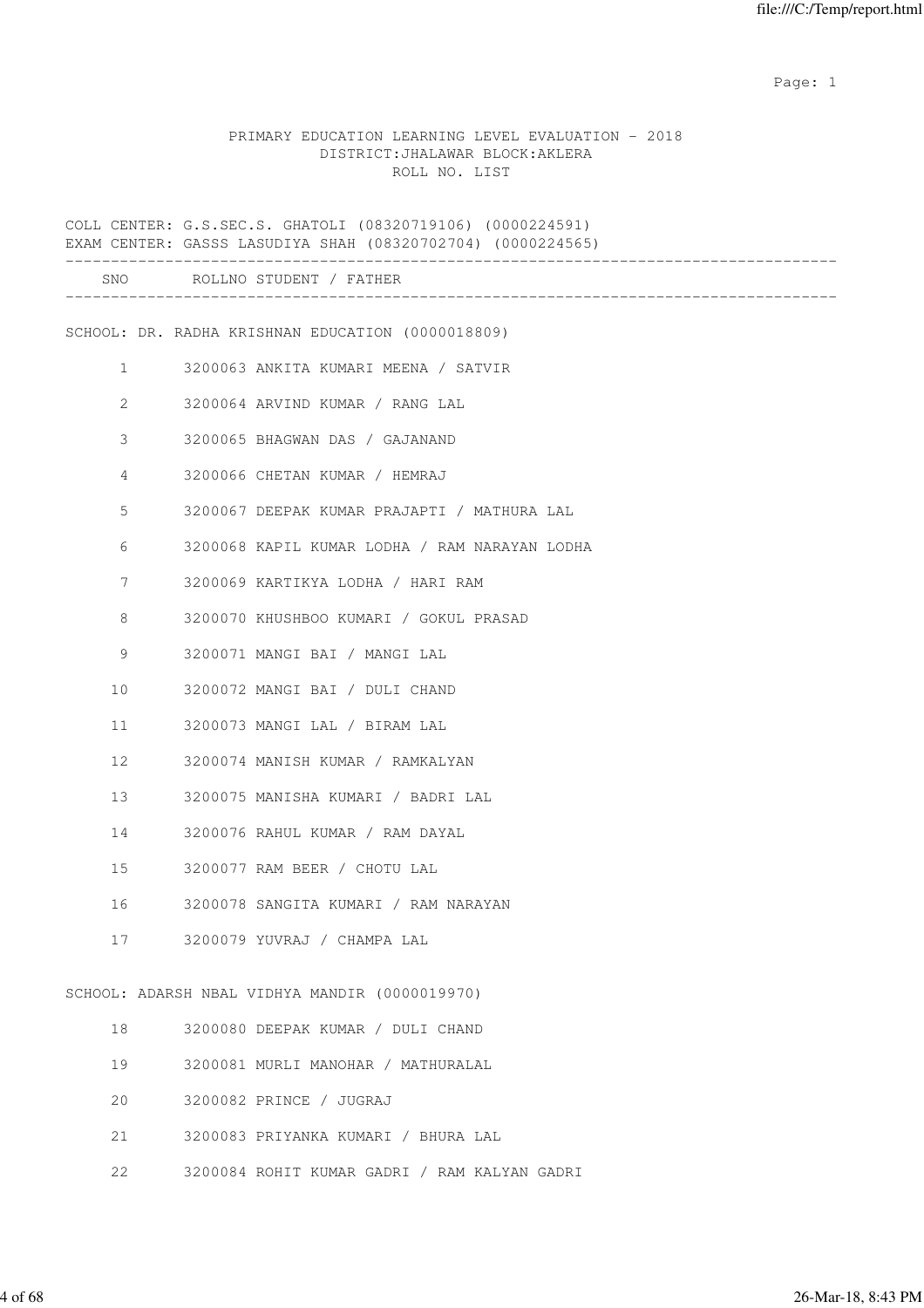PRIMARY EDUCATION LEARNING LEVEL EVALUATION - 2018
DISTRICT:JHALAWAR BLOCK:AKLERA
ROLL NO. LIST

COLL CENTER: G.S.SEC.S. GHATOLI (08320719106) (0000224591)
EXAM CENTER: GASSS LASUDIYA SHAH (08320702704) (0000224565)

| SNO | ROLLNO | STUDENT / FATHER |
|---|---|---|
| **SCHOOL: DR. RADHA KRISHNAN EDUCATION (0000018809)** | | |
| 1 | 3200063 | ANKITA KUMARI MEENA / SATVIR |
| 2 | 3200064 | ARVIND KUMAR / RANG LAL |
| 3 | 3200065 | BHAGWAN DAS / GAJANAND |
| 4 | 3200066 | CHETAN KUMAR / HEMRAJ |
| 5 | 3200067 | DEEPAK KUMAR PRAJAPTI / MATHURA LAL |
| 6 | 3200068 | KAPIL KUMAR LODHA / RAM NARAYAN LODHA |
| 7 | 3200069 | KARTIKYA LODHA / HARI RAM |
| 8 | 3200070 | KHUSHBOO KUMARI / GOKUL PRASAD |
| 9 | 3200071 | MANGI BAI / MANGI LAL |
| 10 | 3200072 | MANGI BAI / DULI CHAND |
| 11 | 3200073 | MANGI LAL / BIRAM LAL |
| 12 | 3200074 | MANISH KUMAR / RAMKALYAN |
| 13 | 3200075 | MANISHA KUMARI / BADRI LAL |
| 14 | 3200076 | RAHUL KUMAR / RAM DAYAL |
| 15 | 3200077 | RAM BEER / CHOTU LAL |
| 16 | 3200078 | SANGITA KUMARI / RAM NARAYAN |
| 17 | 3200079 | YUVRAJ / CHAMPA LAL |
| **SCHOOL: ADARSH NBAL VIDHYA MANDIR (0000019970)** | | |
| 18 | 3200080 | DEEPAK KUMAR / DULI CHAND |
| 19 | 3200081 | MURLI MANOHAR / MATHURALAL |
| 20 | 3200082 | PRINCE / JUGRAJ |
| 21 | 3200083 | PRIYANKA KUMARI / BHURA LAL |
| 22 | 3200084 | ROHIT KUMAR GADRI / RAM KALYAN GADRI |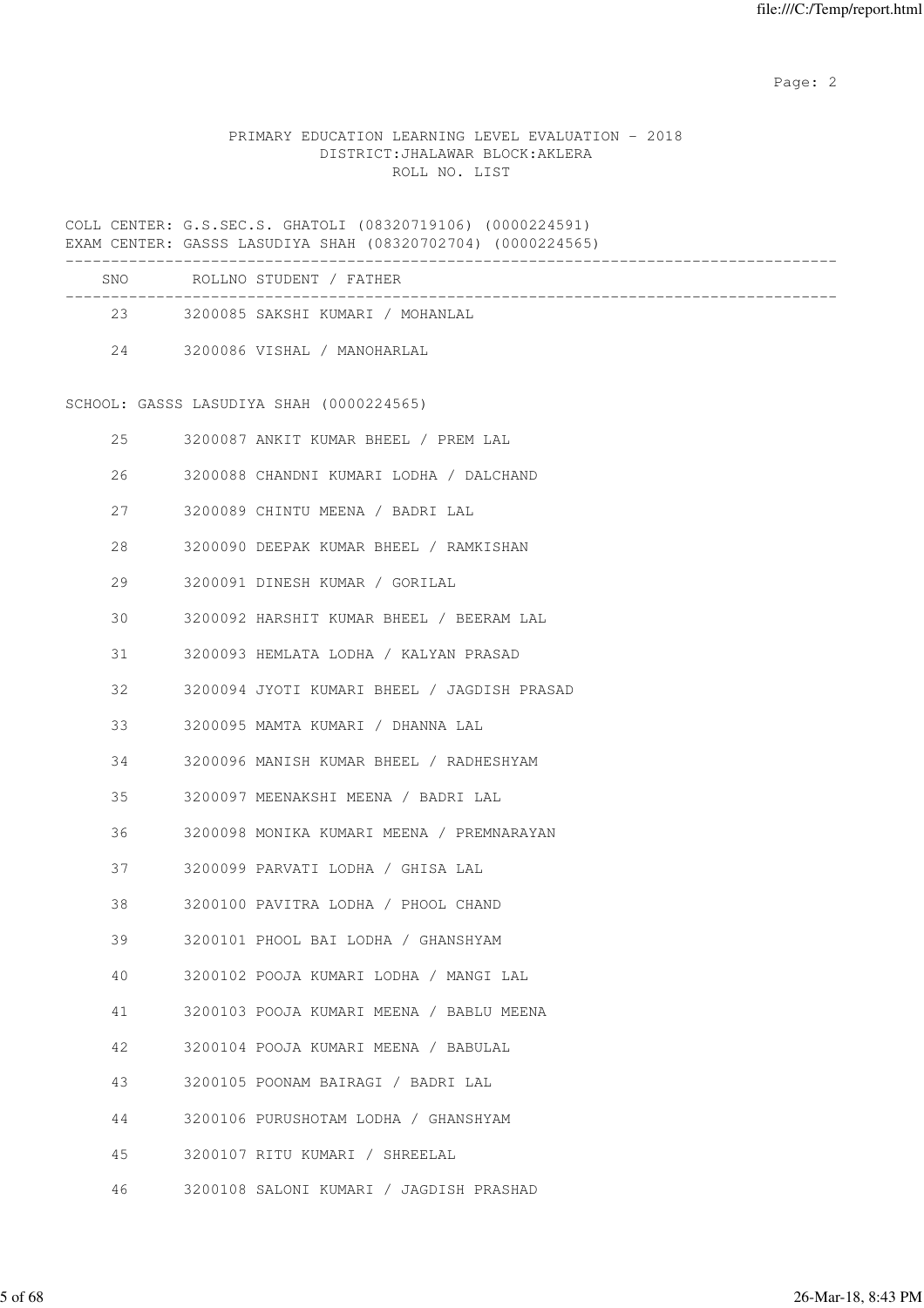PRIMARY EDUCATION LEARNING LEVEL EVALUATION - 2018
DISTRICT:JHALAWAR BLOCK:AKLERA
ROLL NO. LIST

COLL CENTER: G.S.SEC.S. GHATOLI (08320719106) (0000224591)
EXAM CENTER: GASSS LASUDIYA SHAH (08320702704) (0000224565)

| SNO | ROLLNO | STUDENT / FATHER |
|---|---|---|
| 23 | 3200085 | SAKSHI KUMARI / MOHANLAL |
| 24 | 3200086 | VISHAL / MANOHARLAL |

SCHOOL: GASSS LASUDIYA SHAH (0000224565)

| SNO | ROLLNO | STUDENT / FATHER |
|---|---|---|
| 25 | 3200087 | ANKIT KUMAR BHEEL / PREM LAL |
| 26 | 3200088 | CHANDNI KUMARI LODHA / DALCHAND |
| 27 | 3200089 | CHINTU MEENA / BADRI LAL |
| 28 | 3200090 | DEEPAK KUMAR BHEEL / RAMKISHAN |
| 29 | 3200091 | DINESH KUMAR / GORILAL |
| 30 | 3200092 | HARSHIT KUMAR BHEEL / BEERAM LAL |
| 31 | 3200093 | HEMLATA LODHA / KALYAN PRASAD |
| 32 | 3200094 | JYOTI KUMARI BHEEL / JAGDISH PRASAD |
| 33 | 3200095 | MAMTA KUMARI / DHANNA LAL |
| 34 | 3200096 | MANISH KUMAR BHEEL / RADHESHYAM |
| 35 | 3200097 | MEENAKSHI MEENA / BADRI LAL |
| 36 | 3200098 | MONIKA KUMARI MEENA / PREMNARAYAN |
| 37 | 3200099 | PARVATI LODHA / GHISA LAL |
| 38 | 3200100 | PAVITRA LODHA / PHOOL CHAND |
| 39 | 3200101 | PHOOL BAI LODHA / GHANSHYAM |
| 40 | 3200102 | POOJA KUMARI LODHA / MANGI LAL |
| 41 | 3200103 | POOJA KUMARI MEENA / BABLU MEENA |
| 42 | 3200104 | POOJA KUMARI MEENA / BABULAL |
| 43 | 3200105 | POONAM BAIRAGI / BADRI LAL |
| 44 | 3200106 | PURUSHOTAM LODHA / GHANSHYAM |
| 45 | 3200107 | RITU KUMARI / SHREELAL |
| 46 | 3200108 | SALONI KUMARI / JAGDISH PRASHAD |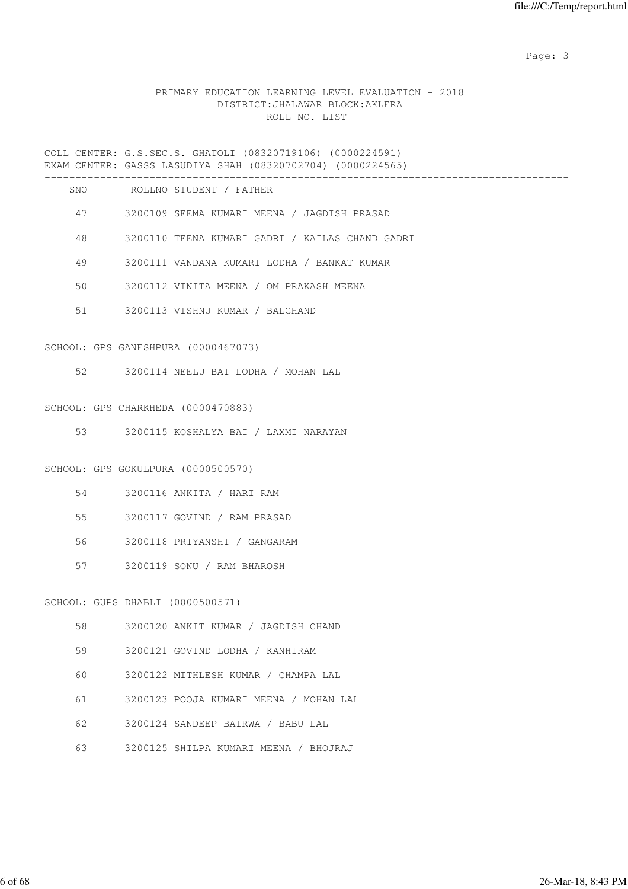PRIMARY EDUCATION LEARNING LEVEL EVALUATION - 2018
DISTRICT:JHALAWAR BLOCK:AKLERA
ROLL NO. LIST

COLL CENTER: G.S.SEC.S. GHATOLI (08320719106) (0000224591)
EXAM CENTER: GASSS LASUDIYA SHAH (08320702704) (0000224565)

| SNO | ROLLNO | STUDENT / FATHER |
|---|---|---|
| 47 | 3200109 | SEEMA KUMARI MEENA / JAGDISH PRASAD |
| 48 | 3200110 | TEENA KUMARI GADRI / KAILAS CHAND GADRI |
| 49 | 3200111 | VANDANA KUMARI LODHA / BANKAT KUMAR |
| 50 | 3200112 | VINITA MEENA / OM PRAKASH MEENA |
| 51 | 3200113 | VISHNU KUMAR / BALCHAND |

SCHOOL: GPS GANESHPURA (0000467073)

| SNO | ROLLNO | STUDENT / FATHER |
|---|---|---|
| 52 | 3200114 | NEELU BAI LODHA / MOHAN LAL |

SCHOOL: GPS CHARKHEDA (0000470883)

| SNO | ROLLNO | STUDENT / FATHER |
|---|---|---|
| 53 | 3200115 | KOSHALYA BAI / LAXMI NARAYAN |

SCHOOL: GPS GOKULPURA (0000500570)

| SNO | ROLLNO | STUDENT / FATHER |
|---|---|---|
| 54 | 3200116 | ANKITA / HARI RAM |
| 55 | 3200117 | GOVIND / RAM PRASAD |
| 56 | 3200118 | PRIYANSHI / GANGARAM |
| 57 | 3200119 | SONU / RAM BHAROSH |

SCHOOL: GUPS DHABLI (0000500571)

| SNO | ROLLNO | STUDENT / FATHER |
|---|---|---|
| 58 | 3200120 | ANKIT KUMAR / JAGDISH CHAND |
| 59 | 3200121 | GOVIND LODHA / KANHIRAM |
| 60 | 3200122 | MITHLESH KUMAR / CHAMPA LAL |
| 61 | 3200123 | POOJA KUMARI MEENA / MOHAN LAL |
| 62 | 3200124 | SANDEEP BAIRWA / BABU LAL |
| 63 | 3200125 | SHILPA KUMARI MEENA / BHOJRAJ |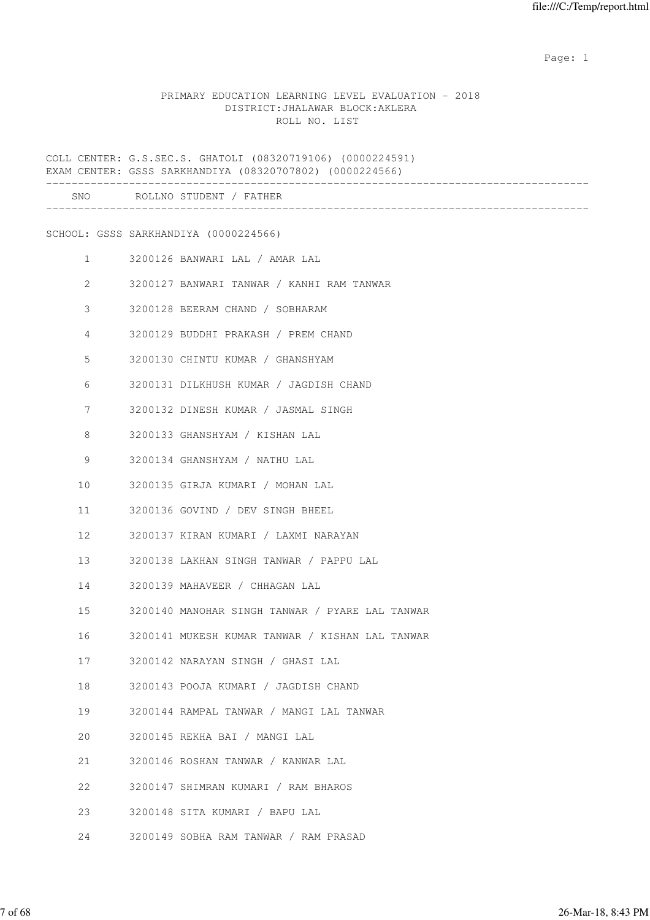PRIMARY EDUCATION LEARNING LEVEL EVALUATION - 2018
DISTRICT:JHALAWAR BLOCK:AKLERA
ROLL NO. LIST

COLL CENTER: G.S.SEC.S. GHATOLI (08320719106) (0000224591)
EXAM CENTER: GSSS SARKHANDIYA (08320707802) (0000224566)

| SNO | ROLLNO | STUDENT / FATHER |
|---|---|---|

SCHOOL: GSSS SARKHANDIYA (0000224566)

| SNO | ROLLNO | STUDENT / FATHER |
|---|---|---|
| 1 | 3200126 | BANWARI LAL / AMAR LAL |
| 2 | 3200127 | BANWARI TANWAR / KANHI RAM TANWAR |
| 3 | 3200128 | BEERAM CHAND / SOBHARAM |
| 4 | 3200129 | BUDDHI PRAKASH / PREM CHAND |
| 5 | 3200130 | CHINTU KUMAR / GHANSHYAM |
| 6 | 3200131 | DILKHUSH KUMAR / JAGDISH CHAND |
| 7 | 3200132 | DINESH KUMAR / JASMAL SINGH |
| 8 | 3200133 | GHANSHYAM / KISHAN LAL |
| 9 | 3200134 | GHANSHYAM / NATHU LAL |
| 10 | 3200135 | GIRJA KUMARI / MOHAN LAL |
| 11 | 3200136 | GOVIND / DEV SINGH BHEEL |
| 12 | 3200137 | KIRAN KUMARI / LAXMI NARAYAN |
| 13 | 3200138 | LAKHAN SINGH TANWAR / PAPPU LAL |
| 14 | 3200139 | MAHAVEER / CHHAGAN LAL |
| 15 | 3200140 | MANOHAR SINGH TANWAR / PYARE LAL TANWAR |
| 16 | 3200141 | MUKESH KUMAR TANWAR / KISHAN LAL TANWAR |
| 17 | 3200142 | NARAYAN SINGH / GHASI LAL |
| 18 | 3200143 | POOJA KUMARI / JAGDISH CHAND |
| 19 | 3200144 | RAMPAL TANWAR / MANGI LAL TANWAR |
| 20 | 3200145 | REKHA BAI / MANGI LAL |
| 21 | 3200146 | ROSHAN TANWAR / KANWAR LAL |
| 22 | 3200147 | SHIMRAN KUMARI / RAM BHAROS |
| 23 | 3200148 | SITA KUMARI / BAPU LAL |
| 24 | 3200149 | SOBHA RAM TANWAR / RAM PRASAD |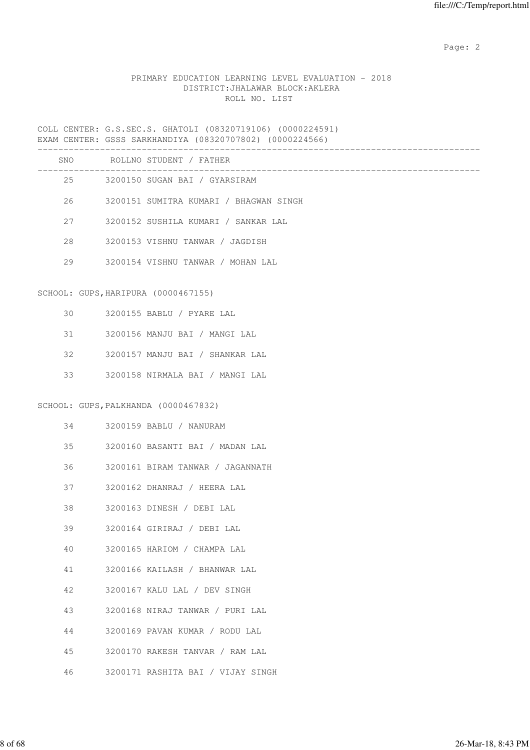PRIMARY EDUCATION LEARNING LEVEL EVALUATION - 2018
DISTRICT:JHALAWAR BLOCK:AKLERA
ROLL NO. LIST

COLL CENTER: G.S.SEC.S. GHATOLI (08320719106) (0000224591)
EXAM CENTER: GSSS SARKHANDIYA (08320707802) (0000224566)

| SNO | ROLLNO | STUDENT / FATHER |
|---|---|---|
| 25 | 3200150 | SUGAN BAI / GYARSIRAM |
| 26 | 3200151 | SUMITRA KUMARI / BHAGWAN SINGH |
| 27 | 3200152 | SUSHILA KUMARI / SANKAR LAL |
| 28 | 3200153 | VISHNU TANWAR / JAGDISH |
| 29 | 3200154 | VISHNU TANWAR / MOHAN LAL |

SCHOOL: GUPS,HARIPURA (0000467155)

| SNO | ROLLNO | STUDENT / FATHER |
|---|---|---|
| 30 | 3200155 | BABLU / PYARE LAL |
| 31 | 3200156 | MANJU BAI / MANGI LAL |
| 32 | 3200157 | MANJU BAI / SHANKAR LAL |
| 33 | 3200158 | NIRMALA BAI / MANGI LAL |

SCHOOL: GUPS,PALKHANDA (0000467832)

| SNO | ROLLNO | STUDENT / FATHER |
|---|---|---|
| 34 | 3200159 | BABLU / NANURAM |
| 35 | 3200160 | BASANTI BAI / MADAN LAL |
| 36 | 3200161 | BIRAM TANWAR / JAGANNATH |
| 37 | 3200162 | DHANRAJ / HEERA LAL |
| 38 | 3200163 | DINESH / DEBI LAL |
| 39 | 3200164 | GIRIRAJ / DEBI LAL |
| 40 | 3200165 | HARIOM / CHAMPA LAL |
| 41 | 3200166 | KAILASH / BHANWAR LAL |
| 42 | 3200167 | KALU LAL / DEV SINGH |
| 43 | 3200168 | NIRAJ TANWAR / PURI LAL |
| 44 | 3200169 | PAVAN KUMAR / RODU LAL |
| 45 | 3200170 | RAKESH TANVAR / RAM LAL |
| 46 | 3200171 | RASHITA BAI / VIJAY SINGH |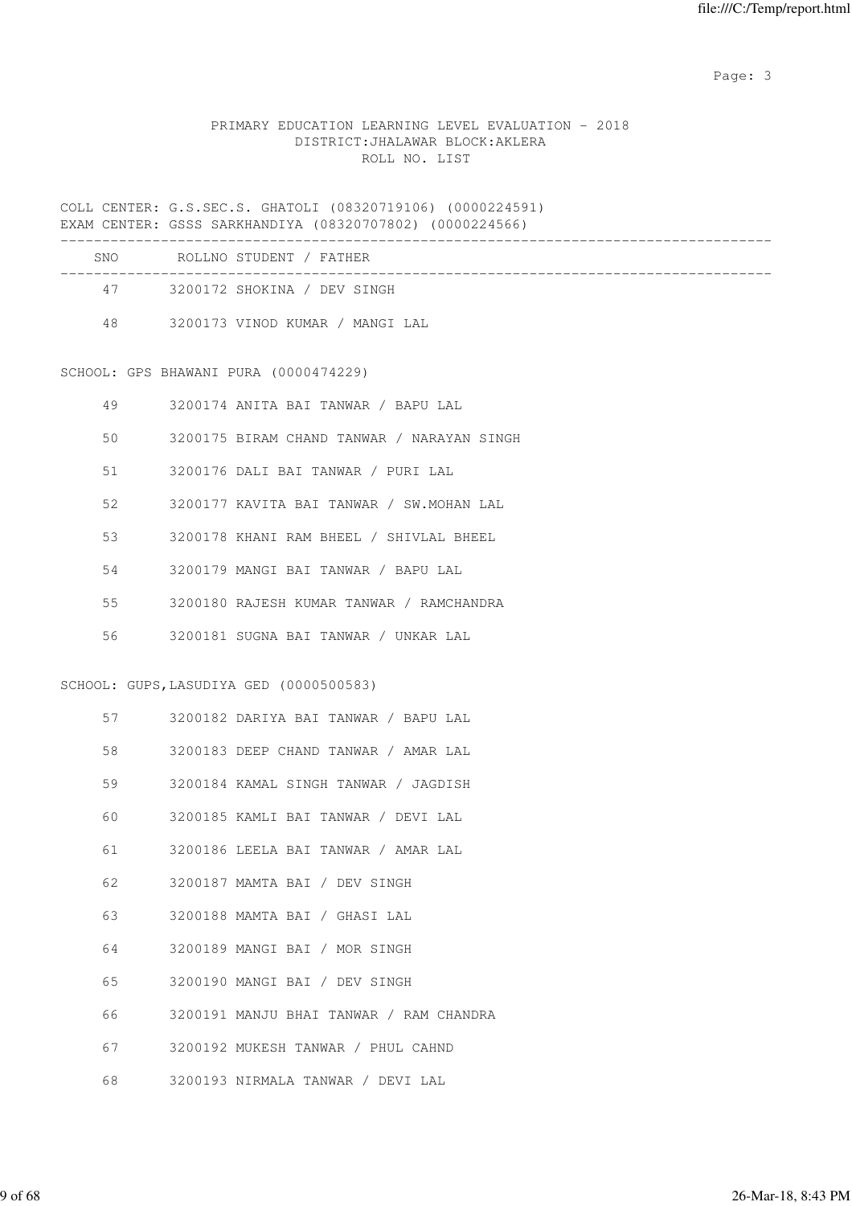PRIMARY EDUCATION LEARNING LEVEL EVALUATION - 2018
DISTRICT:JHALAWAR BLOCK:AKLERA
ROLL NO. LIST

COLL CENTER: G.S.SEC.S. GHATOLI (08320719106) (0000224591)
EXAM CENTER: GSSS SARKHANDIYA (08320707802) (0000224566)

| SNO | ROLLNO | STUDENT / FATHER |
|---|---|---|
| 47 | 3200172 | SHOKINA / DEV SINGH |
| 48 | 3200173 | VINOD KUMAR / MANGI LAL |

SCHOOL: GPS BHAWANI PURA (0000474229)

| SNO | ROLLNO | STUDENT / FATHER |
|---|---|---|
| 49 | 3200174 | ANITA BAI TANWAR / BAPU LAL |
| 50 | 3200175 | BIRAM CHAND TANWAR / NARAYAN SINGH |
| 51 | 3200176 | DALI BAI TANWAR / PURI LAL |
| 52 | 3200177 | KAVITA BAI TANWAR / SW.MOHAN LAL |
| 53 | 3200178 | KHANI RAM BHEEL / SHIVLAL BHEEL |
| 54 | 3200179 | MANGI BAI TANWAR / BAPU LAL |
| 55 | 3200180 | RAJESH KUMAR TANWAR / RAMCHANDRA |
| 56 | 3200181 | SUGNA BAI TANWAR / UNKAR LAL |

SCHOOL: GUPS,LASUDIYA GED (0000500583)

| SNO | ROLLNO | STUDENT / FATHER |
|---|---|---|
| 57 | 3200182 | DARIYA BAI TANWAR / BAPU LAL |
| 58 | 3200183 | DEEP CHAND TANWAR / AMAR LAL |
| 59 | 3200184 | KAMAL SINGH TANWAR / JAGDISH |
| 60 | 3200185 | KAMLI BAI TANWAR / DEVI LAL |
| 61 | 3200186 | LEELA BAI TANWAR / AMAR LAL |
| 62 | 3200187 | MAMTA BAI / DEV SINGH |
| 63 | 3200188 | MAMTA BAI / GHASI LAL |
| 64 | 3200189 | MANGI BAI / MOR SINGH |
| 65 | 3200190 | MANGI BAI / DEV SINGH |
| 66 | 3200191 | MANJU BHAI TANWAR / RAM CHANDRA |
| 67 | 3200192 | MUKESH TANWAR / PHUL CAHND |
| 68 | 3200193 | NIRMALA TANWAR / DEVI LAL |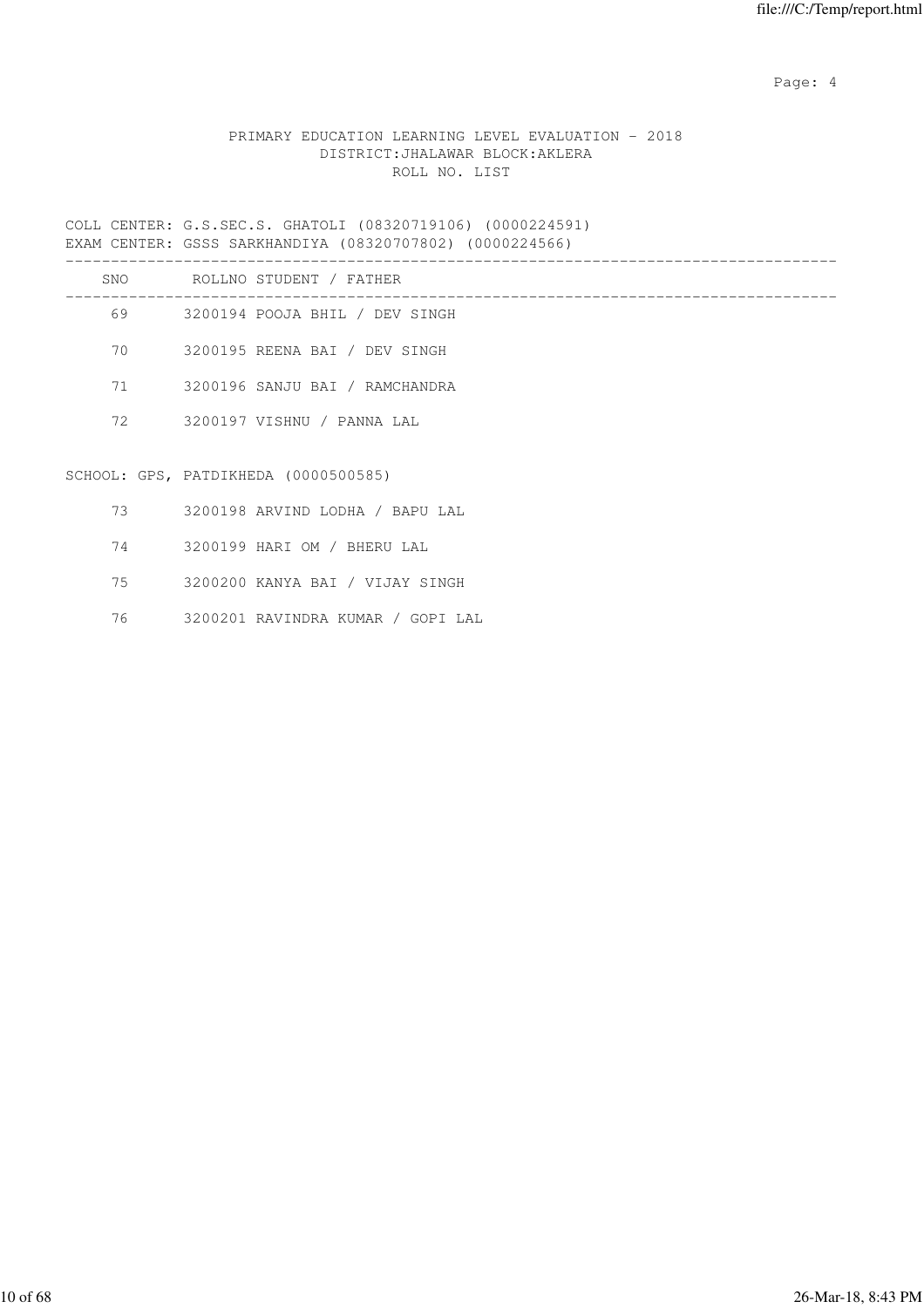PRIMARY EDUCATION LEARNING LEVEL EVALUATION - 2018
DISTRICT:JHALAWAR BLOCK:AKLERA
ROLL NO. LIST

COLL CENTER: G.S.SEC.S. GHATOLI (08320719106) (0000224591)
EXAM CENTER: GSSS SARKHANDIYA (08320707802) (0000224566)

| SNO | ROLLNO | STUDENT / FATHER |
|---|---|---|
| 69 | 3200194 | POOJA BHIL / DEV SINGH |
| 70 | 3200195 | REENA BAI / DEV SINGH |
| 71 | 3200196 | SANJU BAI / RAMCHANDRA |
| 72 | 3200197 | VISHNU / PANNA LAL |

SCHOOL: GPS, PATDIKHEDA (0000500585)

| SNO | ROLLNO | STUDENT / FATHER |
|---|---|---|
| 73 | 3200198 | ARVIND LODHA / BAPU LAL |
| 74 | 3200199 | HARI OM / BHERU LAL |
| 75 | 3200200 | KANYA BAI / VIJAY SINGH |
| 76 | 3200201 | RAVINDRA KUMAR / GOPI LAL |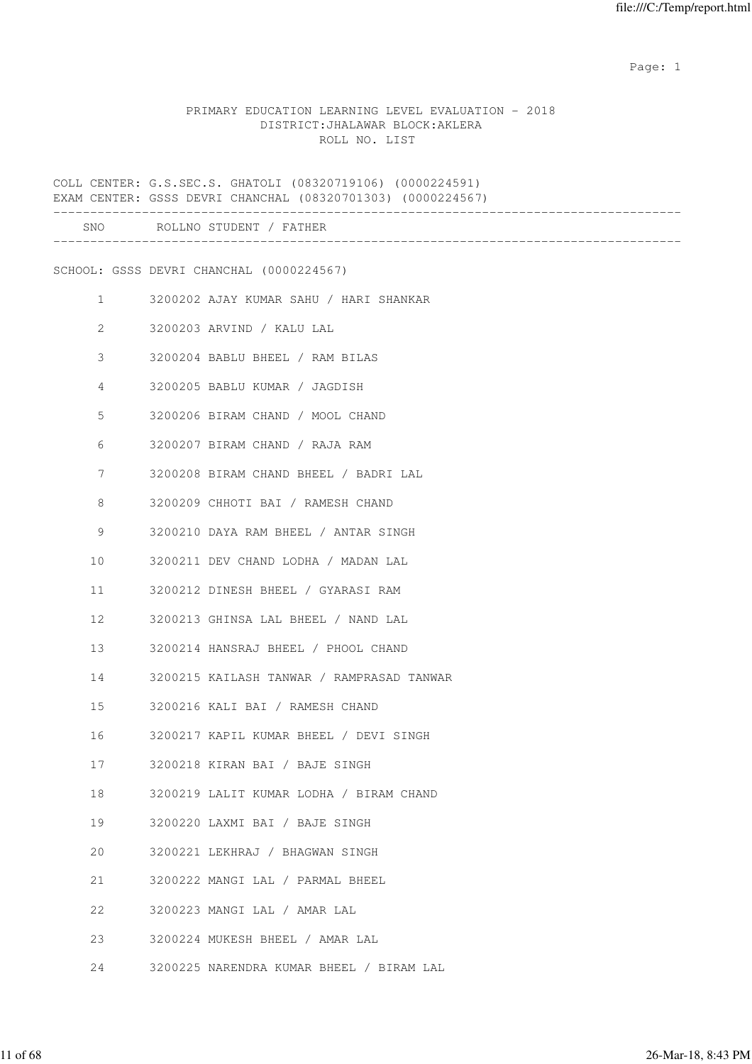# PRIMARY EDUCATION LEARNING LEVEL EVALUATION - 2018

DISTRICT:JHALAWAR BLOCK:AKLERA

ROLL NO. LIST

COLL CENTER: G.S.SEC.S. GHATOLI (08320719106) (0000224591)
EXAM CENTER: GSSS DEVRI CHANCHAL (08320701303) (0000224567)

SCHOOL: GSSS DEVRI CHANCHAL (0000224567)

| SNO | ROLLNO | STUDENT / FATHER |
|---|---|---|
| 1 | 3200202 | AJAY KUMAR SAHU / HARI SHANKAR |
| 2 | 3200203 | ARVIND / KALU LAL |
| 3 | 3200204 | BABLU BHEEL / RAM BILAS |
| 4 | 3200205 | BABLU KUMAR / JAGDISH |
| 5 | 3200206 | BIRAM CHAND / MOOL CHAND |
| 6 | 3200207 | BIRAM CHAND / RAJA RAM |
| 7 | 3200208 | BIRAM CHAND BHEEL / BADRI LAL |
| 8 | 3200209 | CHHOTI BAI / RAMESH CHAND |
| 9 | 3200210 | DAYA RAM BHEEL / ANTAR SINGH |
| 10 | 3200211 | DEV CHAND LODHA / MADAN LAL |
| 11 | 3200212 | DINESH BHEEL / GYARASI RAM |
| 12 | 3200213 | GHINSA LAL BHEEL / NAND LAL |
| 13 | 3200214 | HANSRAJ BHEEL / PHOOL CHAND |
| 14 | 3200215 | KAILASH TANWAR / RAMPRASAD TANWAR |
| 15 | 3200216 | KALI BAI / RAMESH CHAND |
| 16 | 3200217 | KAPIL KUMAR BHEEL / DEVI SINGH |
| 17 | 3200218 | KIRAN BAI / BAJE SINGH |
| 18 | 3200219 | LALIT KUMAR LODHA / BIRAM CHAND |
| 19 | 3200220 | LAXMI BAI / BAJE SINGH |
| 20 | 3200221 | LEKHRAJ / BHAGWAN SINGH |
| 21 | 3200222 | MANGI LAL / PARMAL BHEEL |
| 22 | 3200223 | MANGI LAL / AMAR LAL |
| 23 | 3200224 | MUKESH BHEEL / AMAR LAL |
| 24 | 3200225 | NARENDRA KUMAR BHEEL / BIRAM LAL |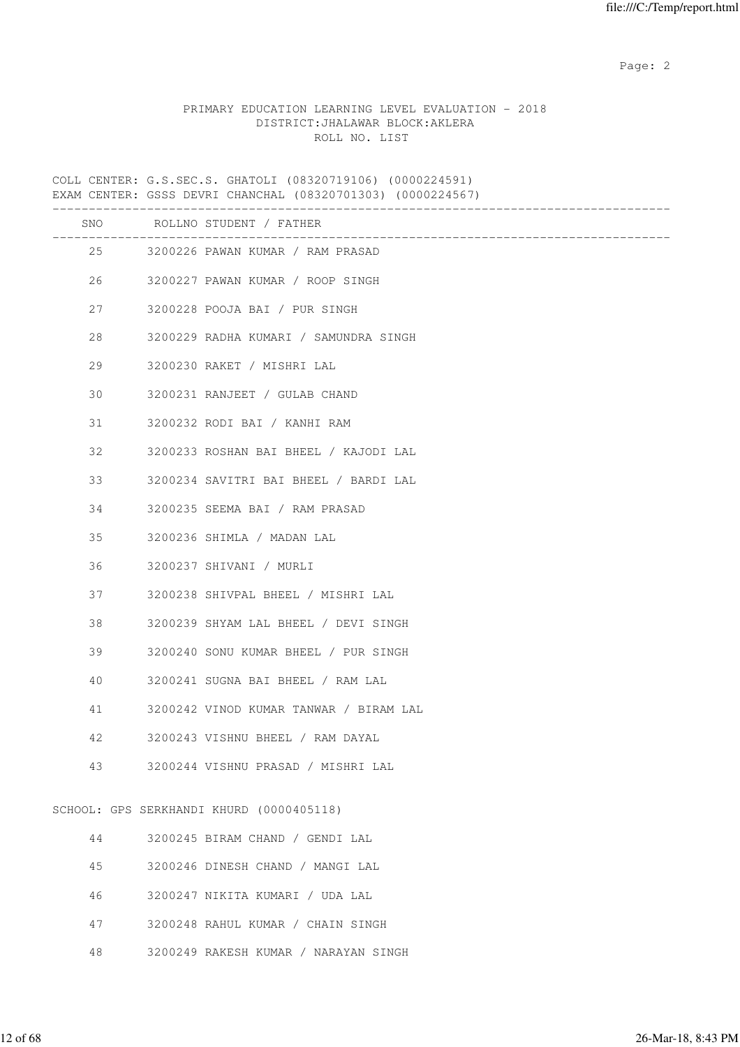PRIMARY EDUCATION LEARNING LEVEL EVALUATION - 2018
DISTRICT:JHALAWAR BLOCK:AKLERA
ROLL NO. LIST

COLL CENTER: G.S.SEC.S. GHATOLI (08320719106) (0000224591)
EXAM CENTER: GSSS DEVRI CHANCHAL (08320701303) (0000224567)

| SNO | ROLLNO | STUDENT / FATHER |
|---|---|---|
| 25 | 3200226 | PAWAN KUMAR / RAM PRASAD |
| 26 | 3200227 | PAWAN KUMAR / ROOP SINGH |
| 27 | 3200228 | POOJA BAI / PUR SINGH |
| 28 | 3200229 | RADHA KUMARI / SAMUNDRA SINGH |
| 29 | 3200230 | RAKET / MISHRI LAL |
| 30 | 3200231 | RANJEET / GULAB CHAND |
| 31 | 3200232 | RODI BAI / KANHI RAM |
| 32 | 3200233 | ROSHAN BAI BHEEL / KAJODI LAL |
| 33 | 3200234 | SAVITRI BAI BHEEL / BARDI LAL |
| 34 | 3200235 | SEEMA BAI / RAM PRASAD |
| 35 | 3200236 | SHIMLA / MADAN LAL |
| 36 | 3200237 | SHIVANI / MURLI |
| 37 | 3200238 | SHIVPAL BHEEL / MISHRI LAL |
| 38 | 3200239 | SHYAM LAL BHEEL / DEVI SINGH |
| 39 | 3200240 | SONU KUMAR BHEEL / PUR SINGH |
| 40 | 3200241 | SUGNA BAI BHEEL / RAM LAL |
| 41 | 3200242 | VINOD KUMAR TANWAR / BIRAM LAL |
| 42 | 3200243 | VISHNU BHEEL / RAM DAYAL |
| 43 | 3200244 | VISHNU PRASAD / MISHRI LAL |

SCHOOL: GPS SERKHANDI KHURD (0000405118)

| SNO | ROLLNO | STUDENT / FATHER |
|---|---|---|
| 44 | 3200245 | BIRAM CHAND / GENDI LAL |
| 45 | 3200246 | DINESH CHAND / MANGI LAL |
| 46 | 3200247 | NIKITA KUMARI / UDA LAL |
| 47 | 3200248 | RAHUL KUMAR / CHAIN SINGH |
| 48 | 3200249 | RAKESH KUMAR / NARAYAN SINGH |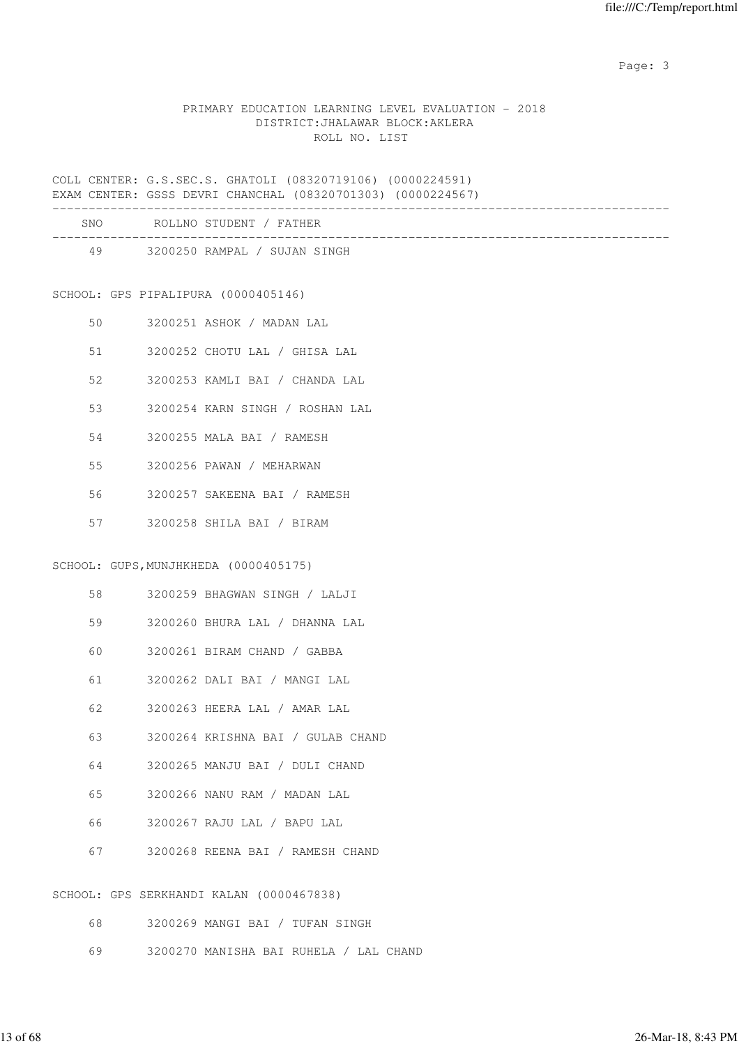PRIMARY EDUCATION LEARNING LEVEL EVALUATION - 2018
DISTRICT:JHALAWAR BLOCK:AKLERA
ROLL NO. LIST

COLL CENTER: G.S.SEC.S. GHATOLI (08320719106) (0000224591)
EXAM CENTER: GSSS DEVRI CHANCHAL (08320701303) (0000224567)

| SNO | ROLLNO STUDENT / FATHER |
|---|---|
| 49 | 3200250 RAMPAL / SUJAN SINGH |

SCHOOL: GPS PIPALIPURA (0000405146)

| SNO | ROLLNO STUDENT / FATHER |
|---|---|
| 50 | 3200251 ASHOK / MADAN LAL |
| 51 | 3200252 CHOTU LAL / GHISA LAL |
| 52 | 3200253 KAMLI BAI / CHANDA LAL |
| 53 | 3200254 KARN SINGH / ROSHAN LAL |
| 54 | 3200255 MALA BAI / RAMESH |
| 55 | 3200256 PAWAN / MEHARWAN |
| 56 | 3200257 SAKEENA BAI / RAMESH |
| 57 | 3200258 SHILA BAI / BIRAM |

SCHOOL: GUPS,MUNJHKHEDA (0000405175)

| SNO | ROLLNO STUDENT / FATHER |
|---|---|
| 58 | 3200259 BHAGWAN SINGH / LALJI |
| 59 | 3200260 BHURA LAL / DHANNA LAL |
| 60 | 3200261 BIRAM CHAND / GABBA |
| 61 | 3200262 DALI BAI / MANGI LAL |
| 62 | 3200263 HEERA LAL / AMAR LAL |
| 63 | 3200264 KRISHNA BAI / GULAB CHAND |
| 64 | 3200265 MANJU BAI / DULI CHAND |
| 65 | 3200266 NANU RAM / MADAN LAL |
| 66 | 3200267 RAJU LAL / BAPU LAL |
| 67 | 3200268 REENA BAI / RAMESH CHAND |

SCHOOL: GPS SERKHANDI KALAN (0000467838)

| SNO | ROLLNO STUDENT / FATHER |
|---|---|
| 68 | 3200269 MANGI BAI / TUFAN SINGH |
| 69 | 3200270 MANISHA BAI RUHELA / LAL CHAND |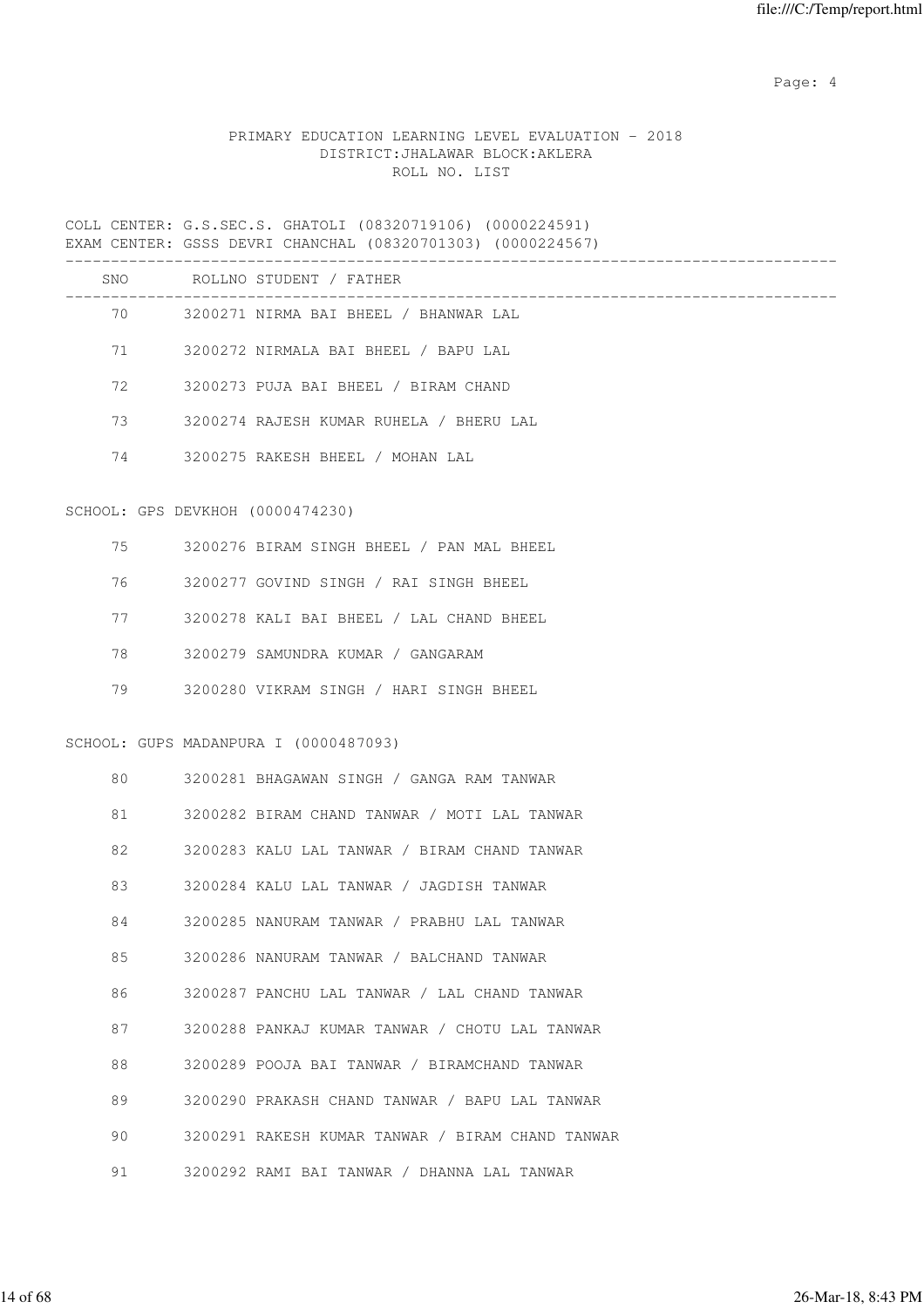PRIMARY EDUCATION LEARNING LEVEL EVALUATION - 2018
DISTRICT:JHALAWAR BLOCK:AKLERA
ROLL NO. LIST

COLL CENTER: G.S.SEC.S. GHATOLI (08320719106) (0000224591)
EXAM CENTER: GSSS DEVRI CHANCHAL (08320701303) (0000224567)

| SNO | ROLLNO | STUDENT / FATHER |
|---|---|---|
| 70 | 3200271 | NIRMA BAI BHEEL / BHANWAR LAL |
| 71 | 3200272 | NIRMALA BAI BHEEL / BAPU LAL |
| 72 | 3200273 | PUJA BAI BHEEL / BIRAM CHAND |
| 73 | 3200274 | RAJESH KUMAR RUHELA / BHERU LAL |
| 74 | 3200275 | RAKESH BHEEL / MOHAN LAL |

SCHOOL: GPS DEVKHOH (0000474230)

| SNO | ROLLNO | STUDENT / FATHER |
|---|---|---|
| 75 | 3200276 | BIRAM SINGH BHEEL / PAN MAL BHEEL |
| 76 | 3200277 | GOVIND SINGH / RAI SINGH BHEEL |
| 77 | 3200278 | KALI BAI BHEEL / LAL CHAND BHEEL |
| 78 | 3200279 | SAMUNDRA KUMAR / GANGARAM |
| 79 | 3200280 | VIKRAM SINGH / HARI SINGH BHEEL |

SCHOOL: GUPS MADANPURA I (0000487093)

| SNO | ROLLNO | STUDENT / FATHER |
|---|---|---|
| 80 | 3200281 | BHAGAWAN SINGH / GANGA RAM TANWAR |
| 81 | 3200282 | BIRAM CHAND TANWAR / MOTI LAL TANWAR |
| 82 | 3200283 | KALU LAL TANWAR / BIRAM CHAND TANWAR |
| 83 | 3200284 | KALU LAL TANWAR / JAGDISH TANWAR |
| 84 | 3200285 | NANURAM TANWAR / PRABHU LAL TANWAR |
| 85 | 3200286 | NANURAM TANWAR / BALCHAND TANWAR |
| 86 | 3200287 | PANCHU LAL TANWAR / LAL CHAND TANWAR |
| 87 | 3200288 | PANKAJ KUMAR TANWAR / CHOTU LAL TANWAR |
| 88 | 3200289 | POOJA BAI TANWAR / BIRAMCHAND TANWAR |
| 89 | 3200290 | PRAKASH CHAND TANWAR / BAPU LAL TANWAR |
| 90 | 3200291 | RAKESH KUMAR TANWAR / BIRAM CHAND TANWAR |
| 91 | 3200292 | RAMI BAI TANWAR / DHANNA LAL TANWAR |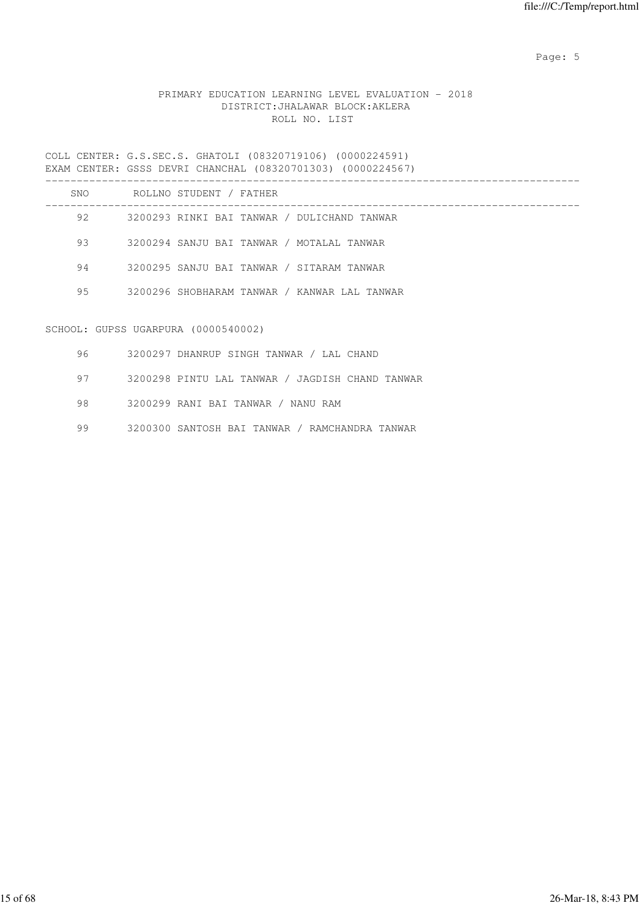PRIMARY EDUCATION LEARNING LEVEL EVALUATION - 2018
DISTRICT:JHALAWAR BLOCK:AKLERA
ROLL NO. LIST

COLL CENTER: G.S.SEC.S. GHATOLI (08320719106) (0000224591)
EXAM CENTER: GSSS DEVRI CHANCHAL (08320701303) (0000224567)

| SNO | ROLLNO | STUDENT / FATHER |
|---|---|---|
| 92 | 3200293 | RINKI BAI TANWAR / DULICHAND TANWAR |
| 93 | 3200294 | SANJU BAI TANWAR / MOTALAL TANWAR |
| 94 | 3200295 | SANJU BAI TANWAR / SITARAM TANWAR |
| 95 | 3200296 | SHOBHARAM TANWAR / KANWAR LAL TANWAR |

SCHOOL: GUPSS UGARPURA (0000540002)

| SNO | ROLLNO | STUDENT / FATHER |
|---|---|---|
| 96 | 3200297 | DHANRUP SINGH TANWAR / LAL CHAND |
| 97 | 3200298 | PINTU LAL TANWAR / JAGDISH CHAND TANWAR |
| 98 | 3200299 | RANI BAI TANWAR / NANU RAM |
| 99 | 3200300 | SANTOSH BAI TANWAR / RAMCHANDRA TANWAR |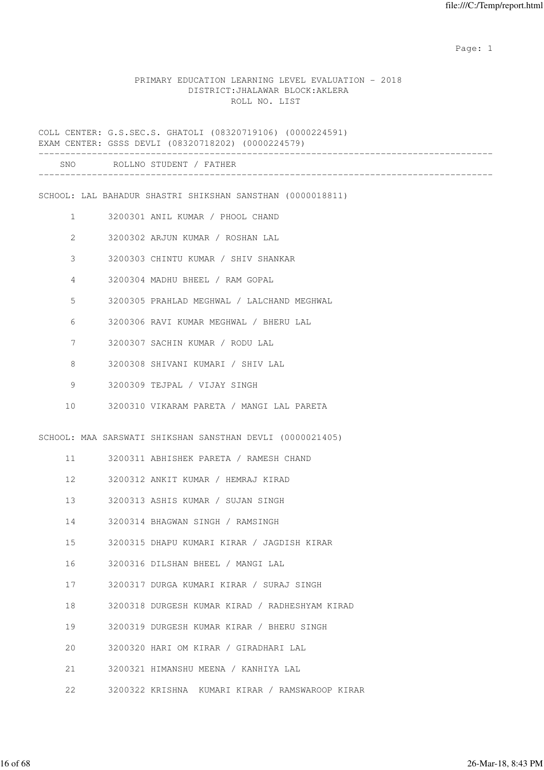PRIMARY EDUCATION LEARNING LEVEL EVALUATION - 2018
DISTRICT:JHALAWAR BLOCK:AKLERA
ROLL NO. LIST

COLL CENTER: G.S.SEC.S. GHATOLI (08320719106) (0000224591)
EXAM CENTER: GSSS DEVLI (08320718202) (0000224579)

| SNO | ROLLNO | STUDENT / FATHER |
|---|---|---|
| **SCHOOL: LAL BAHADUR SHASTRI SHIKSHAN SANSTHAN (0000018811)** | | |
| 1 | 3200301 | ANIL KUMAR / PHOOL CHAND |
| 2 | 3200302 | ARJUN KUMAR / ROSHAN LAL |
| 3 | 3200303 | CHINTU KUMAR / SHIV SHANKAR |
| 4 | 3200304 | MADHU BHEEL / RAM GOPAL |
| 5 | 3200305 | PRAHLAD MEGHWAL / LALCHAND MEGHWAL |
| 6 | 3200306 | RAVI KUMAR MEGHWAL / BHERU LAL |
| 7 | 3200307 | SACHIN KUMAR / RODU LAL |
| 8 | 3200308 | SHIVANI KUMARI / SHIV LAL |
| 9 | 3200309 | TEJPAL / VIJAY SINGH |
| 10 | 3200310 | VIKARAM PARETA / MANGI LAL PARETA |
| **SCHOOL: MAA SARSWATI SHIKSHAN SANSTHAN DEVLI (0000021405)** | | |
| 11 | 3200311 | ABHISHEK PARETA / RAMESH CHAND |
| 12 | 3200312 | ANKIT KUMAR / HEMRAJ KIRAD |
| 13 | 3200313 | ASHIS KUMAR / SUJAN SINGH |
| 14 | 3200314 | BHAGWAN SINGH / RAMSINGH |
| 15 | 3200315 | DHAPU KUMARI KIRAR / JAGDISH KIRAR |
| 16 | 3200316 | DILSHAN BHEEL / MANGI LAL |
| 17 | 3200317 | DURGA KUMARI KIRAR / SURAJ SINGH |
| 18 | 3200318 | DURGESH KUMAR KIRAD / RADHESHYAM KIRAD |
| 19 | 3200319 | DURGESH KUMAR KIRAR / BHERU SINGH |
| 20 | 3200320 | HARI OM KIRAR / GIRADHARI LAL |
| 21 | 3200321 | HIMANSHU MEENA / KANHIYA LAL |
| 22 | 3200322 | KRISHNA  KUMARI KIRAR / RAMSWAROOP KIRAR |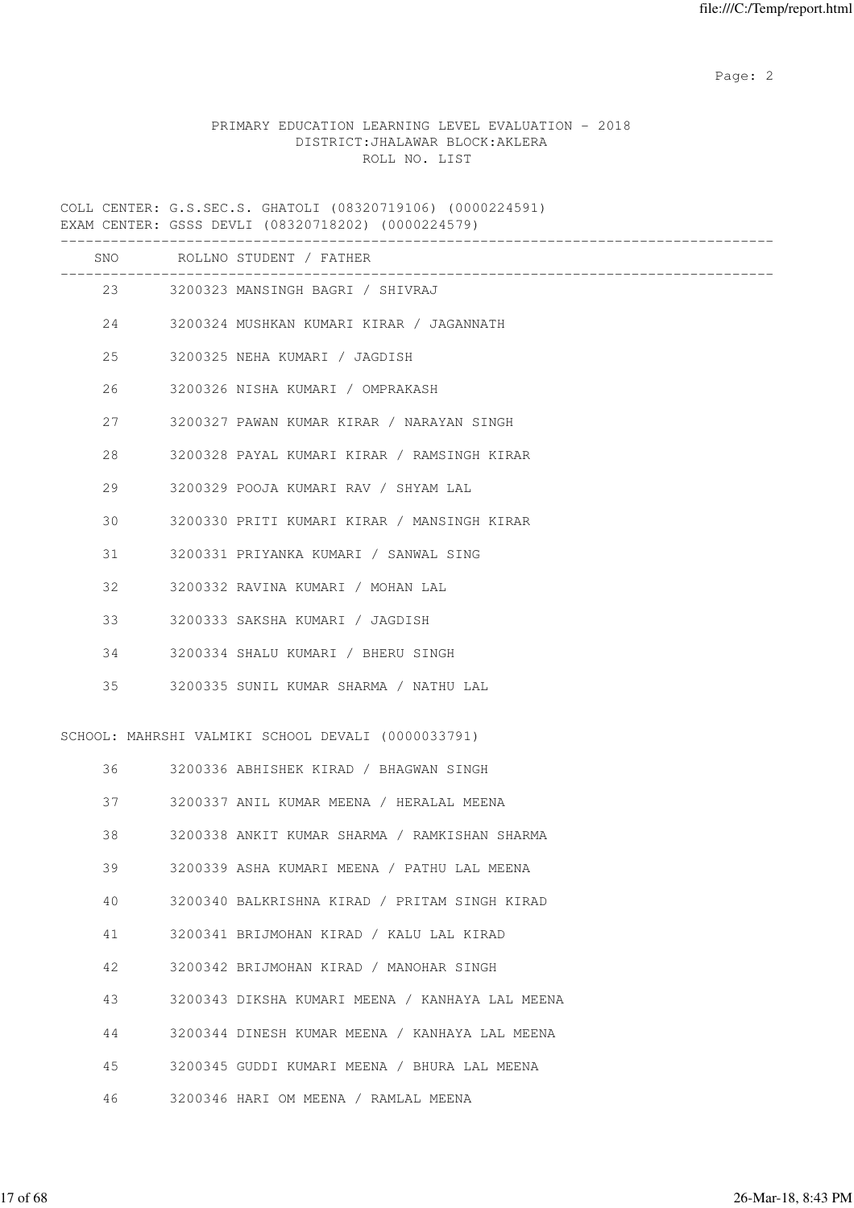PRIMARY EDUCATION LEARNING LEVEL EVALUATION - 2018
DISTRICT:JHALAWAR BLOCK:AKLERA
ROLL NO. LIST

COLL CENTER: G.S.SEC.S. GHATOLI (08320719106) (0000224591)
EXAM CENTER: GSSS DEVLI (08320718202) (0000224579)

| SNO | ROLLNO STUDENT / FATHER |
|---|---|
| 23 | 3200323 MANSINGH BAGRI / SHIVRAJ |
| 24 | 3200324 MUSHKAN KUMARI KIRAR / JAGANNATH |
| 25 | 3200325 NEHA KUMARI / JAGDISH |
| 26 | 3200326 NISHA KUMARI / OMPRAKASH |
| 27 | 3200327 PAWAN KUMAR KIRAR / NARAYAN SINGH |
| 28 | 3200328 PAYAL KUMARI KIRAR / RAMSINGH KIRAR |
| 29 | 3200329 POOJA KUMARI RAV / SHYAM LAL |
| 30 | 3200330 PRITI KUMARI KIRAR / MANSINGH KIRAR |
| 31 | 3200331 PRIYANKA KUMARI / SANWAL SING |
| 32 | 3200332 RAVINA KUMARI / MOHAN LAL |
| 33 | 3200333 SAKSHA KUMARI / JAGDISH |
| 34 | 3200334 SHALU KUMARI / BHERU SINGH |
| 35 | 3200335 SUNIL KUMAR SHARMA / NATHU LAL |

SCHOOL: MAHRSHI VALMIKI SCHOOL DEVALI (0000033791)

| SNO | ROLLNO STUDENT / FATHER |
|---|---|
| 36 | 3200336 ABHISHEK KIRAD / BHAGWAN SINGH |
| 37 | 3200337 ANIL KUMAR MEENA / HERALAL MEENA |
| 38 | 3200338 ANKIT KUMAR SHARMA / RAMKISHAN SHARMA |
| 39 | 3200339 ASHA KUMARI MEENA / PATHU LAL MEENA |
| 40 | 3200340 BALKRISHNA KIRAD / PRITAM SINGH KIRAD |
| 41 | 3200341 BRIJMOHAN KIRAD / KALU LAL KIRAD |
| 42 | 3200342 BRIJMOHAN KIRAD / MANOHAR SINGH |
| 43 | 3200343 DIKSHA KUMARI MEENA / KANHAYA LAL MEENA |
| 44 | 3200344 DINESH KUMAR MEENA / KANHAYA LAL MEENA |
| 45 | 3200345 GUDDI KUMARI MEENA / BHURA LAL MEENA |
| 46 | 3200346 HARI OM MEENA / RAMLAL MEENA |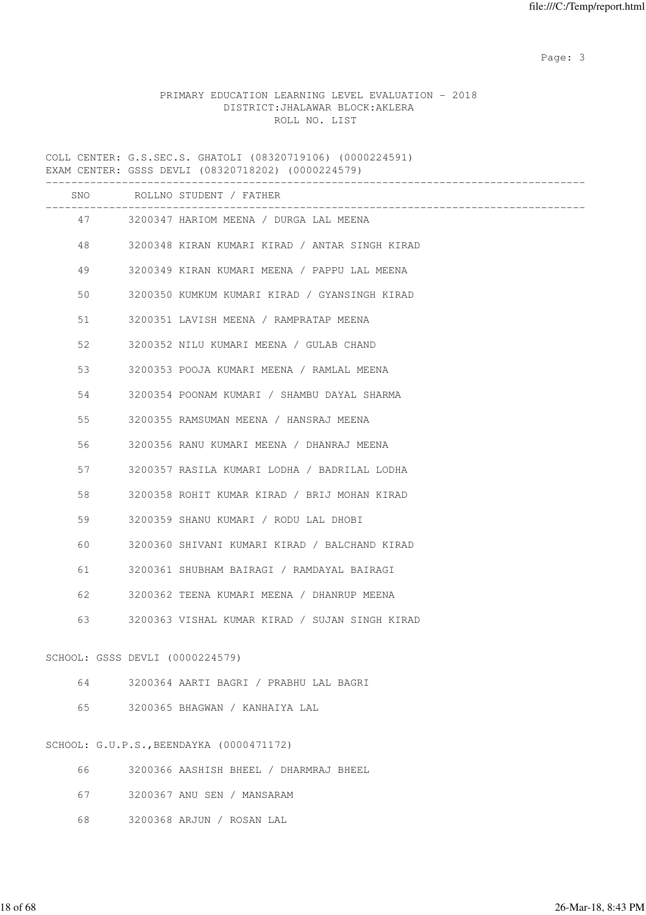PRIMARY EDUCATION LEARNING LEVEL EVALUATION - 2018
DISTRICT:JHALAWAR BLOCK:AKLERA
ROLL NO. LIST

COLL CENTER: G.S.SEC.S. GHATOLI (08320719106) (0000224591)
EXAM CENTER: GSSS DEVLI (08320718202) (0000224579)

| SNO | ROLLNO STUDENT / FATHER |
|---|---|
| 47 | 3200347 HARIOM MEENA / DURGA LAL MEENA |
| 48 | 3200348 KIRAN KUMARI KIRAD / ANTAR SINGH KIRAD |
| 49 | 3200349 KIRAN KUMARI MEENA / PAPPU LAL MEENA |
| 50 | 3200350 KUMKUM KUMARI KIRAD / GYANSINGH KIRAD |
| 51 | 3200351 LAVISH MEENA / RAMPRATAP MEENA |
| 52 | 3200352 NILU KUMARI MEENA / GULAB CHAND |
| 53 | 3200353 POOJA KUMARI MEENA / RAMLAL MEENA |
| 54 | 3200354 POONAM KUMARI / SHAMBU DAYAL SHARMA |
| 55 | 3200355 RAMSUMAN MEENA / HANSRAJ MEENA |
| 56 | 3200356 RANU KUMARI MEENA / DHANRAJ MEENA |
| 57 | 3200357 RASILA KUMARI LODHA / BADRILAL LODHA |
| 58 | 3200358 ROHIT KUMAR KIRAD / BRIJ MOHAN KIRAD |
| 59 | 3200359 SHANU KUMARI / RODU LAL DHOBI |
| 60 | 3200360 SHIVANI KUMARI KIRAD / BALCHAND KIRAD |
| 61 | 3200361 SHUBHAM BAIRAGI / RAMDAYAL BAIRAGI |
| 62 | 3200362 TEENA KUMARI MEENA / DHANRUP MEENA |
| 63 | 3200363 VISHAL KUMAR KIRAD / SUJAN SINGH KIRAD |

SCHOOL: GSSS DEVLI (0000224579)

| SNO | ROLLNO STUDENT / FATHER |
|---|---|
| 64 | 3200364 AARTI BAGRI / PRABHU LAL BAGRI |
| 65 | 3200365 BHAGWAN / KANHAIYA LAL |

SCHOOL: G.U.P.S.,BEENDAYKA (0000471172)

| SNO | ROLLNO STUDENT / FATHER |
|---|---|
| 66 | 3200366 AASHISH BHEEL / DHARMRAJ BHEEL |
| 67 | 3200367 ANU SEN / MANSARAM |
| 68 | 3200368 ARJUN / ROSAN LAL |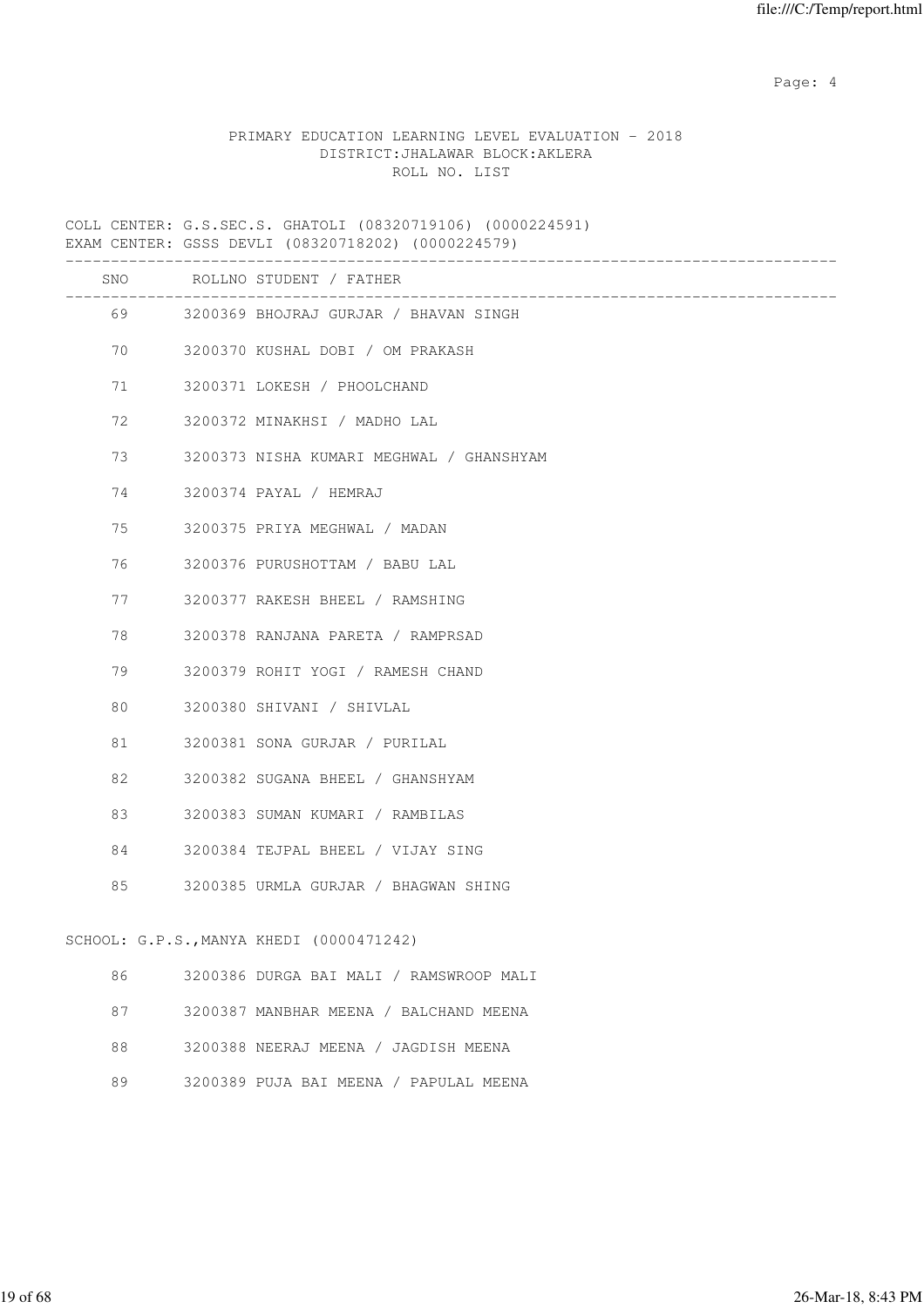PRIMARY EDUCATION LEARNING LEVEL EVALUATION - 2018
DISTRICT:JHALAWAR BLOCK:AKLERA
ROLL NO. LIST

COLL CENTER: G.S.SEC.S. GHATOLI (08320719106) (0000224591)
EXAM CENTER: GSSS DEVLI (08320718202) (0000224579)

| SNO | ROLLNO STUDENT / FATHER |
|---|---|
| 69 | 3200369 BHOJRAJ GURJAR / BHAVAN SINGH |
| 70 | 3200370 KUSHAL DOBI / OM PRAKASH |
| 71 | 3200371 LOKESH / PHOOLCHAND |
| 72 | 3200372 MINAKHSI / MADHO LAL |
| 73 | 3200373 NISHA KUMARI MEGHWAL / GHANSHYAM |
| 74 | 3200374 PAYAL / HEMRAJ |
| 75 | 3200375 PRIYA MEGHWAL / MADAN |
| 76 | 3200376 PURUSHOTTAM / BABU LAL |
| 77 | 3200377 RAKESH BHEEL / RAMSHING |
| 78 | 3200378 RANJANA PARETA / RAMPRSAD |
| 79 | 3200379 ROHIT YOGI / RAMESH CHAND |
| 80 | 3200380 SHIVANI / SHIVLAL |
| 81 | 3200381 SONA GURJAR / PURILAL |
| 82 | 3200382 SUGANA BHEEL / GHANSHYAM |
| 83 | 3200383 SUMAN KUMARI / RAMBILAS |
| 84 | 3200384 TEJPAL BHEEL / VIJAY SING |
| 85 | 3200385 URMLA GURJAR / BHAGWAN SHING |

SCHOOL: G.P.S.,MANYA KHEDI (0000471242)

| SNO | ROLLNO STUDENT / FATHER |
|---|---|
| 86 | 3200386 DURGA BAI MALI / RAMSWROOP MALI |
| 87 | 3200387 MANBHAR MEENA / BALCHAND MEENA |
| 88 | 3200388 NEERAJ MEENA / JAGDISH MEENA |
| 89 | 3200389 PUJA BAI MEENA / PAPULAL MEENA |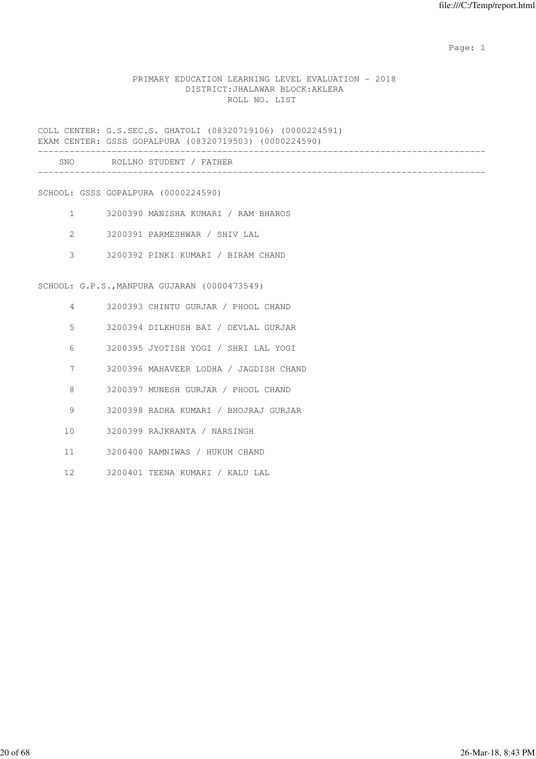PRIMARY EDUCATION LEARNING LEVEL EVALUATION - 2018
DISTRICT:JHALAWAR BLOCK:AKLERA
ROLL NO. LIST

COLL CENTER: G.S.SEC.S. GHATOLI (08320719106) (0000224591)
EXAM CENTER: GSSS GOPALPURA (08320719503) (0000224590)

| SNO | ROLLNO | STUDENT / FATHER |
|---|---|---|
| **SCHOOL: GSSS GOPALPURA (0000224590)** | | |
| 1 | 3200390 | MANISHA KUMARI / RAM BHAROS |
| 2 | 3200391 | PARMESHWAR / SHIV LAL |
| 3 | 3200392 | PINKI KUMARI / BIRAM CHAND |
| **SCHOOL: G.P.S.,MANPURA GUJARAN (0000473549)** | | |
| 4 | 3200393 | CHINTU GURJAR / PHOOL CHAND |
| 5 | 3200394 | DILKHUSH BAI / DEVLAL GURJAR |
| 6 | 3200395 | JYOTISH YOGI / SHRI LAL YOGI |
| 7 | 3200396 | MAHAVEER LODHA / JAGDISH CHAND |
| 8 | 3200397 | MUNESH GURJAR / PHOOL CHAND |
| 9 | 3200398 | RADHA KUMARI / BHOJRAJ GURJAR |
| 10 | 3200399 | RAJKRANTA / NARSINGH |
| 11 | 3200400 | RAMNIWAS / HUKUM CHAND |
| 12 | 3200401 | TEENA KUMARI / KALU LAL |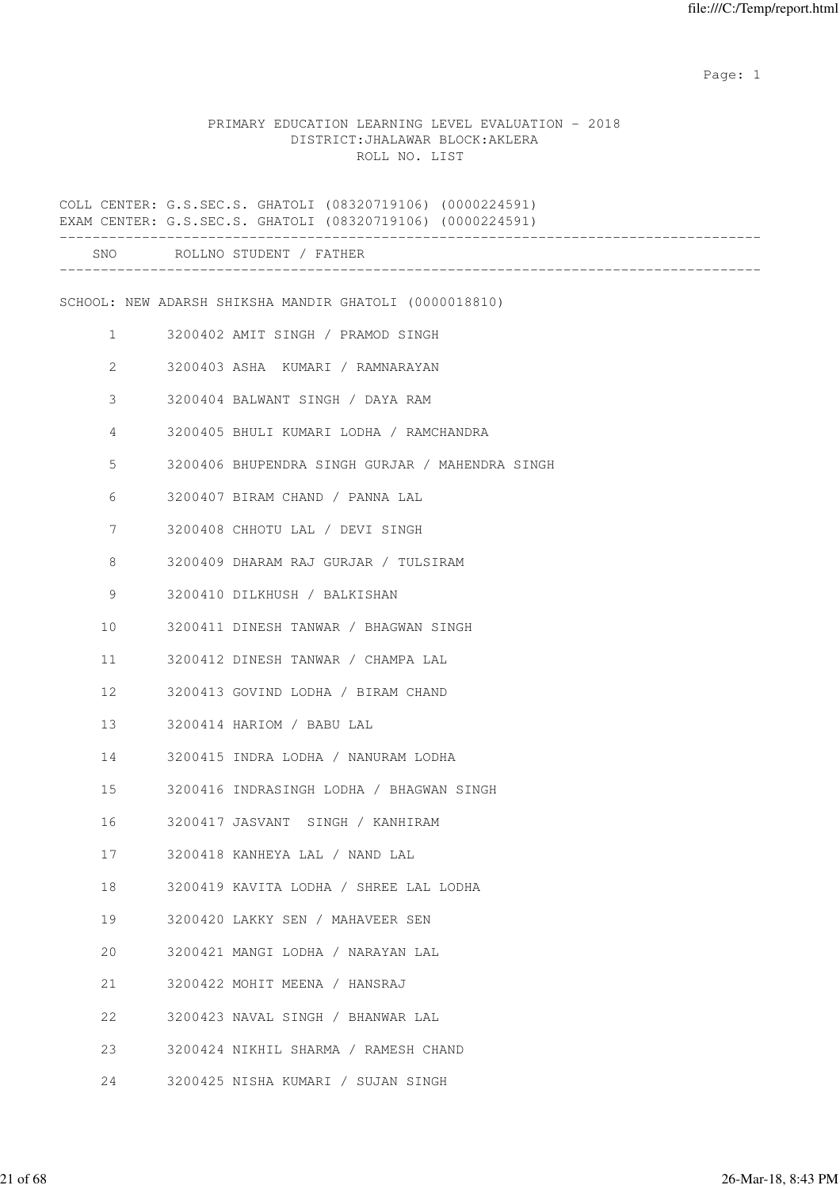# PRIMARY EDUCATION LEARNING LEVEL EVALUATION - 2018

DISTRICT:JHALAWAR BLOCK:AKLERA

ROLL NO. LIST

COLL CENTER: G.S.SEC.S. GHATOLI (08320719106) (0000224591)
EXAM CENTER: G.S.SEC.S. GHATOLI (08320719106) (0000224591)

SCHOOL: NEW ADARSH SHIKSHA MANDIR GHATOLI (0000018810)

| SNO | ROLLNO | STUDENT / FATHER |
|---|---|---|
| 1 | 3200402 | AMIT SINGH / PRAMOD SINGH |
| 2 | 3200403 | ASHA  KUMARI / RAMNARAYAN |
| 3 | 3200404 | BALWANT SINGH / DAYA RAM |
| 4 | 3200405 | BHULI KUMARI LODHA / RAMCHANDRA |
| 5 | 3200406 | BHUPENDRA SINGH GURJAR / MAHENDRA SINGH |
| 6 | 3200407 | BIRAM CHAND / PANNA LAL |
| 7 | 3200408 | CHHOTU LAL / DEVI SINGH |
| 8 | 3200409 | DHARAM RAJ GURJAR / TULSIRAM |
| 9 | 3200410 | DILKHUSH / BALKISHAN |
| 10 | 3200411 | DINESH TANWAR / BHAGWAN SINGH |
| 11 | 3200412 | DINESH TANWAR / CHAMPA LAL |
| 12 | 3200413 | GOVIND LODHA / BIRAM CHAND |
| 13 | 3200414 | HARIOM / BABU LAL |
| 14 | 3200415 | INDRA LODHA / NANURAM LODHA |
| 15 | 3200416 | INDRASINGH LODHA / BHAGWAN SINGH |
| 16 | 3200417 | JASVANT  SINGH / KANHIRAM |
| 17 | 3200418 | KANHEYA LAL / NAND LAL |
| 18 | 3200419 | KAVITA LODHA / SHREE LAL LODHA |
| 19 | 3200420 | LAKKY SEN / MAHAVEER SEN |
| 20 | 3200421 | MANGI LODHA / NARAYAN LAL |
| 21 | 3200422 | MOHIT MEENA / HANSRAJ |
| 22 | 3200423 | NAVAL SINGH / BHANWAR LAL |
| 23 | 3200424 | NIKHIL SHARMA / RAMESH CHAND |
| 24 | 3200425 | NISHA KUMARI / SUJAN SINGH |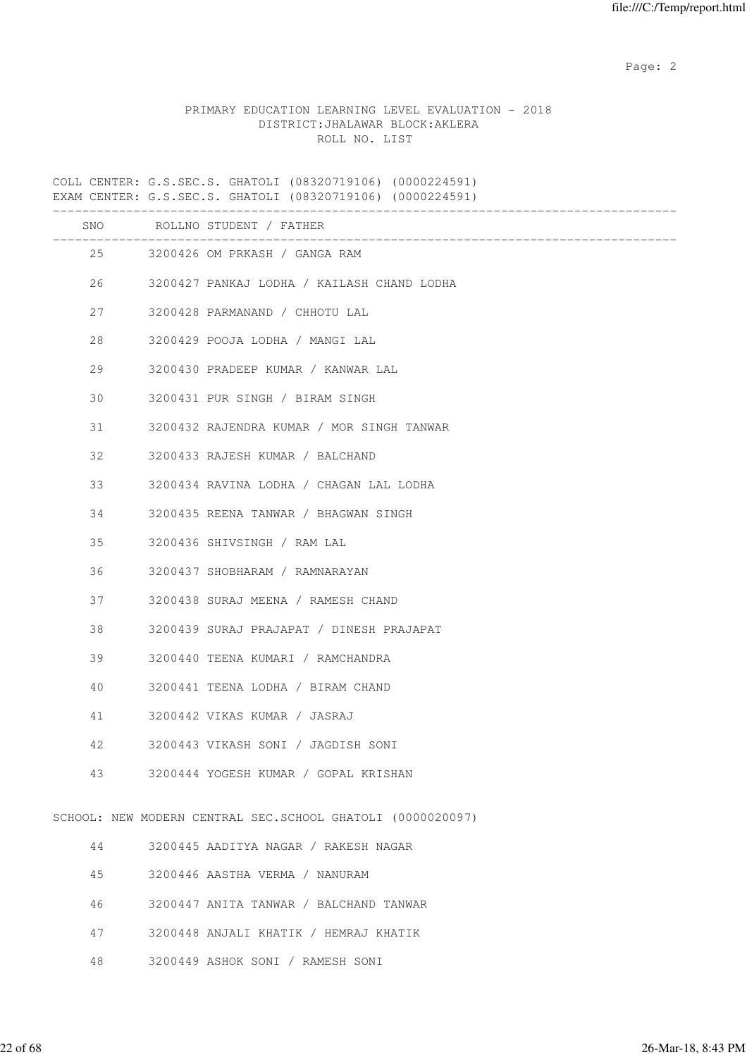PRIMARY EDUCATION LEARNING LEVEL EVALUATION - 2018
DISTRICT:JHALAWAR BLOCK:AKLERA
ROLL NO. LIST

COLL CENTER: G.S.SEC.S. GHATOLI (08320719106) (0000224591)
EXAM CENTER: G.S.SEC.S. GHATOLI (08320719106) (0000224591)

| SNO | ROLLNO | STUDENT / FATHER |
|---|---|---|
| 25 | 3200426 | OM PRKASH / GANGA RAM |
| 26 | 3200427 | PANKAJ LODHA / KAILASH CHAND LODHA |
| 27 | 3200428 | PARMANAND / CHHOTU LAL |
| 28 | 3200429 | POOJA LODHA / MANGI LAL |
| 29 | 3200430 | PRADEEP KUMAR / KANWAR LAL |
| 30 | 3200431 | PUR SINGH / BIRAM SINGH |
| 31 | 3200432 | RAJENDRA KUMAR / MOR SINGH TANWAR |
| 32 | 3200433 | RAJESH KUMAR / BALCHAND |
| 33 | 3200434 | RAVINA LODHA / CHAGAN LAL LODHA |
| 34 | 3200435 | REENA TANWAR / BHAGWAN SINGH |
| 35 | 3200436 | SHIVSINGH / RAM LAL |
| 36 | 3200437 | SHOBHARAM / RAMNARAYAN |
| 37 | 3200438 | SURAJ MEENA / RAMESH CHAND |
| 38 | 3200439 | SURAJ PRAJAPAT / DINESH PRAJAPAT |
| 39 | 3200440 | TEENA KUMARI / RAMCHANDRA |
| 40 | 3200441 | TEENA LODHA / BIRAM CHAND |
| 41 | 3200442 | VIKAS KUMAR / JASRAJ |
| 42 | 3200443 | VIKASH SONI / JAGDISH SONI |
| 43 | 3200444 | YOGESH KUMAR / GOPAL KRISHAN |

SCHOOL: NEW MODERN CENTRAL SEC.SCHOOL GHATOLI (0000020097)

| SNO | ROLLNO | STUDENT / FATHER |
|---|---|---|
| 44 | 3200445 | AADITYA NAGAR / RAKESH NAGAR |
| 45 | 3200446 | AASTHA VERMA / NANURAM |
| 46 | 3200447 | ANITA TANWAR / BALCHAND TANWAR |
| 47 | 3200448 | ANJALI KHATIK / HEMRAJ KHATIK |
| 48 | 3200449 | ASHOK SONI / RAMESH SONI |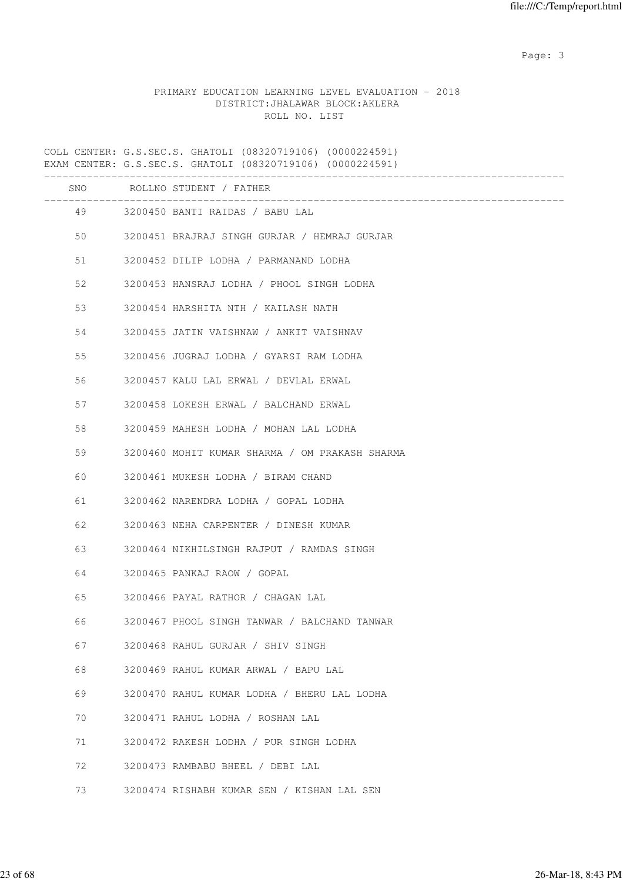PRIMARY EDUCATION LEARNING LEVEL EVALUATION - 2018
DISTRICT:JHALAWAR BLOCK:AKLERA
ROLL NO. LIST

COLL CENTER: G.S.SEC.S. GHATOLI (08320719106) (0000224591)
EXAM CENTER: G.S.SEC.S. GHATOLI (08320719106) (0000224591)

| SNO | ROLLNO | STUDENT / FATHER |
|---|---|---|
| 49 | 3200450 | BANTI RAIDAS / BABU LAL |
| 50 | 3200451 | BRAJRAJ SINGH GURJAR / HEMRAJ GURJAR |
| 51 | 3200452 | DILIP LODHA / PARMANAND LODHA |
| 52 | 3200453 | HANSRAJ LODHA / PHOOL SINGH LODHA |
| 53 | 3200454 | HARSHITA NTH / KAILASH NATH |
| 54 | 3200455 | JATIN VAISHNAW / ANKIT VAISHNAV |
| 55 | 3200456 | JUGRAJ LODHA / GYARSI RAM LODHA |
| 56 | 3200457 | KALU LAL ERWAL / DEVLAL ERWAL |
| 57 | 3200458 | LOKESH ERWAL / BALCHAND ERWAL |
| 58 | 3200459 | MAHESH LODHA / MOHAN LAL LODHA |
| 59 | 3200460 | MOHIT KUMAR SHARMA / OM PRAKASH SHARMA |
| 60 | 3200461 | MUKESH LODHA / BIRAM CHAND |
| 61 | 3200462 | NARENDRA LODHA / GOPAL LODHA |
| 62 | 3200463 | NEHA CARPENTER / DINESH KUMAR |
| 63 | 3200464 | NIKHILSINGH RAJPUT / RAMDAS SINGH |
| 64 | 3200465 | PANKAJ RAOW / GOPAL |
| 65 | 3200466 | PAYAL RATHOR / CHAGAN LAL |
| 66 | 3200467 | PHOOL SINGH TANWAR / BALCHAND TANWAR |
| 67 | 3200468 | RAHUL GURJAR / SHIV SINGH |
| 68 | 3200469 | RAHUL KUMAR ARWAL / BAPU LAL |
| 69 | 3200470 | RAHUL KUMAR LODHA / BHERU LAL LODHA |
| 70 | 3200471 | RAHUL LODHA / ROSHAN LAL |
| 71 | 3200472 | RAKESH LODHA / PUR SINGH LODHA |
| 72 | 3200473 | RAMBABU BHEEL / DEBI LAL |
| 73 | 3200474 | RISHABH KUMAR SEN / KISHAN LAL SEN |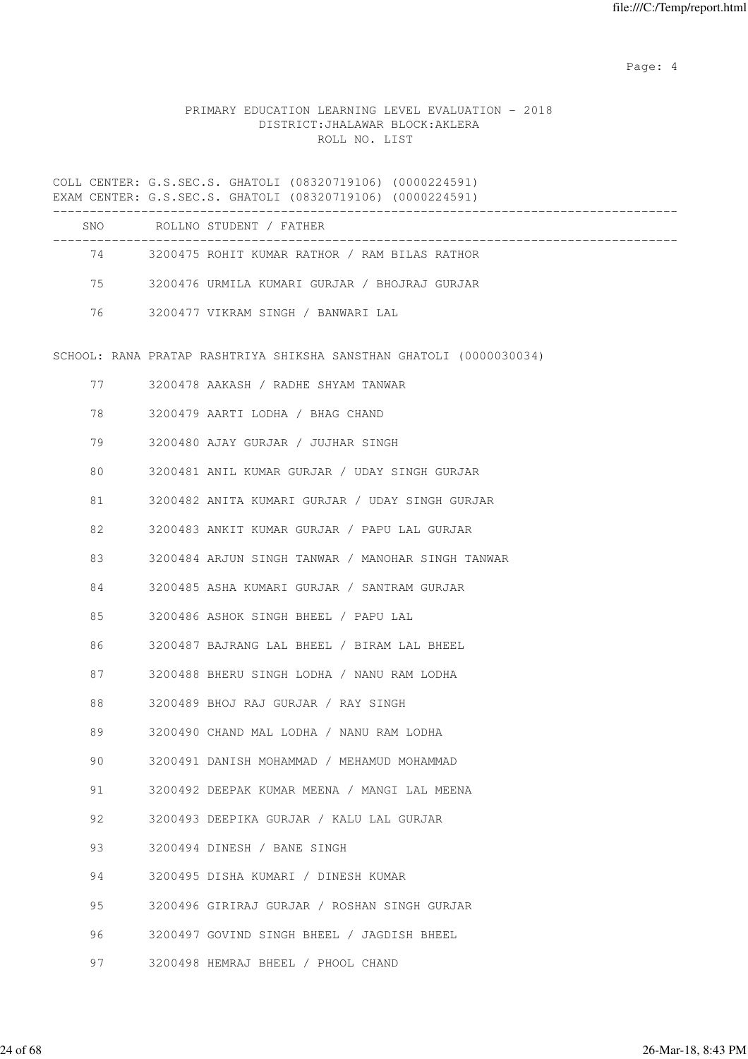PRIMARY EDUCATION LEARNING LEVEL EVALUATION - 2018
DISTRICT:JHALAWAR BLOCK:AKLERA
ROLL NO. LIST

COLL CENTER: G.S.SEC.S. GHATOLI (08320719106) (0000224591)
EXAM CENTER: G.S.SEC.S. GHATOLI (08320719106) (0000224591)

| SNO | ROLLNO | STUDENT / FATHER |
|---|---|---|
| 74 | 3200475 | ROHIT KUMAR RATHOR / RAM BILAS RATHOR |
| 75 | 3200476 | URMILA KUMARI GURJAR / BHOJRAJ GURJAR |
| 76 | 3200477 | VIKRAM SINGH / BANWARI LAL |

SCHOOL: RANA PRATAP RASHTRIYA SHIKSHA SANSTHAN GHATOLI (0000030034)

| SNO | ROLLNO | STUDENT / FATHER |
|---|---|---|
| 77 | 3200478 | AAKASH / RADHE SHYAM TANWAR |
| 78 | 3200479 | AARTI LODHA / BHAG CHAND |
| 79 | 3200480 | AJAY GURJAR / JUJHAR SINGH |
| 80 | 3200481 | ANIL KUMAR GURJAR / UDAY SINGH GURJAR |
| 81 | 3200482 | ANITA KUMARI GURJAR / UDAY SINGH GURJAR |
| 82 | 3200483 | ANKIT KUMAR GURJAR / PAPU LAL GURJAR |
| 83 | 3200484 | ARJUN SINGH TANWAR / MANOHAR SINGH TANWAR |
| 84 | 3200485 | ASHA KUMARI GURJAR / SANTRAM GURJAR |
| 85 | 3200486 | ASHOK SINGH BHEEL / PAPU LAL |
| 86 | 3200487 | BAJRANG LAL BHEEL / BIRAM LAL BHEEL |
| 87 | 3200488 | BHERU SINGH LODHA / NANU RAM LODHA |
| 88 | 3200489 | BHOJ RAJ GURJAR / RAY SINGH |
| 89 | 3200490 | CHAND MAL LODHA / NANU RAM LODHA |
| 90 | 3200491 | DANISH MOHAMMAD / MEHAMUD MOHAMMAD |
| 91 | 3200492 | DEEPAK KUMAR MEENA / MANGI LAL MEENA |
| 92 | 3200493 | DEEPIKA GURJAR / KALU LAL GURJAR |
| 93 | 3200494 | DINESH / BANE SINGH |
| 94 | 3200495 | DISHA KUMARI / DINESH KUMAR |
| 95 | 3200496 | GIRIRAJ GURJAR / ROSHAN SINGH GURJAR |
| 96 | 3200497 | GOVIND SINGH BHEEL / JAGDISH BHEEL |
| 97 | 3200498 | HEMRAJ BHEEL / PHOOL CHAND |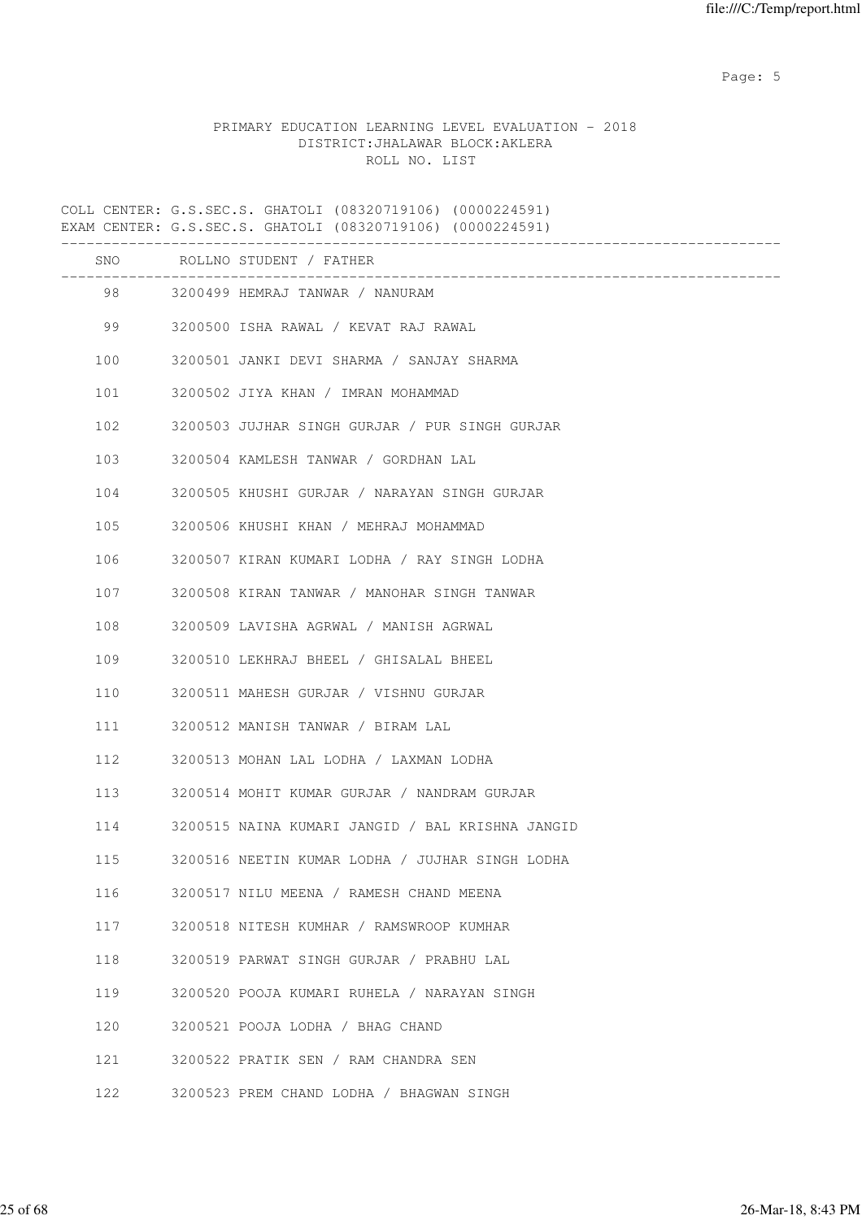PRIMARY EDUCATION LEARNING LEVEL EVALUATION - 2018
DISTRICT:JHALAWAR BLOCK:AKLERA
ROLL NO. LIST

COLL CENTER: G.S.SEC.S. GHATOLI (08320719106) (0000224591)
EXAM CENTER: G.S.SEC.S. GHATOLI (08320719106) (0000224591)

| SNO | ROLLNO | STUDENT / FATHER |
|---|---|---|
| 98 | 3200499 | HEMRAJ TANWAR / NANURAM |
| 99 | 3200500 | ISHA RAWAL / KEVAT RAJ RAWAL |
| 100 | 3200501 | JANKI DEVI SHARMA / SANJAY SHARMA |
| 101 | 3200502 | JIYA KHAN / IMRAN MOHAMMAD |
| 102 | 3200503 | JUJHAR SINGH GURJAR / PUR SINGH GURJAR |
| 103 | 3200504 | KAMLESH TANWAR / GORDHAN LAL |
| 104 | 3200505 | KHUSHI GURJAR / NARAYAN SINGH GURJAR |
| 105 | 3200506 | KHUSHI KHAN / MEHRAJ MOHAMMAD |
| 106 | 3200507 | KIRAN KUMARI LODHA / RAY SINGH LODHA |
| 107 | 3200508 | KIRAN TANWAR / MANOHAR SINGH TANWAR |
| 108 | 3200509 | LAVISHA AGRWAL / MANISH AGRWAL |
| 109 | 3200510 | LEKHRAJ BHEEL / GHISALAL BHEEL |
| 110 | 3200511 | MAHESH GURJAR / VISHNU GURJAR |
| 111 | 3200512 | MANISH TANWAR / BIRAM LAL |
| 112 | 3200513 | MOHAN LAL LODHA / LAXMAN LODHA |
| 113 | 3200514 | MOHIT KUMAR GURJAR / NANDRAM GURJAR |
| 114 | 3200515 | NAINA KUMARI JANGID / BAL KRISHNA JANGID |
| 115 | 3200516 | NEETIN KUMAR LODHA / JUJHAR SINGH LODHA |
| 116 | 3200517 | NILU MEENA / RAMESH CHAND MEENA |
| 117 | 3200518 | NITESH KUMHAR / RAMSWROOP KUMHAR |
| 118 | 3200519 | PARWAT SINGH GURJAR / PRABHU LAL |
| 119 | 3200520 | POOJA KUMARI RUHELA / NARAYAN SINGH |
| 120 | 3200521 | POOJA LODHA / BHAG CHAND |
| 121 | 3200522 | PRATIK SEN / RAM CHANDRA SEN |
| 122 | 3200523 | PREM CHAND LODHA / BHAGWAN SINGH |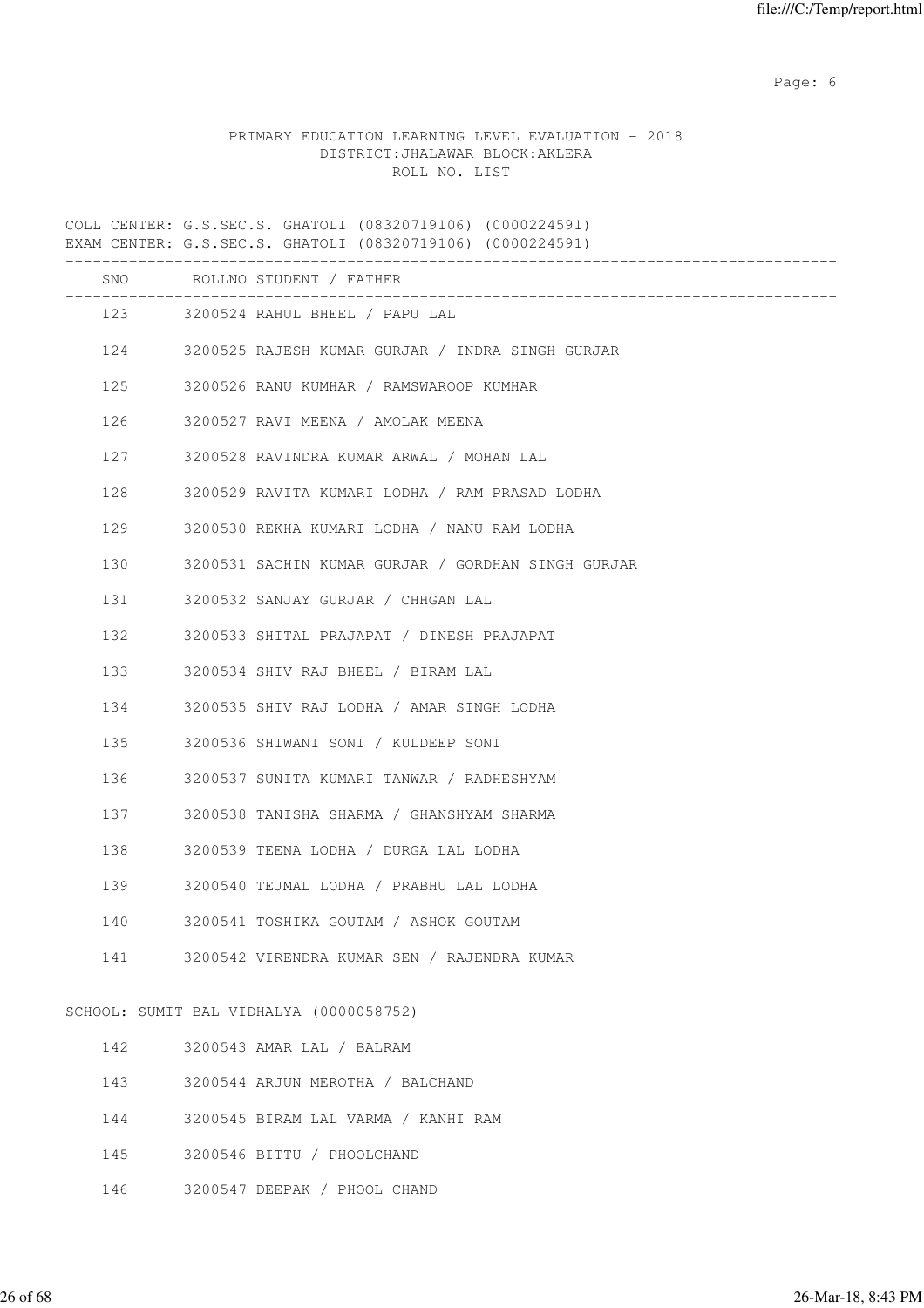PRIMARY EDUCATION LEARNING LEVEL EVALUATION - 2018
DISTRICT:JHALAWAR BLOCK:AKLERA
ROLL NO. LIST

COLL CENTER: G.S.SEC.S. GHATOLI (08320719106) (0000224591)
EXAM CENTER: G.S.SEC.S. GHATOLI (08320719106) (0000224591)

| SNO | ROLLNO | STUDENT / FATHER |
|---|---|---|
| 123 | 3200524 | RAHUL BHEEL / PAPU LAL |
| 124 | 3200525 | RAJESH KUMAR GURJAR / INDRA SINGH GURJAR |
| 125 | 3200526 | RANU KUMHAR / RAMSWAROOP KUMHAR |
| 126 | 3200527 | RAVI MEENA / AMOLAK MEENA |
| 127 | 3200528 | RAVINDRA KUMAR ARWAL / MOHAN LAL |
| 128 | 3200529 | RAVITA KUMARI LODHA / RAM PRASAD LODHA |
| 129 | 3200530 | REKHA KUMARI LODHA / NANU RAM LODHA |
| 130 | 3200531 | SACHIN KUMAR GURJAR / GORDHAN SINGH GURJAR |
| 131 | 3200532 | SANJAY GURJAR / CHHGAN LAL |
| 132 | 3200533 | SHITAL PRAJAPAT / DINESH PRAJAPAT |
| 133 | 3200534 | SHIV RAJ BHEEL / BIRAM LAL |
| 134 | 3200535 | SHIV RAJ LODHA / AMAR SINGH LODHA |
| 135 | 3200536 | SHIWANI SONI / KULDEEP SONI |
| 136 | 3200537 | SUNITA KUMARI TANWAR / RADHESHYAM |
| 137 | 3200538 | TANISHA SHARMA / GHANSHYAM SHARMA |
| 138 | 3200539 | TEENA LODHA / DURGA LAL LODHA |
| 139 | 3200540 | TEJMAL LODHA / PRABHU LAL LODHA |
| 140 | 3200541 | TOSHIKA GOUTAM / ASHOK GOUTAM |
| 141 | 3200542 | VIRENDRA KUMAR SEN / RAJENDRA KUMAR |

SCHOOL: SUMIT BAL VIDHALYA (0000058752)

| SNO | ROLLNO | STUDENT / FATHER |
|---|---|---|
| 142 | 3200543 | AMAR LAL / BALRAM |
| 143 | 3200544 | ARJUN MEROTHA / BALCHAND |
| 144 | 3200545 | BIRAM LAL VARMA / KANHI RAM |
| 145 | 3200546 | BITTU / PHOOLCHAND |
| 146 | 3200547 | DEEPAK / PHOOL CHAND |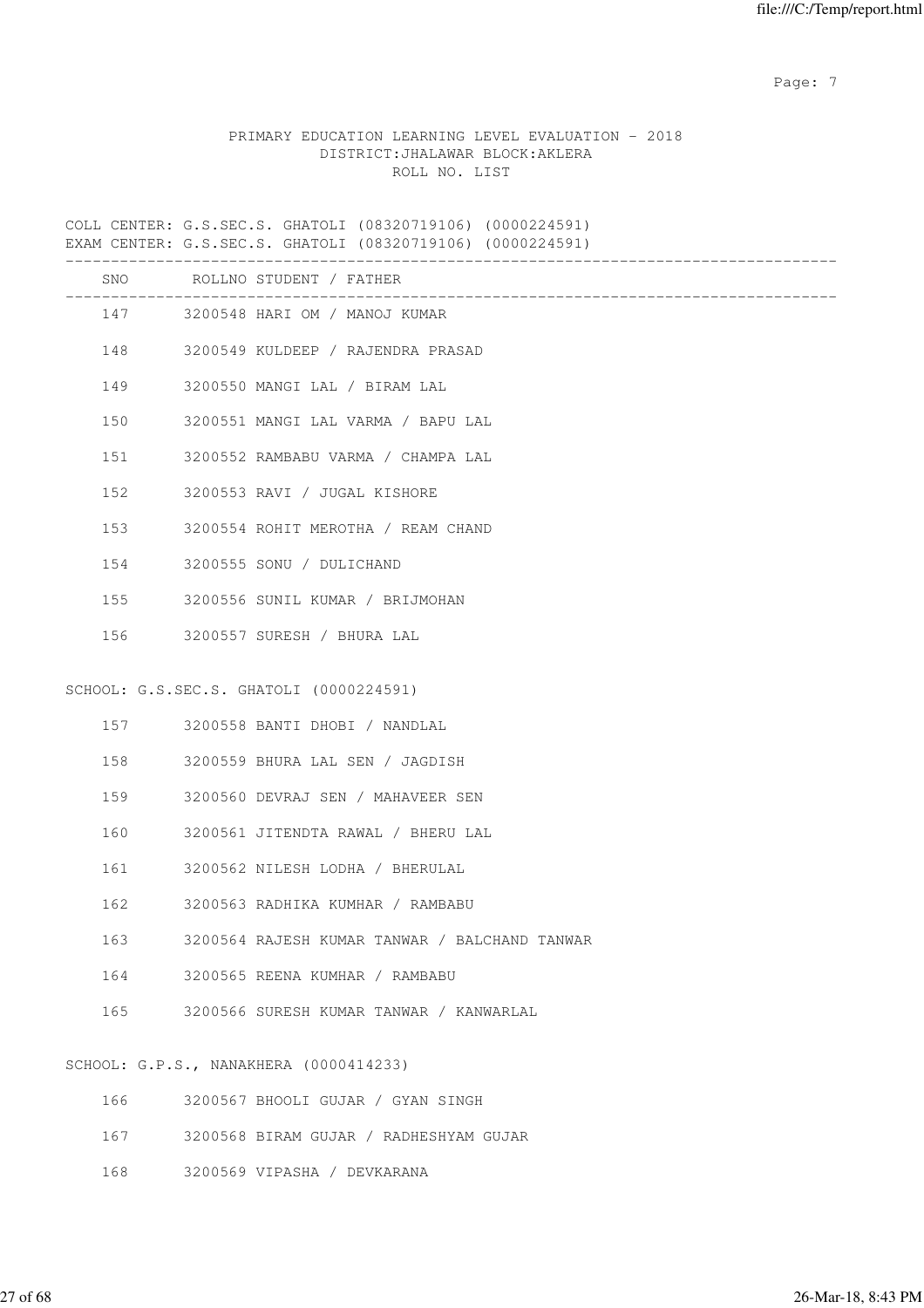PRIMARY EDUCATION LEARNING LEVEL EVALUATION - 2018
DISTRICT:JHALAWAR BLOCK:AKLERA
ROLL NO. LIST

COLL CENTER: G.S.SEC.S. GHATOLI (08320719106) (0000224591)
EXAM CENTER: G.S.SEC.S. GHATOLI (08320719106) (0000224591)

| SNO | ROLLNO | STUDENT / FATHER |
|---|---|---|
| 147 | 3200548 | HARI OM / MANOJ KUMAR |
| 148 | 3200549 | KULDEEP / RAJENDRA PRASAD |
| 149 | 3200550 | MANGI LAL / BIRAM LAL |
| 150 | 3200551 | MANGI LAL VARMA / BAPU LAL |
| 151 | 3200552 | RAMBABU VARMA / CHAMPA LAL |
| 152 | 3200553 | RAVI / JUGAL KISHORE |
| 153 | 3200554 | ROHIT MEROTHA / REAM CHAND |
| 154 | 3200555 | SONU / DULICHAND |
| 155 | 3200556 | SUNIL KUMAR / BRIJMOHAN |
| 156 | 3200557 | SURESH / BHURA LAL |

SCHOOL: G.S.SEC.S. GHATOLI (0000224591)

| SNO | ROLLNO | STUDENT / FATHER |
|---|---|---|
| 157 | 3200558 | BANTI DHOBI / NANDLAL |
| 158 | 3200559 | BHURA LAL SEN / JAGDISH |
| 159 | 3200560 | DEVRAJ SEN / MAHAVEER SEN |
| 160 | 3200561 | JITENDTA RAWAL / BHERU LAL |
| 161 | 3200562 | NILESH LODHA / BHERULAL |
| 162 | 3200563 | RADHIKA KUMHAR / RAMBABU |
| 163 | 3200564 | RAJESH KUMAR TANWAR / BALCHAND TANWAR |
| 164 | 3200565 | REENA KUMHAR / RAMBABU |
| 165 | 3200566 | SURESH KUMAR TANWAR / KANWARLAL |

SCHOOL: G.P.S., NANAKHERA (0000414233)

| SNO | ROLLNO | STUDENT / FATHER |
|---|---|---|
| 166 | 3200567 | BHOOLI GUJAR / GYAN SINGH |
| 167 | 3200568 | BIRAM GUJAR / RADHESHYAM GUJAR |
| 168 | 3200569 | VIPASHA / DEVKARANA |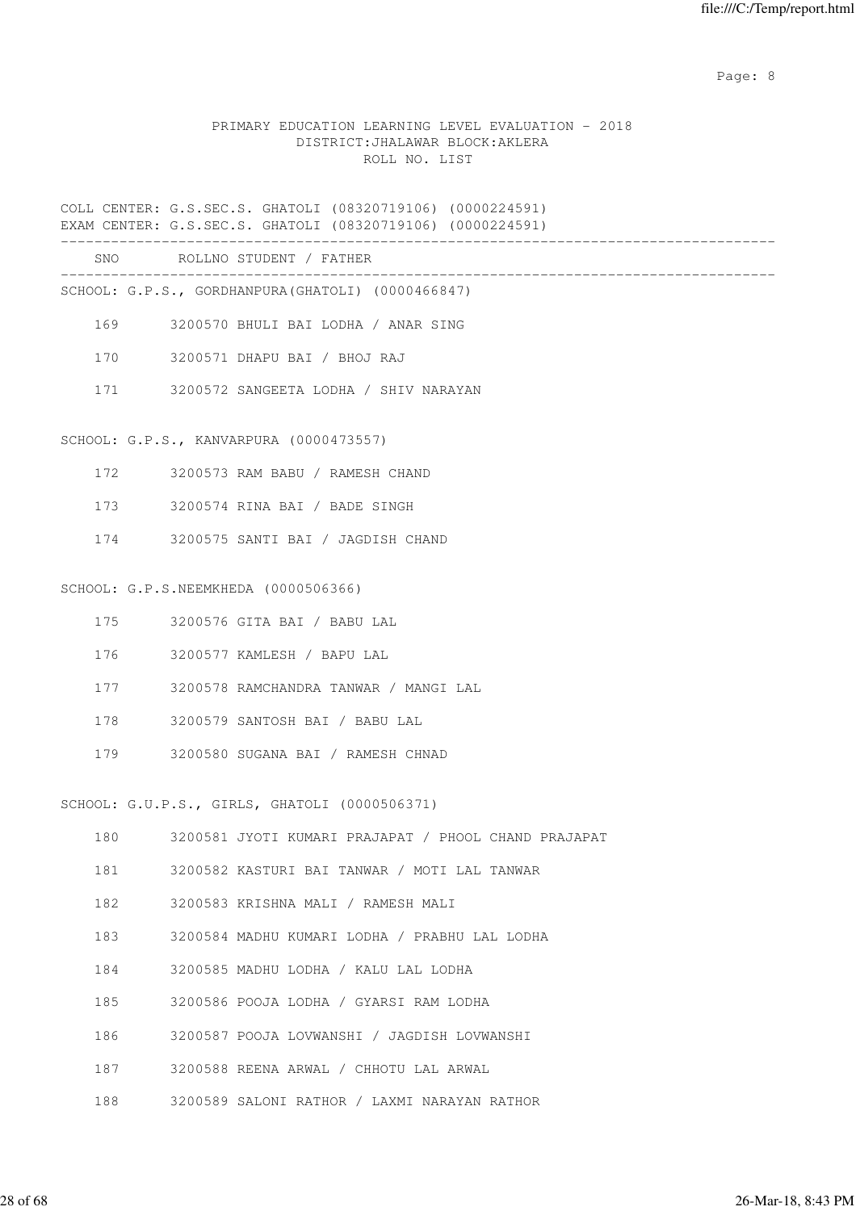PRIMARY EDUCATION LEARNING LEVEL EVALUATION - 2018
DISTRICT:JHALAWAR BLOCK:AKLERA
ROLL NO. LIST

COLL CENTER: G.S.SEC.S. GHATOLI (08320719106) (0000224591)
EXAM CENTER: G.S.SEC.S. GHATOLI (08320719106) (0000224591)

| SNO | ROLLNO | STUDENT / FATHER |
|---|---|---|

SCHOOL: G.P.S., GORDHANPURA(GHATOLI) (0000466847)

| SNO | ROLLNO | STUDENT / FATHER |
|---|---|---|
| 169 | 3200570 | BHULI BAI LODHA / ANAR SING |
| 170 | 3200571 | DHAPU BAI / BHOJ RAJ |
| 171 | 3200572 | SANGEETA LODHA / SHIV NARAYAN |

SCHOOL: G.P.S., KANVARPURA (0000473557)

| SNO | ROLLNO | STUDENT / FATHER |
|---|---|---|
| 172 | 3200573 | RAM BABU / RAMESH CHAND |
| 173 | 3200574 | RINA BAI / BADE SINGH |
| 174 | 3200575 | SANTI BAI / JAGDISH CHAND |

SCHOOL: G.P.S.NEEMKHEDA (0000506366)

| SNO | ROLLNO | STUDENT / FATHER |
|---|---|---|
| 175 | 3200576 | GITA BAI / BABU LAL |
| 176 | 3200577 | KAMLESH / BAPU LAL |
| 177 | 3200578 | RAMCHANDRA TANWAR / MANGI LAL |
| 178 | 3200579 | SANTOSH BAI / BABU LAL |
| 179 | 3200580 | SUGANA BAI / RAMESH CHNAD |

SCHOOL: G.U.P.S., GIRLS, GHATOLI (0000506371)

| SNO | ROLLNO | STUDENT / FATHER |
|---|---|---|
| 180 | 3200581 | JYOTI KUMARI PRAJAPAT / PHOOL CHAND PRAJAPAT |
| 181 | 3200582 | KASTURI BAI TANWAR / MOTI LAL TANWAR |
| 182 | 3200583 | KRISHNA MALI / RAMESH MALI |
| 183 | 3200584 | MADHU KUMARI LODHA / PRABHU LAL LODHA |
| 184 | 3200585 | MADHU LODHA / KALU LAL LODHA |
| 185 | 3200586 | POOJA LODHA / GYARSI RAM LODHA |
| 186 | 3200587 | POOJA LOVWANSHI / JAGDISH LOVWANSHI |
| 187 | 3200588 | REENA ARWAL / CHHOTU LAL ARWAL |
| 188 | 3200589 | SALONI RATHOR / LAXMI NARAYAN RATHOR |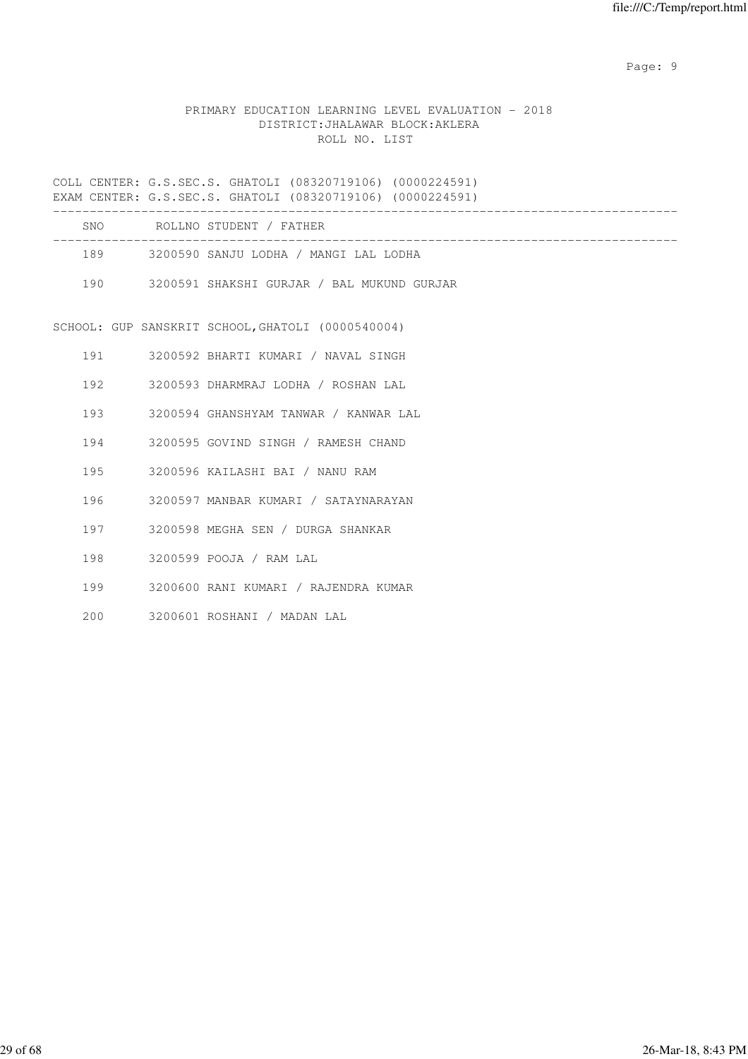PRIMARY EDUCATION LEARNING LEVEL EVALUATION - 2018
DISTRICT:JHALAWAR BLOCK:AKLERA
ROLL NO. LIST

COLL CENTER: G.S.SEC.S. GHATOLI (08320719106) (0000224591)
EXAM CENTER: G.S.SEC.S. GHATOLI (08320719106) (0000224591)

| SNO | ROLLNO | STUDENT / FATHER |
|---|---|---|
| 189 | 3200590 | SANJU LODHA / MANGI LAL LODHA |
| 190 | 3200591 | SHAKSHI GURJAR / BAL MUKUND GURJAR |

SCHOOL: GUP SANSKRIT SCHOOL,GHATOLI (0000540004)

| SNO | ROLLNO | STUDENT / FATHER |
|---|---|---|
| 191 | 3200592 | BHARTI KUMARI / NAVAL SINGH |
| 192 | 3200593 | DHARMRAJ LODHA / ROSHAN LAL |
| 193 | 3200594 | GHANSHYAM TANWAR / KANWAR LAL |
| 194 | 3200595 | GOVIND SINGH / RAMESH CHAND |
| 195 | 3200596 | KAILASHI BAI / NANU RAM |
| 196 | 3200597 | MANBAR KUMARI / SATAYNARAYAN |
| 197 | 3200598 | MEGHA SEN / DURGA SHANKAR |
| 198 | 3200599 | POOJA / RAM LAL |
| 199 | 3200600 | RANI KUMARI / RAJENDRA KUMAR |
| 200 | 3200601 | ROSHANI / MADAN LAL |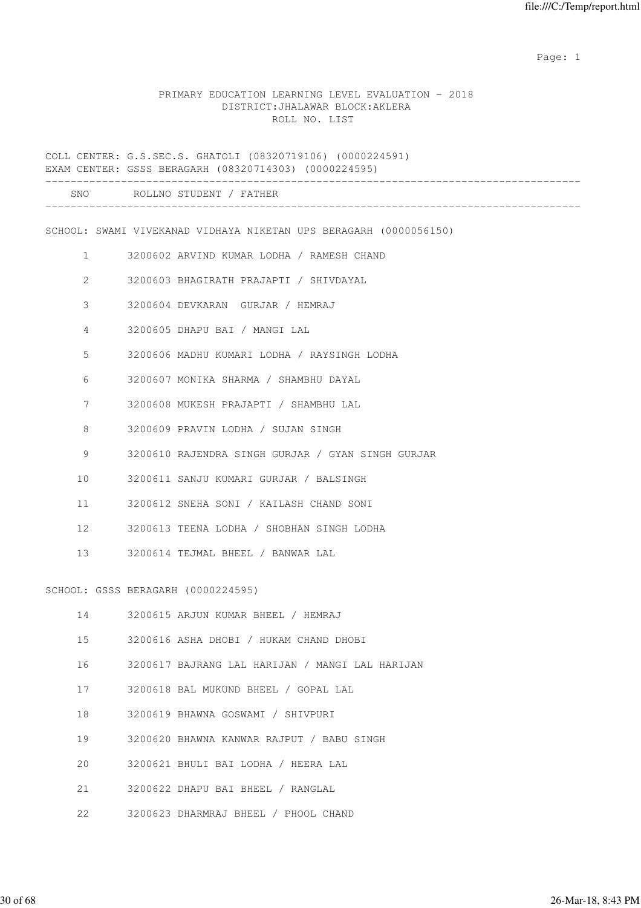PRIMARY EDUCATION LEARNING LEVEL EVALUATION - 2018
DISTRICT:JHALAWAR BLOCK:AKLERA
ROLL NO. LIST

COLL CENTER: G.S.SEC.S. GHATOLI (08320719106) (0000224591)
EXAM CENTER: GSSS BERAGARH (08320714303) (0000224595)

| SNO | ROLLNO | STUDENT / FATHER |
|---|---|---|
| | | **SCHOOL: SWAMI VIVEKANAD VIDHAYA NIKETAN UPS BERAGARH (0000056150)** |
| 1 | 3200602 | ARVIND KUMAR LODHA / RAMESH CHAND |
| 2 | 3200603 | BHAGIRATH PRAJAPTI / SHIVDAYAL |
| 3 | 3200604 | DEVKARAN  GURJAR / HEMRAJ |
| 4 | 3200605 | DHAPU BAI / MANGI LAL |
| 5 | 3200606 | MADHU KUMARI LODHA / RAYSINGH LODHA |
| 6 | 3200607 | MONIKA SHARMA / SHAMBHU DAYAL |
| 7 | 3200608 | MUKESH PRAJAPTI / SHAMBHU LAL |
| 8 | 3200609 | PRAVIN LODHA / SUJAN SINGH |
| 9 | 3200610 | RAJENDRA SINGH GURJAR / GYAN SINGH GURJAR |
| 10 | 3200611 | SANJU KUMARI GURJAR / BALSINGH |
| 11 | 3200612 | SNEHA SONI / KAILASH CHAND SONI |
| 12 | 3200613 | TEENA LODHA / SHOBHAN SINGH LODHA |
| 13 | 3200614 | TEJMAL BHEEL / BANWAR LAL |
| | | **SCHOOL: GSSS BERAGARH (0000224595)** |
| 14 | 3200615 | ARJUN KUMAR BHEEL / HEMRAJ |
| 15 | 3200616 | ASHA DHOBI / HUKAM CHAND DHOBI |
| 16 | 3200617 | BAJRANG LAL HARIJAN / MANGI LAL HARIJAN |
| 17 | 3200618 | BAL MUKUND BHEEL / GOPAL LAL |
| 18 | 3200619 | BHAWNA GOSWAMI / SHIVPURI |
| 19 | 3200620 | BHAWNA KANWAR RAJPUT / BABU SINGH |
| 20 | 3200621 | BHULI BAI LODHA / HEERA LAL |
| 21 | 3200622 | DHAPU BAI BHEEL / RANGLAL |
| 22 | 3200623 | DHARMRAJ BHEEL / PHOOL CHAND |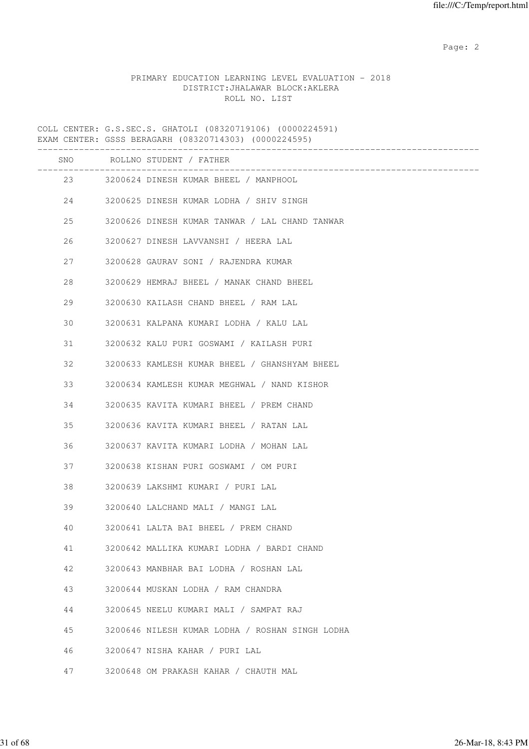PRIMARY EDUCATION LEARNING LEVEL EVALUATION - 2018
DISTRICT:JHALAWAR BLOCK:AKLERA
ROLL NO. LIST

COLL CENTER: G.S.SEC.S. GHATOLI (08320719106) (0000224591)
EXAM CENTER: GSSS BERAGARH (08320714303) (0000224595)

| SNO | ROLLNO | STUDENT / FATHER |
|---|---|---|
| 23 | 3200624 | DINESH KUMAR BHEEL / MANPHOOL |
| 24 | 3200625 | DINESH KUMAR LODHA / SHIV SINGH |
| 25 | 3200626 | DINESH KUMAR TANWAR / LAL CHAND TANWAR |
| 26 | 3200627 | DINESH LAVVANSHI / HEERA LAL |
| 27 | 3200628 | GAURAV SONI / RAJENDRA KUMAR |
| 28 | 3200629 | HEMRAJ BHEEL / MANAK CHAND BHEEL |
| 29 | 3200630 | KAILASH CHAND BHEEL / RAM LAL |
| 30 | 3200631 | KALPANA KUMARI LODHA / KALU LAL |
| 31 | 3200632 | KALU PURI GOSWAMI / KAILASH PURI |
| 32 | 3200633 | KAMLESH KUMAR BHEEL / GHANSHYAM BHEEL |
| 33 | 3200634 | KAMLESH KUMAR MEGHWAL / NAND KISHOR |
| 34 | 3200635 | KAVITA KUMARI BHEEL / PREM CHAND |
| 35 | 3200636 | KAVITA KUMARI BHEEL / RATAN LAL |
| 36 | 3200637 | KAVITA KUMARI LODHA / MOHAN LAL |
| 37 | 3200638 | KISHAN PURI GOSWAMI / OM PURI |
| 38 | 3200639 | LAKSHMI KUMARI / PURI LAL |
| 39 | 3200640 | LALCHAND MALI / MANGI LAL |
| 40 | 3200641 | LALTA BAI BHEEL / PREM CHAND |
| 41 | 3200642 | MALLIKA KUMARI LODHA / BARDI CHAND |
| 42 | 3200643 | MANBHAR BAI LODHA / ROSHAN LAL |
| 43 | 3200644 | MUSKAN LODHA / RAM CHANDRA |
| 44 | 3200645 | NEELU KUMARI MALI / SAMPAT RAJ |
| 45 | 3200646 | NILESH KUMAR LODHA / ROSHAN SINGH LODHA |
| 46 | 3200647 | NISHA KAHAR / PURI LAL |
| 47 | 3200648 | OM PRAKASH KAHAR / CHAUTH MAL |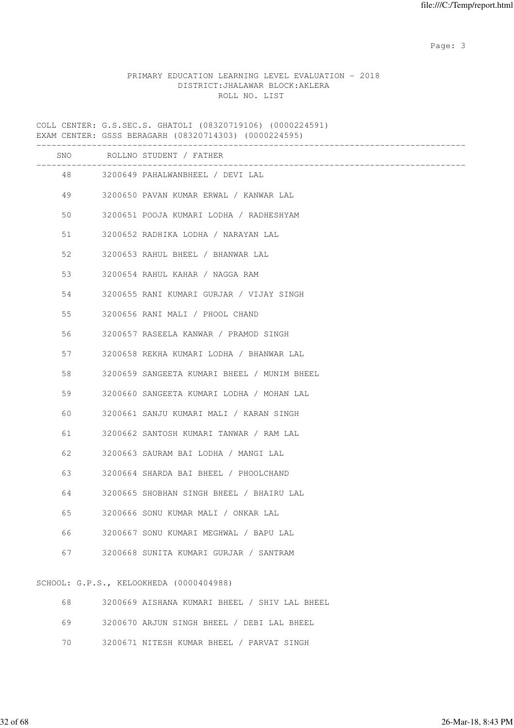PRIMARY EDUCATION LEARNING LEVEL EVALUATION - 2018
DISTRICT:JHALAWAR BLOCK:AKLERA
ROLL NO. LIST

COLL CENTER: G.S.SEC.S. GHATOLI (08320719106) (0000224591)
EXAM CENTER: GSSS BERAGARH (08320714303) (0000224595)

| SNO | ROLLNO | STUDENT / FATHER |
|---|---|---|
| 48 | 3200649 | PAHALWANBHEEL / DEVI LAL |
| 49 | 3200650 | PAVAN KUMAR ERWAL / KANWAR LAL |
| 50 | 3200651 | POOJA KUMARI LODHA / RADHESHYAM |
| 51 | 3200652 | RADHIKA LODHA / NARAYAN LAL |
| 52 | 3200653 | RAHUL BHEEL / BHANWAR LAL |
| 53 | 3200654 | RAHUL KAHAR / NAGGA RAM |
| 54 | 3200655 | RANI KUMARI GURJAR / VIJAY SINGH |
| 55 | 3200656 | RANI MALI / PHOOL CHAND |
| 56 | 3200657 | RASEELA KANWAR / PRAMOD SINGH |
| 57 | 3200658 | REKHA KUMARI LODHA / BHANWAR LAL |
| 58 | 3200659 | SANGEETA KUMARI BHEEL / MUNIM BHEEL |
| 59 | 3200660 | SANGEETA KUMARI LODHA / MOHAN LAL |
| 60 | 3200661 | SANJU KUMARI MALI / KARAN SINGH |
| 61 | 3200662 | SANTOSH KUMARI TANWAR / RAM LAL |
| 62 | 3200663 | SAURAM BAI LODHA / MANGI LAL |
| 63 | 3200664 | SHARDA BAI BHEEL / PHOOLCHAND |
| 64 | 3200665 | SHOBHAN SINGH BHEEL / BHAIRU LAL |
| 65 | 3200666 | SONU KUMAR MALI / ONKAR LAL |
| 66 | 3200667 | SONU KUMARI MEGHWAL / BAPU LAL |
| 67 | 3200668 | SUNITA KUMARI GURJAR / SANTRAM |

SCHOOL: G.P.S., KELOOKHEDA (0000404988)

| SNO | ROLLNO | STUDENT / FATHER |
|---|---|---|
| 68 | 3200669 | AISHANA KUMARI BHEEL / SHIV LAL BHEEL |
| 69 | 3200670 | ARJUN SINGH BHEEL / DEBI LAL BHEEL |
| 70 | 3200671 | NITESH KUMAR BHEEL / PARVAT SINGH |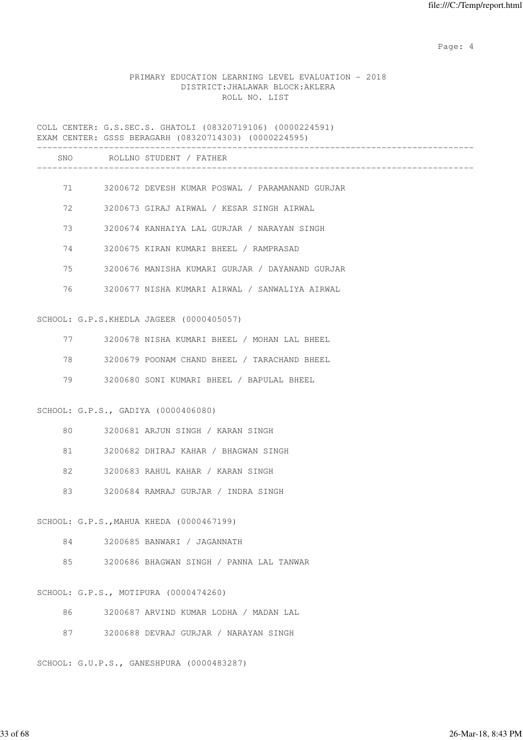PRIMARY EDUCATION LEARNING LEVEL EVALUATION - 2018
DISTRICT:JHALAWAR BLOCK:AKLERA
ROLL NO. LIST

COLL CENTER: G.S.SEC.S. GHATOLI (08320719106) (0000224591)
EXAM CENTER: GSSS BERAGARH (08320714303) (0000224595)

| SNO | ROLLNO | STUDENT / FATHER |
|---|---|---|
| 71 | 3200672 | DEVESH KUMAR POSWAL / PARAMANAND GURJAR |
| 72 | 3200673 | GIRAJ AIRWAL / KESAR SINGH AIRWAL |
| 73 | 3200674 | KANHAIYA LAL GURJAR / NARAYAN SINGH |
| 74 | 3200675 | KIRAN KUMARI BHEEL / RAMPRASAD |
| 75 | 3200676 | MANISHA KUMARI GURJAR / DAYANAND GURJAR |
| 76 | 3200677 | NISHA KUMARI AIRWAL / SANWALIYA AIRWAL |

SCHOOL: G.P.S.KHEDLA JAGEER (0000405057)

| SNO | ROLLNO | STUDENT / FATHER |
|---|---|---|
| 77 | 3200678 | NISHA KUMARI BHEEL / MOHAN LAL BHEEL |
| 78 | 3200679 | POONAM CHAND BHEEL / TARACHAND BHEEL |
| 79 | 3200680 | SONI KUMARI BHEEL / BAPULAL BHEEL |

SCHOOL: G.P.S., GADIYA (0000406080)

| SNO | ROLLNO | STUDENT / FATHER |
|---|---|---|
| 80 | 3200681 | ARJUN SINGH / KARAN SINGH |
| 81 | 3200682 | DHIRAJ KAHAR / BHAGWAN SINGH |
| 82 | 3200683 | RAHUL KAHAR / KARAN SINGH |
| 83 | 3200684 | RAMRAJ GURJAR / INDRA SINGH |

SCHOOL: G.P.S.,MAHUA KHEDA (0000467199)

| SNO | ROLLNO | STUDENT / FATHER |
|---|---|---|
| 84 | 3200685 | BANWARI / JAGANNATH |
| 85 | 3200686 | BHAGWAN SINGH / PANNA LAL TANWAR |

SCHOOL: G.P.S., MOTIPURA (0000474260)

| SNO | ROLLNO | STUDENT / FATHER |
|---|---|---|
| 86 | 3200687 | ARVIND KUMAR LODHA / MADAN LAL |
| 87 | 3200688 | DEVRAJ GURJAR / NARAYAN SINGH |

SCHOOL: G.U.P.S., GANESHPURA (0000483287)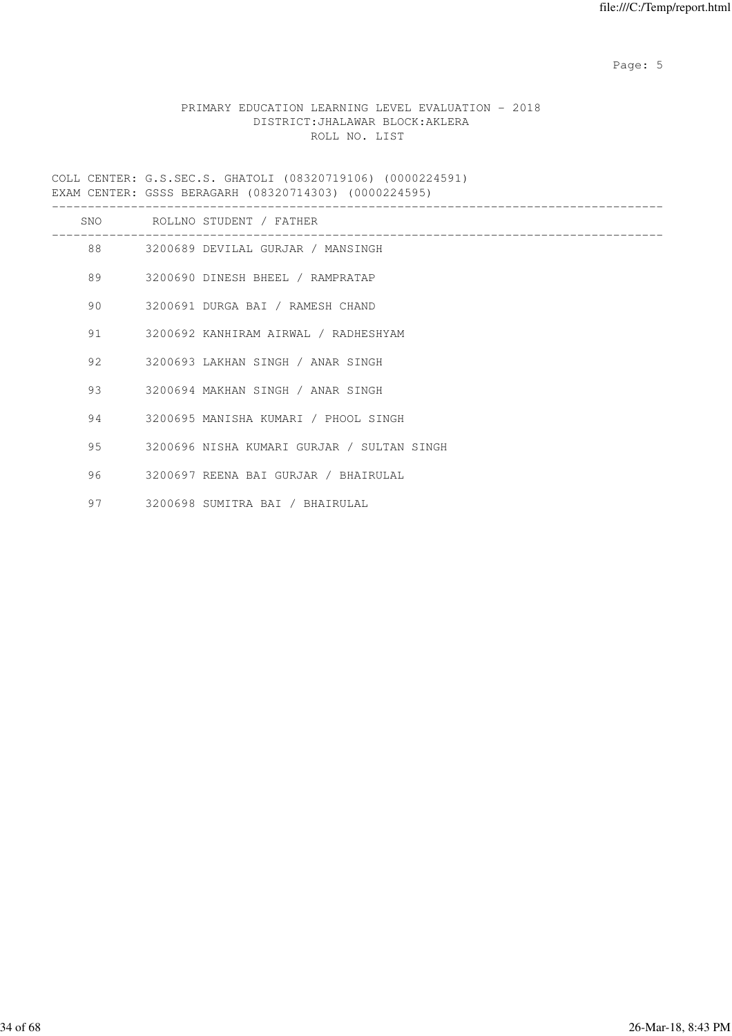PRIMARY EDUCATION LEARNING LEVEL EVALUATION - 2018
DISTRICT:JHALAWAR BLOCK:AKLERA
ROLL NO. LIST

COLL CENTER: G.S.SEC.S. GHATOLI (08320719106) (0000224591)
EXAM CENTER: GSSS BERAGARH (08320714303) (0000224595)

| SNO | ROLLNO | STUDENT / FATHER |
|---|---|---|
| 88 | 3200689 | DEVILAL GURJAR / MANSINGH |
| 89 | 3200690 | DINESH BHEEL / RAMPRATAP |
| 90 | 3200691 | DURGA BAI / RAMESH CHAND |
| 91 | 3200692 | KANHIRAM AIRWAL / RADHESHYAM |
| 92 | 3200693 | LAKHAN SINGH / ANAR SINGH |
| 93 | 3200694 | MAKHAN SINGH / ANAR SINGH |
| 94 | 3200695 | MANISHA KUMARI / PHOOL SINGH |
| 95 | 3200696 | NISHA KUMARI GURJAR / SULTAN SINGH |
| 96 | 3200697 | REENA BAI GURJAR / BHAIRULAL |
| 97 | 3200698 | SUMITRA BAI / BHAIRULAL |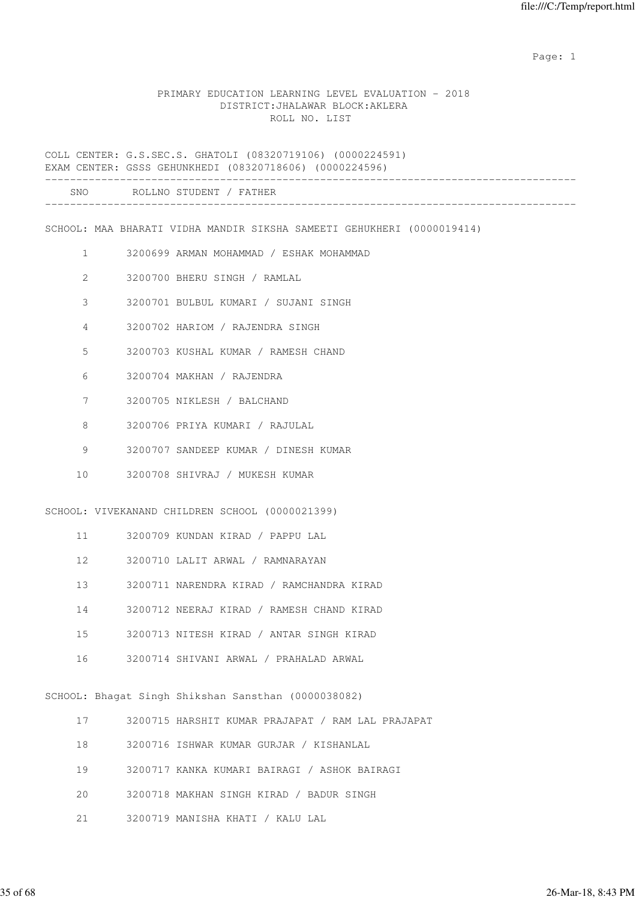PRIMARY EDUCATION LEARNING LEVEL EVALUATION - 2018
DISTRICT:JHALAWAR BLOCK:AKLERA
ROLL NO. LIST

COLL CENTER: G.S.SEC.S. GHATOLI (08320719106) (0000224591)
EXAM CENTER: GSSS GEHUNKHEDI (08320718606) (0000224596)

| SNO | ROLLNO | STUDENT / FATHER |
|---|---|---|
| **SCHOOL: MAA BHARATI VIDHA MANDIR SIKSHA SAMEETI GEHUKHERI (0000019414)** | | |
| 1 | 3200699 | ARMAN MOHAMMAD / ESHAK MOHAMMAD |
| 2 | 3200700 | BHERU SINGH / RAMLAL |
| 3 | 3200701 | BULBUL KUMARI / SUJANI SINGH |
| 4 | 3200702 | HARIOM / RAJENDRA SINGH |
| 5 | 3200703 | KUSHAL KUMAR / RAMESH CHAND |
| 6 | 3200704 | MAKHAN / RAJENDRA |
| 7 | 3200705 | NIKLESH / BALCHAND |
| 8 | 3200706 | PRIYA KUMARI / RAJULAL |
| 9 | 3200707 | SANDEEP KUMAR / DINESH KUMAR |
| 10 | 3200708 | SHIVRAJ / MUKESH KUMAR |
| **SCHOOL: VIVEKANAND CHILDREN SCHOOL (0000021399)** | | |
| 11 | 3200709 | KUNDAN KIRAD / PAPPU LAL |
| 12 | 3200710 | LALIT ARWAL / RAMNARAYAN |
| 13 | 3200711 | NARENDRA KIRAD / RAMCHANDRA KIRAD |
| 14 | 3200712 | NEERAJ KIRAD / RAMESH CHAND KIRAD |
| 15 | 3200713 | NITESH KIRAD / ANTAR SINGH KIRAD |
| 16 | 3200714 | SHIVANI ARWAL / PRAHALAD ARWAL |
| **SCHOOL: Bhagat Singh Shikshan Sansthan (0000038082)** | | |
| 17 | 3200715 | HARSHIT KUMAR PRAJAPAT / RAM LAL PRAJAPAT |
| 18 | 3200716 | ISHWAR KUMAR GURJAR / KISHANLAL |
| 19 | 3200717 | KANKA KUMARI BAIRAGI / ASHOK BAIRAGI |
| 20 | 3200718 | MAKHAN SINGH KIRAD / BADUR SINGH |
| 21 | 3200719 | MANISHA KHATI / KALU LAL |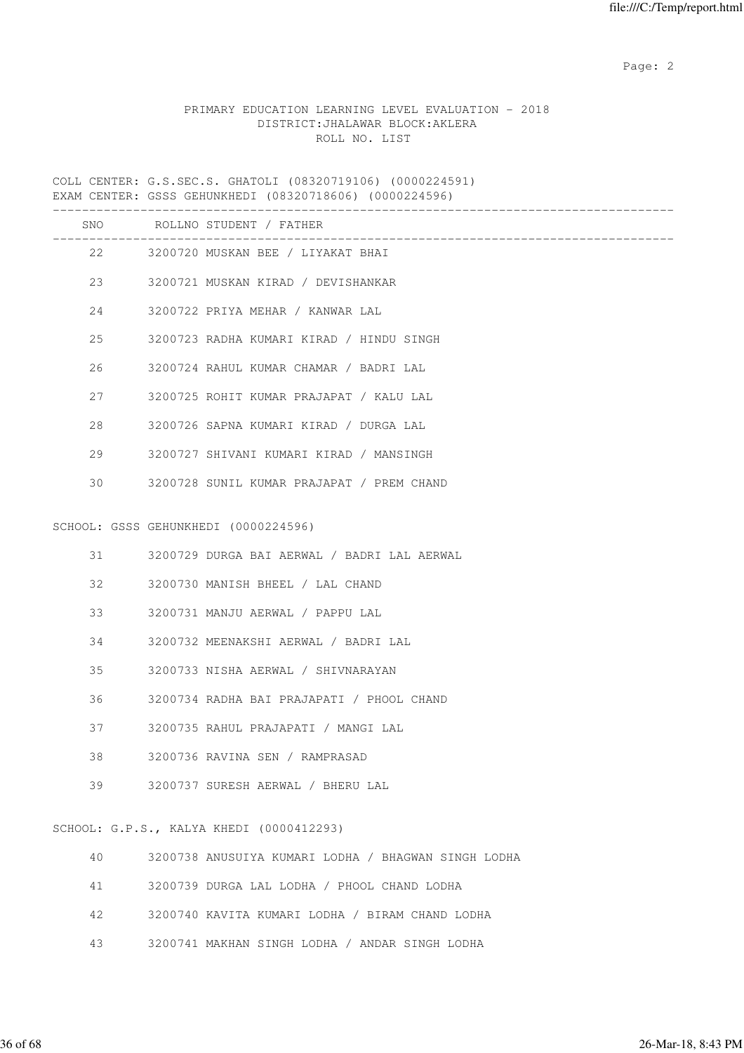PRIMARY EDUCATION LEARNING LEVEL EVALUATION - 2018
DISTRICT:JHALAWAR BLOCK:AKLERA
ROLL NO. LIST

COLL CENTER: G.S.SEC.S. GHATOLI (08320719106) (0000224591)
EXAM CENTER: GSSS GEHUNKHEDI (08320718606) (0000224596)

| SNO | ROLLNO | STUDENT / FATHER |
|---|---|---|
| 22 | 3200720 | MUSKAN BEE / LIYAKAT BHAI |
| 23 | 3200721 | MUSKAN KIRAD / DEVISHANKAR |
| 24 | 3200722 | PRIYA MEHAR / KANWAR LAL |
| 25 | 3200723 | RADHA KUMARI KIRAD / HINDU SINGH |
| 26 | 3200724 | RAHUL KUMAR CHAMAR / BADRI LAL |
| 27 | 3200725 | ROHIT KUMAR PRAJAPAT / KALU LAL |
| 28 | 3200726 | SAPNA KUMARI KIRAD / DURGA LAL |
| 29 | 3200727 | SHIVANI KUMARI KIRAD / MANSINGH |
| 30 | 3200728 | SUNIL KUMAR PRAJAPAT / PREM CHAND |

SCHOOL: GSSS GEHUNKHEDI (0000224596)

| SNO | ROLLNO | STUDENT / FATHER |
|---|---|---|
| 31 | 3200729 | DURGA BAI AERWAL / BADRI LAL AERWAL |
| 32 | 3200730 | MANISH BHEEL / LAL CHAND |
| 33 | 3200731 | MANJU AERWAL / PAPPU LAL |
| 34 | 3200732 | MEENAKSHI AERWAL / BADRI LAL |
| 35 | 3200733 | NISHA AERWAL / SHIVNARAYAN |
| 36 | 3200734 | RADHA BAI PRAJAPATI / PHOOL CHAND |
| 37 | 3200735 | RAHUL PRAJAPATI / MANGI LAL |
| 38 | 3200736 | RAVINA SEN / RAMPRASAD |
| 39 | 3200737 | SURESH AERWAL / BHERU LAL |

SCHOOL: G.P.S., KALYA KHEDI (0000412293)

| SNO | ROLLNO | STUDENT / FATHER |
|---|---|---|
| 40 | 3200738 | ANUSUIYA KUMARI LODHA / BHAGWAN SINGH LODHA |
| 41 | 3200739 | DURGA LAL LODHA / PHOOL CHAND LODHA |
| 42 | 3200740 | KAVITA KUMARI LODHA / BIRAM CHAND LODHA |
| 43 | 3200741 | MAKHAN SINGH LODHA / ANDAR SINGH LODHA |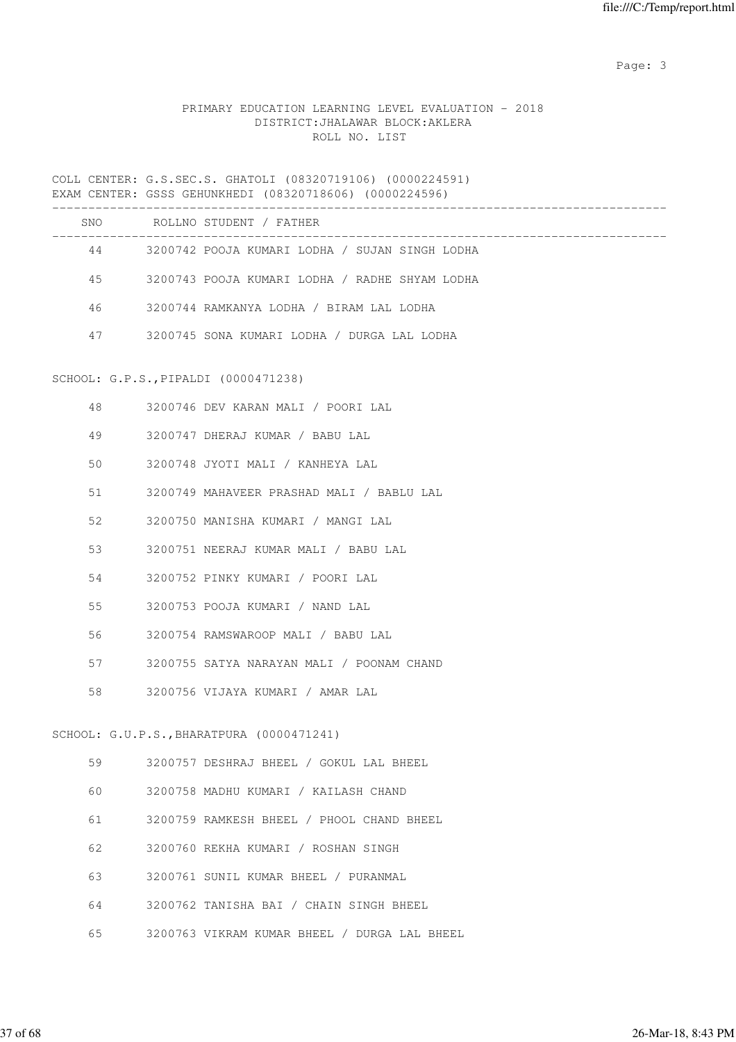PRIMARY EDUCATION LEARNING LEVEL EVALUATION - 2018
DISTRICT:JHALAWAR BLOCK:AKLERA
ROLL NO. LIST

COLL CENTER: G.S.SEC.S. GHATOLI (08320719106) (0000224591)
EXAM CENTER: GSSS GEHUNKHEDI (08320718606) (0000224596)

| SNO | ROLLNO | STUDENT / FATHER |
|---|---|---|
| 44 | 3200742 | POOJA KUMARI LODHA / SUJAN SINGH LODHA |
| 45 | 3200743 | POOJA KUMARI LODHA / RADHE SHYAM LODHA |
| 46 | 3200744 | RAMKANYA LODHA / BIRAM LAL LODHA |
| 47 | 3200745 | SONA KUMARI LODHA / DURGA LAL LODHA |

SCHOOL: G.P.S.,PIPALDI (0000471238)

| SNO | ROLLNO | STUDENT / FATHER |
|---|---|---|
| 48 | 3200746 | DEV KARAN MALI / POORI LAL |
| 49 | 3200747 | DHERAJ KUMAR / BABU LAL |
| 50 | 3200748 | JYOTI MALI / KANHEYA LAL |
| 51 | 3200749 | MAHAVEER PRASHAD MALI / BABLU LAL |
| 52 | 3200750 | MANISHA KUMARI / MANGI LAL |
| 53 | 3200751 | NEERAJ KUMAR MALI / BABU LAL |
| 54 | 3200752 | PINKY KUMARI / POORI LAL |
| 55 | 3200753 | POOJA KUMARI / NAND LAL |
| 56 | 3200754 | RAMSWAROOP MALI / BABU LAL |
| 57 | 3200755 | SATYA NARAYAN MALI / POONAM CHAND |
| 58 | 3200756 | VIJAYA KUMARI / AMAR LAL |

SCHOOL: G.U.P.S.,BHARATPURA (0000471241)

| SNO | ROLLNO | STUDENT / FATHER |
|---|---|---|
| 59 | 3200757 | DESHRAJ BHEEL / GOKUL LAL BHEEL |
| 60 | 3200758 | MADHU KUMARI / KAILASH CHAND |
| 61 | 3200759 | RAMKESH BHEEL / PHOOL CHAND BHEEL |
| 62 | 3200760 | REKHA KUMARI / ROSHAN SINGH |
| 63 | 3200761 | SUNIL KUMAR BHEEL / PURANMAL |
| 64 | 3200762 | TANISHA BAI / CHAIN SINGH BHEEL |
| 65 | 3200763 | VIKRAM KUMAR BHEEL / DURGA LAL BHEEL |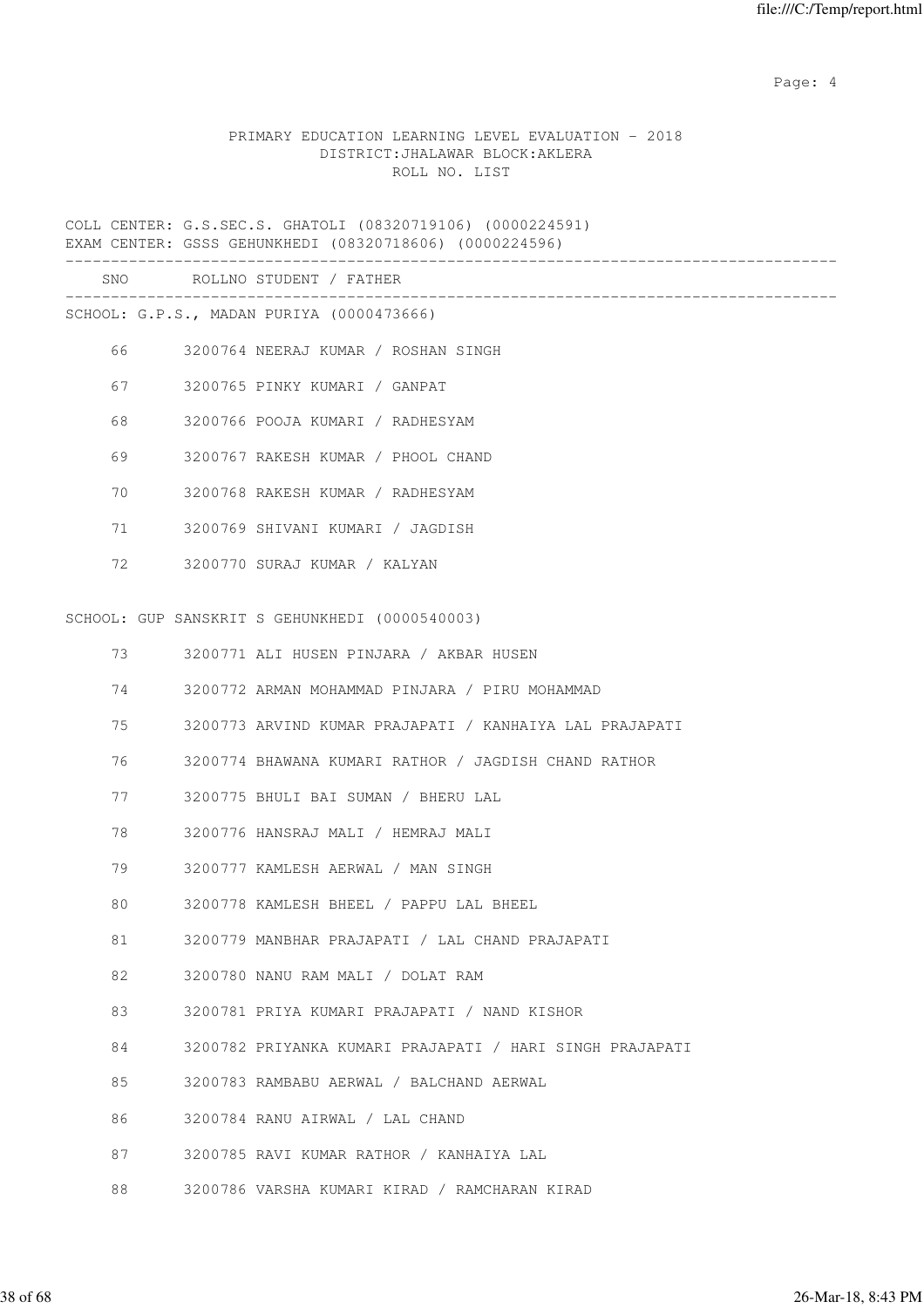PRIMARY EDUCATION LEARNING LEVEL EVALUATION - 2018
DISTRICT:JHALAWAR BLOCK:AKLERA
ROLL NO. LIST

COLL CENTER: G.S.SEC.S. GHATOLI (08320719106) (0000224591)
EXAM CENTER: GSSS GEHUNKHEDI (08320718606) (0000224596)

| SNO | ROLLNO | STUDENT / FATHER |
|---|---|---|
| **SCHOOL: G.P.S., MADAN PURIYA (0000473666)** | | |
| 66 | 3200764 | NEERAJ KUMAR / ROSHAN SINGH |
| 67 | 3200765 | PINKY KUMARI / GANPAT |
| 68 | 3200766 | POOJA KUMARI / RADHESYAM |
| 69 | 3200767 | RAKESH KUMAR / PHOOL CHAND |
| 70 | 3200768 | RAKESH KUMAR / RADHESYAM |
| 71 | 3200769 | SHIVANI KUMARI / JAGDISH |
| 72 | 3200770 | SURAJ KUMAR / KALYAN |
| **SCHOOL: GUP SANSKRIT S GEHUNKHEDI (0000540003)** | | |
| 73 | 3200771 | ALI HUSEN PINJARA / AKBAR HUSEN |
| 74 | 3200772 | ARMAN MOHAMMAD PINJARA / PIRU MOHAMMAD |
| 75 | 3200773 | ARVIND KUMAR PRAJAPATI / KANHAIYA LAL PRAJAPATI |
| 76 | 3200774 | BHAWANA KUMARI RATHOR / JAGDISH CHAND RATHOR |
| 77 | 3200775 | BHULI BAI SUMAN / BHERU LAL |
| 78 | 3200776 | HANSRAJ MALI / HEMRAJ MALI |
| 79 | 3200777 | KAMLESH AERWAL / MAN SINGH |
| 80 | 3200778 | KAMLESH BHEEL / PAPPU LAL BHEEL |
| 81 | 3200779 | MANBHAR PRAJAPATI / LAL CHAND PRAJAPATI |
| 82 | 3200780 | NANU RAM MALI / DOLAT RAM |
| 83 | 3200781 | PRIYA KUMARI PRAJAPATI / NAND KISHOR |
| 84 | 3200782 | PRIYANKA KUMARI PRAJAPATI / HARI SINGH PRAJAPATI |
| 85 | 3200783 | RAMBABU AERWAL / BALCHAND AERWAL |
| 86 | 3200784 | RANU AIRWAL / LAL CHAND |
| 87 | 3200785 | RAVI KUMAR RATHOR / KANHAIYA LAL |
| 88 | 3200786 | VARSHA KUMARI KIRAD / RAMCHARAN KIRAD |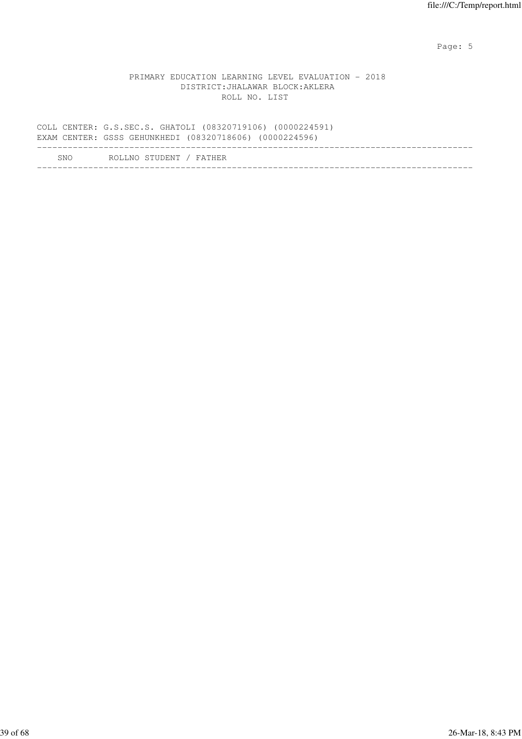PRIMARY EDUCATION LEARNING LEVEL EVALUATION - 2018
DISTRICT:JHALAWAR BLOCK:AKLERA
ROLL NO. LIST

COLL CENTER: G.S.SEC.S. GHATOLI (08320719106) (0000224591)
EXAM CENTER: GSSS GEHUNKHEDI (08320718606) (0000224596)

| SNO | ROLLNO | STUDENT / FATHER |
|---|---|---|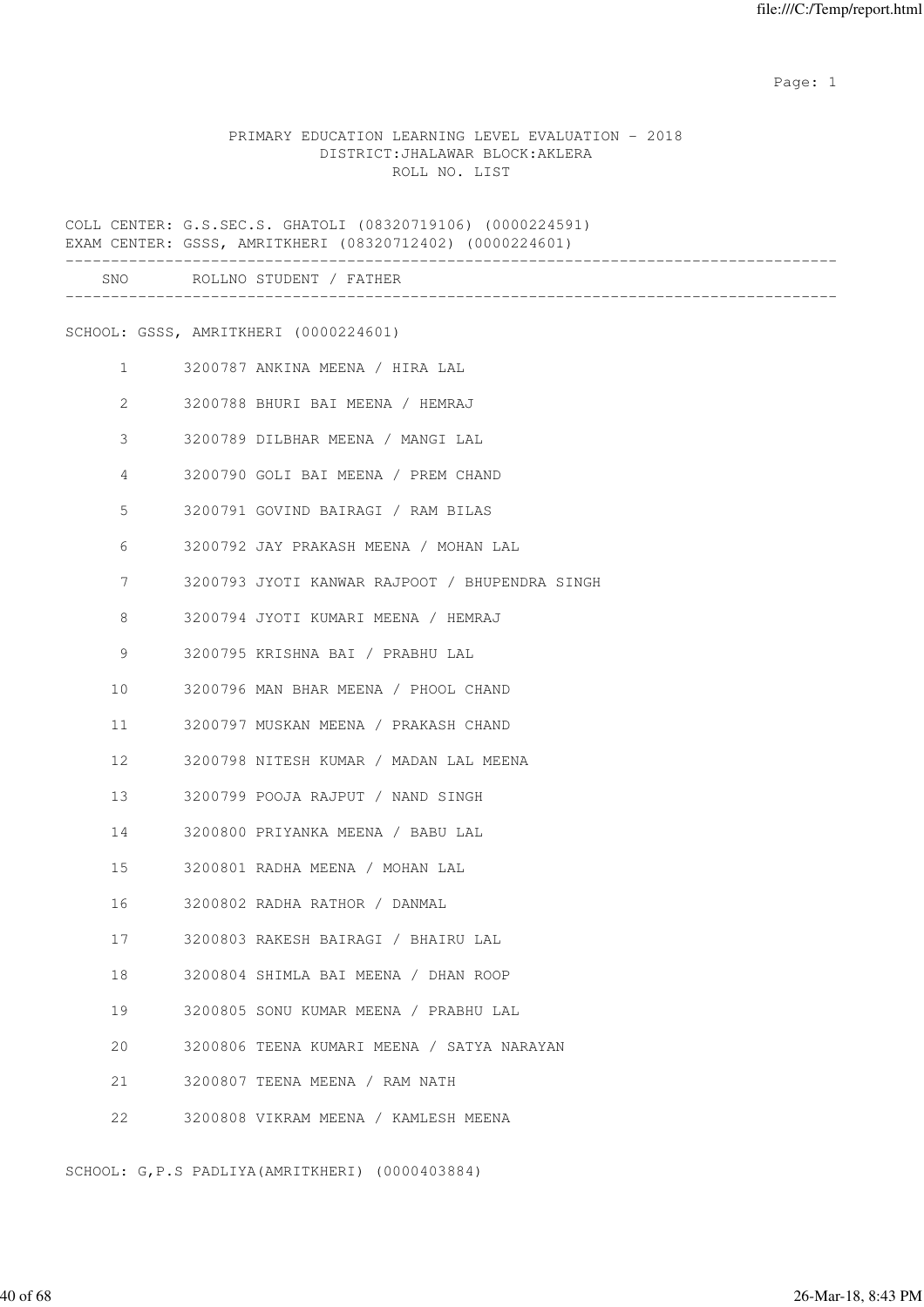PRIMARY EDUCATION LEARNING LEVEL EVALUATION - 2018
DISTRICT:JHALAWAR BLOCK:AKLERA
ROLL NO. LIST

COLL CENTER: G.S.SEC.S. GHATOLI (08320719106) (0000224591)
EXAM CENTER: GSSS, AMRITKHERI (08320712402) (0000224601)

| SNO | ROLLNO | STUDENT / FATHER |
|---|---|---|

SCHOOL: GSSS, AMRITKHERI (0000224601)

| SNO | ROLLNO | STUDENT / FATHER |
|---|---|---|
| 1 | 3200787 | ANKINA MEENA / HIRA LAL |
| 2 | 3200788 | BHURI BAI MEENA / HEMRAJ |
| 3 | 3200789 | DILBHAR MEENA / MANGI LAL |
| 4 | 3200790 | GOLI BAI MEENA / PREM CHAND |
| 5 | 3200791 | GOVIND BAIRAGI / RAM BILAS |
| 6 | 3200792 | JAY PRAKASH MEENA / MOHAN LAL |
| 7 | 3200793 | JYOTI KANWAR RAJPOOT / BHUPENDRA SINGH |
| 8 | 3200794 | JYOTI KUMARI MEENA / HEMRAJ |
| 9 | 3200795 | KRISHNA BAI / PRABHU LAL |
| 10 | 3200796 | MAN BHAR MEENA / PHOOL CHAND |
| 11 | 3200797 | MUSKAN MEENA / PRAKASH CHAND |
| 12 | 3200798 | NITESH KUMAR / MADAN LAL MEENA |
| 13 | 3200799 | POOJA RAJPUT / NAND SINGH |
| 14 | 3200800 | PRIYANKA MEENA / BABU LAL |
| 15 | 3200801 | RADHA MEENA / MOHAN LAL |
| 16 | 3200802 | RADHA RATHOR / DANMAL |
| 17 | 3200803 | RAKESH BAIRAGI / BHAIRU LAL |
| 18 | 3200804 | SHIMLA BAI MEENA / DHAN ROOP |
| 19 | 3200805 | SONU KUMAR MEENA / PRABHU LAL |
| 20 | 3200806 | TEENA KUMARI MEENA / SATYA NARAYAN |
| 21 | 3200807 | TEENA MEENA / RAM NATH |
| 22 | 3200808 | VIKRAM MEENA / KAMLESH MEENA |

SCHOOL: G,P.S PADLIYA(AMRITKHERI) (0000403884)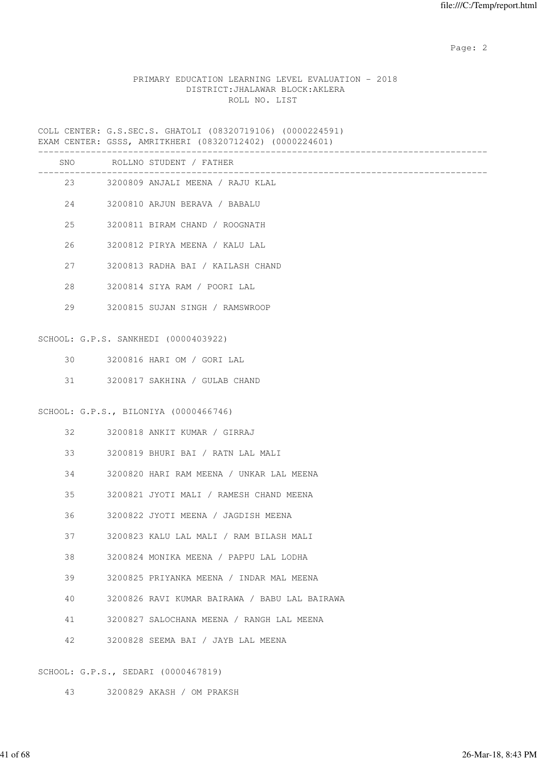PRIMARY EDUCATION LEARNING LEVEL EVALUATION - 2018
DISTRICT:JHALAWAR BLOCK:AKLERA
ROLL NO. LIST

COLL CENTER: G.S.SEC.S. GHATOLI (08320719106) (0000224591)
EXAM CENTER: GSSS, AMRITKHERI (08320712402) (0000224601)

| SNO | ROLLNO STUDENT / FATHER |
|---|---|
| 23 | 3200809 ANJALI MEENA / RAJU KLAL |
| 24 | 3200810 ARJUN BERAVA / BABALU |
| 25 | 3200811 BIRAM CHAND / ROOGNATH |
| 26 | 3200812 PIRYA MEENA / KALU LAL |
| 27 | 3200813 RADHA BAI / KAILASH CHAND |
| 28 | 3200814 SIYA RAM / POORI LAL |
| 29 | 3200815 SUJAN SINGH / RAMSWROOP |

SCHOOL: G.P.S. SANKHEDI (0000403922)

| SNO | ROLLNO STUDENT / FATHER |
|---|---|
| 30 | 3200816 HARI OM / GORI LAL |
| 31 | 3200817 SAKHINA / GULAB CHAND |

SCHOOL: G.P.S., BILONIYA (0000466746)

| SNO | ROLLNO STUDENT / FATHER |
|---|---|
| 32 | 3200818 ANKIT KUMAR / GIRRAJ |
| 33 | 3200819 BHURI BAI / RATN LAL MALI |
| 34 | 3200820 HARI RAM MEENA / UNKAR LAL MEENA |
| 35 | 3200821 JYOTI MALI / RAMESH CHAND MEENA |
| 36 | 3200822 JYOTI MEENA / JAGDISH MEENA |
| 37 | 3200823 KALU LAL MALI / RAM BILASH MALI |
| 38 | 3200824 MONIKA MEENA / PAPPU LAL LODHA |
| 39 | 3200825 PRIYANKA MEENA / INDAR MAL MEENA |
| 40 | 3200826 RAVI KUMAR BAIRAWA / BABU LAL BAIRAWA |
| 41 | 3200827 SALOCHANA MEENA / RANGH LAL MEENA |
| 42 | 3200828 SEEMA BAI / JAYB LAL MEENA |

SCHOOL: G.P.S., SEDARI (0000467819)

| SNO | ROLLNO STUDENT / FATHER |
|---|---|
| 43 | 3200829 AKASH / OM PRAKSH |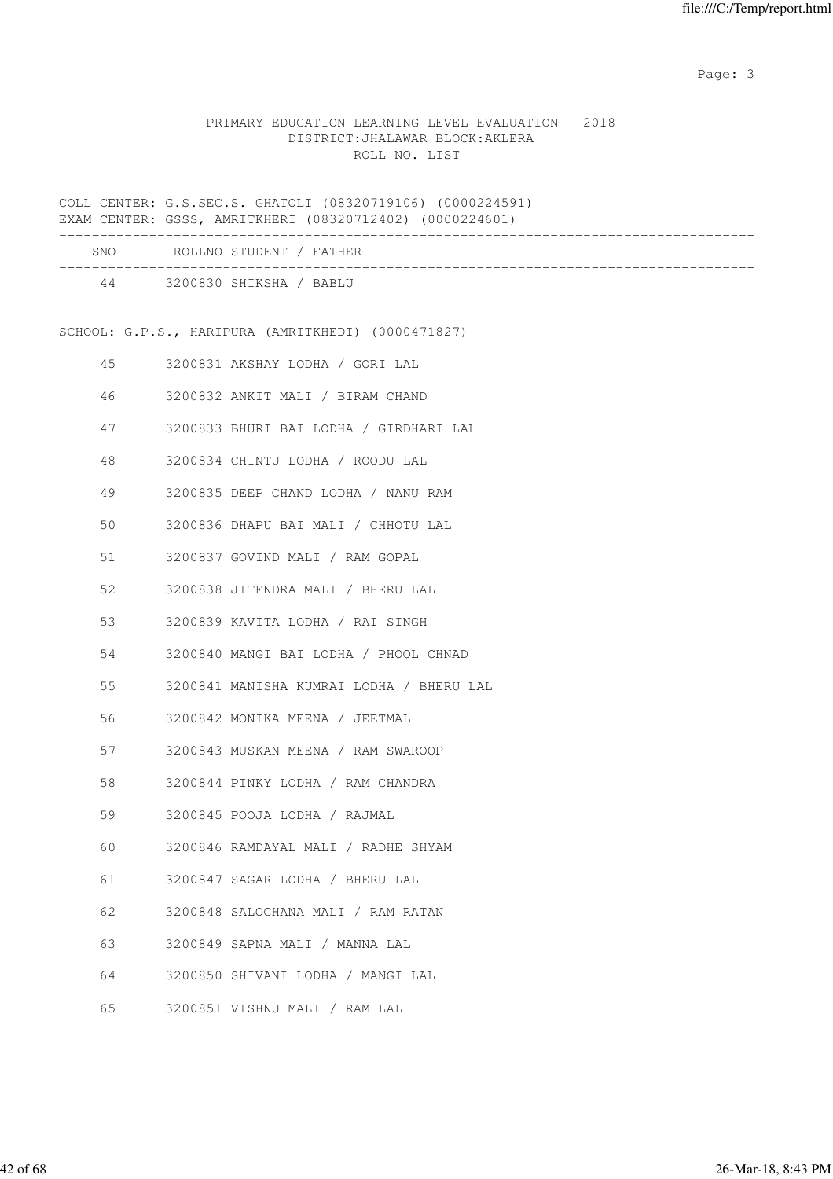PRIMARY EDUCATION LEARNING LEVEL EVALUATION - 2018
DISTRICT:JHALAWAR BLOCK:AKLERA
ROLL NO. LIST

COLL CENTER: G.S.SEC.S. GHATOLI (08320719106) (0000224591)
EXAM CENTER: GSSS, AMRITKHERI (08320712402) (0000224601)

| SNO | ROLLNO | STUDENT / FATHER |
|---|---|---|
| 44 | 3200830 | SHIKSHA / BABLU |

SCHOOL: G.P.S., HARIPURA (AMRITKHEDI) (0000471827)

| SNO | ROLLNO | STUDENT / FATHER |
|---|---|---|
| 45 | 3200831 | AKSHAY LODHA / GORI LAL |
| 46 | 3200832 | ANKIT MALI / BIRAM CHAND |
| 47 | 3200833 | BHURI BAI LODHA / GIRDHARI LAL |
| 48 | 3200834 | CHINTU LODHA / ROODU LAL |
| 49 | 3200835 | DEEP CHAND LODHA / NANU RAM |
| 50 | 3200836 | DHAPU BAI MALI / CHHOTU LAL |
| 51 | 3200837 | GOVIND MALI / RAM GOPAL |
| 52 | 3200838 | JITENDRA MALI / BHERU LAL |
| 53 | 3200839 | KAVITA LODHA / RAI SINGH |
| 54 | 3200840 | MANGI BAI LODHA / PHOOL CHNAD |
| 55 | 3200841 | MANISHA KUMRAI LODHA / BHERU LAL |
| 56 | 3200842 | MONIKA MEENA / JEETMAL |
| 57 | 3200843 | MUSKAN MEENA / RAM SWAROOP |
| 58 | 3200844 | PINKY LODHA / RAM CHANDRA |
| 59 | 3200845 | POOJA LODHA / RAJMAL |
| 60 | 3200846 | RAMDAYAL MALI / RADHE SHYAM |
| 61 | 3200847 | SAGAR LODHA / BHERU LAL |
| 62 | 3200848 | SALOCHANA MALI / RAM RATAN |
| 63 | 3200849 | SAPNA MALI / MANNA LAL |
| 64 | 3200850 | SHIVANI LODHA / MANGI LAL |
| 65 | 3200851 | VISHNU MALI / RAM LAL |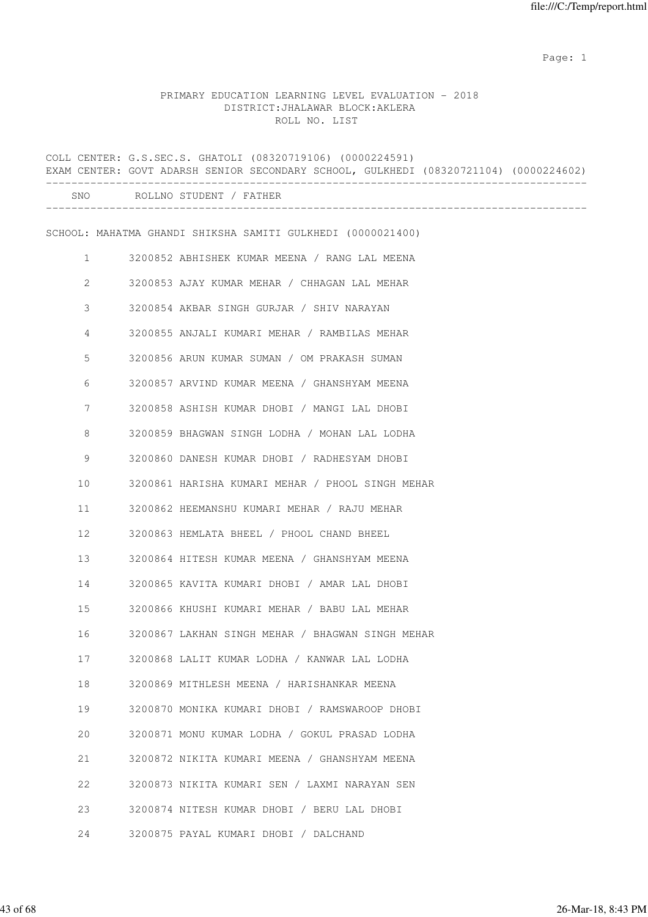PRIMARY EDUCATION LEARNING LEVEL EVALUATION - 2018
DISTRICT:JHALAWAR BLOCK:AKLERA
ROLL NO. LIST

COLL CENTER: G.S.SEC.S. GHATOLI (08320719106) (0000224591)
EXAM CENTER: GOVT ADARSH SENIOR SECONDARY SCHOOL, GULKHEDI (08320721104) (0000224602)

SCHOOL: MAHATMA GHANDI SHIKSHA SAMITI GULKHEDI (0000021400)

| SNO | ROLLNO | STUDENT / FATHER |
|---|---|---|
| 1 | 3200852 | ABHISHEK KUMAR MEENA / RANG LAL MEENA |
| 2 | 3200853 | AJAY KUMAR MEHAR / CHHAGAN LAL MEHAR |
| 3 | 3200854 | AKBAR SINGH GURJAR / SHIV NARAYAN |
| 4 | 3200855 | ANJALI KUMARI MEHAR / RAMBILAS MEHAR |
| 5 | 3200856 | ARUN KUMAR SUMAN / OM PRAKASH SUMAN |
| 6 | 3200857 | ARVIND KUMAR MEENA / GHANSHYAM MEENA |
| 7 | 3200858 | ASHISH KUMAR DHOBI / MANGI LAL DHOBI |
| 8 | 3200859 | BHAGWAN SINGH LODHA / MOHAN LAL LODHA |
| 9 | 3200860 | DANESH KUMAR DHOBI / RADHESYAM DHOBI |
| 10 | 3200861 | HARISHA KUMARI MEHAR / PHOOL SINGH MEHAR |
| 11 | 3200862 | HEEMANSHU KUMARI MEHAR / RAJU MEHAR |
| 12 | 3200863 | HEMLATA BHEEL / PHOOL CHAND BHEEL |
| 13 | 3200864 | HITESH KUMAR MEENA / GHANSHYAM MEENA |
| 14 | 3200865 | KAVITA KUMARI DHOBI / AMAR LAL DHOBI |
| 15 | 3200866 | KHUSHI KUMARI MEHAR / BABU LAL MEHAR |
| 16 | 3200867 | LAKHAN SINGH MEHAR / BHAGWAN SINGH MEHAR |
| 17 | 3200868 | LALIT KUMAR LODHA / KANWAR LAL LODHA |
| 18 | 3200869 | MITHLESH MEENA / HARISHANKAR MEENA |
| 19 | 3200870 | MONIKA KUMARI DHOBI / RAMSWAROOP DHOBI |
| 20 | 3200871 | MONU KUMAR LODHA / GOKUL PRASAD LODHA |
| 21 | 3200872 | NIKITA KUMARI MEENA / GHANSHYAM MEENA |
| 22 | 3200873 | NIKITA KUMARI SEN / LAXMI NARAYAN SEN |
| 23 | 3200874 | NITESH KUMAR DHOBI / BERU LAL DHOBI |
| 24 | 3200875 | PAYAL KUMARI DHOBI / DALCHAND |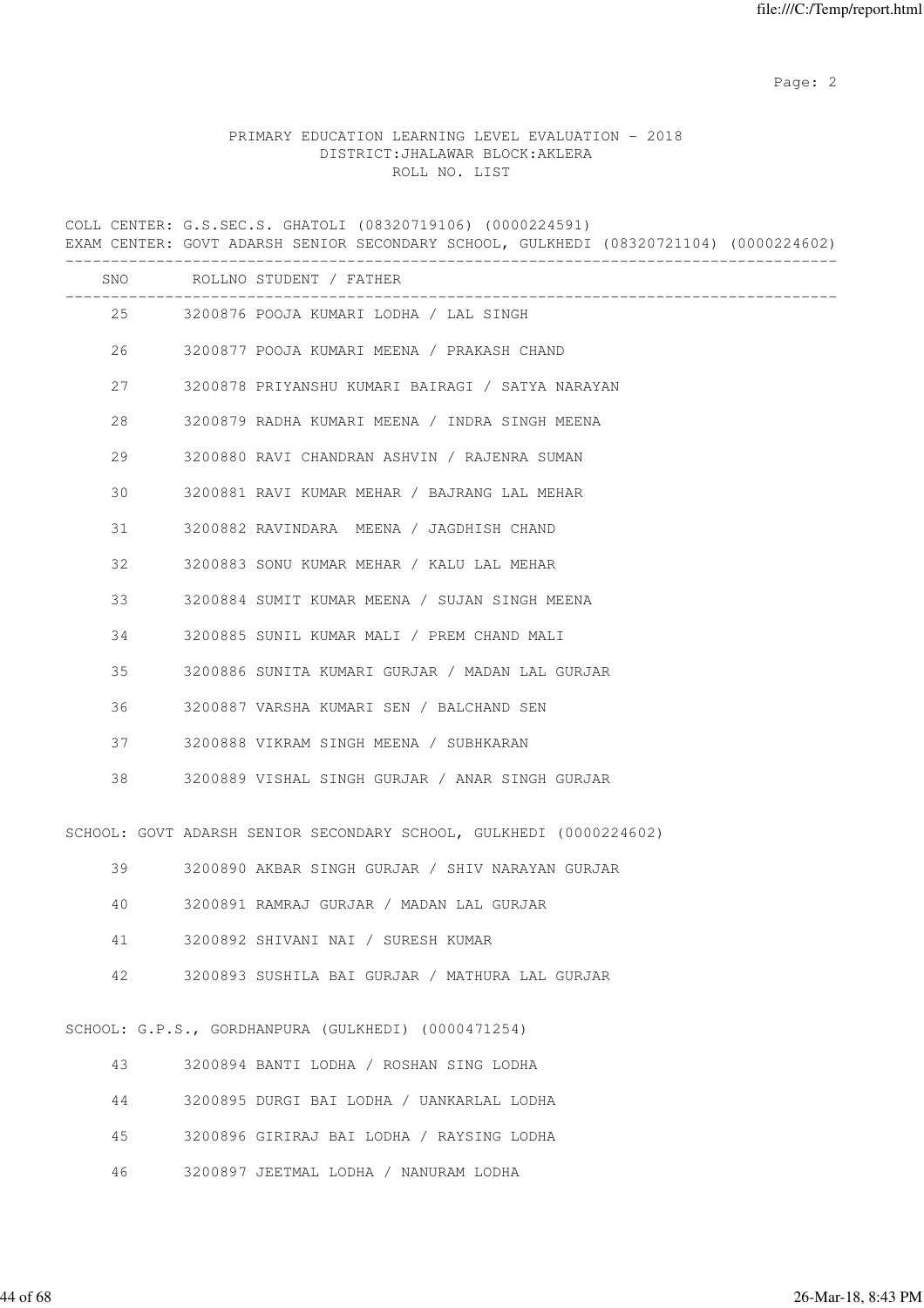PRIMARY EDUCATION LEARNING LEVEL EVALUATION - 2018
DISTRICT:JHALAWAR BLOCK:AKLERA
ROLL NO. LIST

COLL CENTER: G.S.SEC.S. GHATOLI (08320719106) (0000224591)
EXAM CENTER: GOVT ADARSH SENIOR SECONDARY SCHOOL, GULKHEDI (08320721104) (0000224602)

| SNO | ROLLNO | STUDENT / FATHER |
|---|---|---|
| 25 | 3200876 | POOJA KUMARI LODHA / LAL SINGH |
| 26 | 3200877 | POOJA KUMARI MEENA / PRAKASH CHAND |
| 27 | 3200878 | PRIYANSHU KUMARI BAIRAGI / SATYA NARAYAN |
| 28 | 3200879 | RADHA KUMARI MEENA / INDRA SINGH MEENA |
| 29 | 3200880 | RAVI CHANDRAN ASHVIN / RAJENRA SUMAN |
| 30 | 3200881 | RAVI KUMAR MEHAR / BAJRANG LAL MEHAR |
| 31 | 3200882 | RAVINDARA MEENA / JAGDHISH CHAND |
| 32 | 3200883 | SONU KUMAR MEHAR / KALU LAL MEHAR |
| 33 | 3200884 | SUMIT KUMAR MEENA / SUJAN SINGH MEENA |
| 34 | 3200885 | SUNIL KUMAR MALI / PREM CHAND MALI |
| 35 | 3200886 | SUNITA KUMARI GURJAR / MADAN LAL GURJAR |
| 36 | 3200887 | VARSHA KUMARI SEN / BALCHAND SEN |
| 37 | 3200888 | VIKRAM SINGH MEENA / SUBHKARAN |
| 38 | 3200889 | VISHAL SINGH GURJAR / ANAR SINGH GURJAR |

SCHOOL: GOVT ADARSH SENIOR SECONDARY SCHOOL, GULKHEDI (0000224602)

| SNO | ROLLNO | STUDENT / FATHER |
|---|---|---|
| 39 | 3200890 | AKBAR SINGH GURJAR / SHIV NARAYAN GURJAR |
| 40 | 3200891 | RAMRAJ GURJAR / MADAN LAL GURJAR |
| 41 | 3200892 | SHIVANI NAI / SURESH KUMAR |
| 42 | 3200893 | SUSHILA BAI GURJAR / MATHURA LAL GURJAR |

SCHOOL: G.P.S., GORDHANPURA (GULKHEDI) (0000471254)

| SNO | ROLLNO | STUDENT / FATHER |
|---|---|---|
| 43 | 3200894 | BANTI LODHA / ROSHAN SING LODHA |
| 44 | 3200895 | DURGI BAI LODHA / UANKARLAL LODHA |
| 45 | 3200896 | GIRIRAJ BAI LODHA / RAYSING LODHA |
| 46 | 3200897 | JEETMAL LODHA / NANURAM LODHA |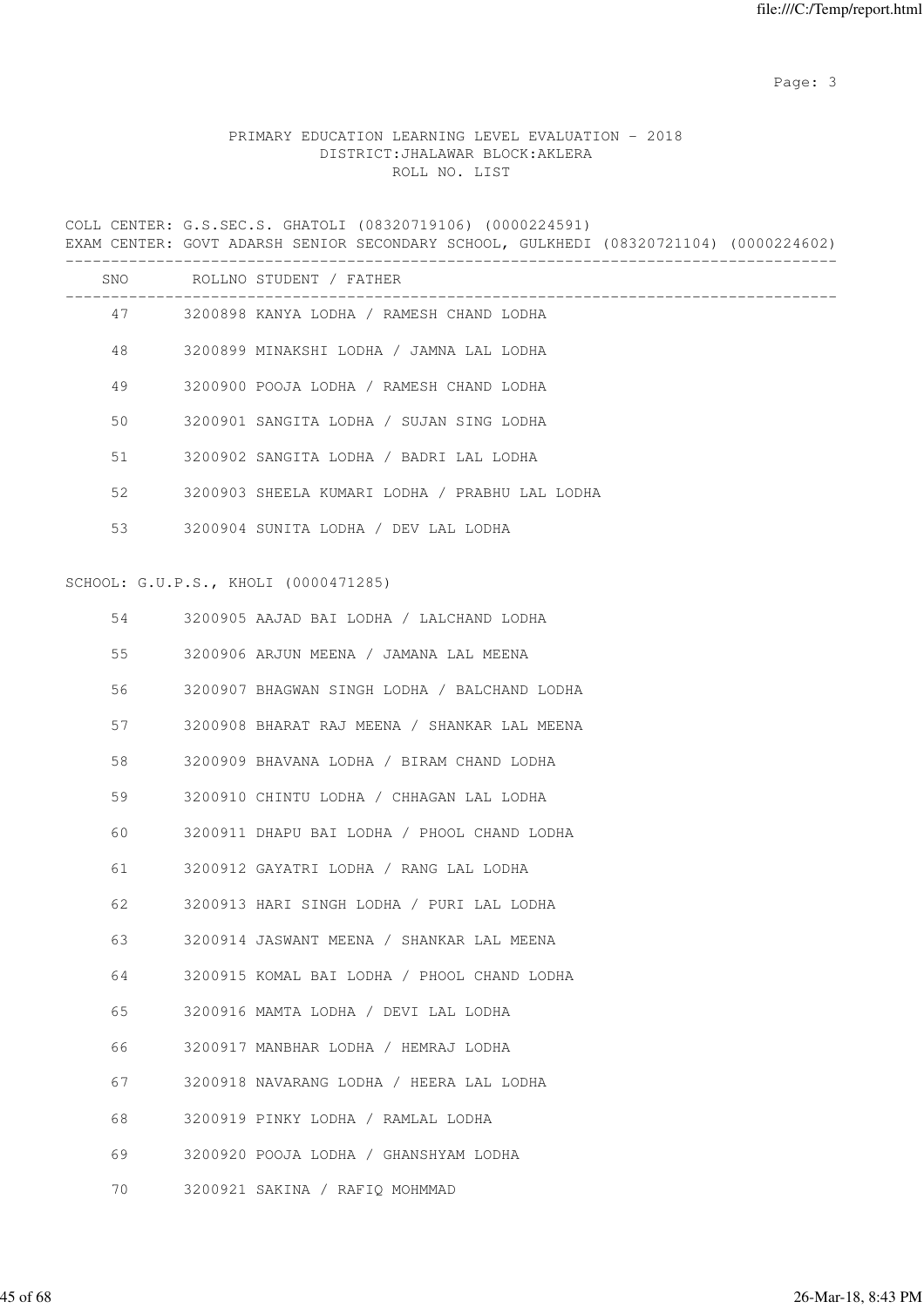PRIMARY EDUCATION LEARNING LEVEL EVALUATION - 2018
DISTRICT:JHALAWAR BLOCK:AKLERA
ROLL NO. LIST

COLL CENTER: G.S.SEC.S. GHATOLI (08320719106) (0000224591)
EXAM CENTER: GOVT ADARSH SENIOR SECONDARY SCHOOL, GULKHEDI (08320721104) (0000224602)

| SNO | ROLLNO STUDENT / FATHER |
|---|---|
| 47 | 3200898 KANYA LODHA / RAMESH CHAND LODHA |
| 48 | 3200899 MINAKSHI LODHA / JAMNA LAL LODHA |
| 49 | 3200900 POOJA LODHA / RAMESH CHAND LODHA |
| 50 | 3200901 SANGITA LODHA / SUJAN SING LODHA |
| 51 | 3200902 SANGITA LODHA / BADRI LAL LODHA |
| 52 | 3200903 SHEELA KUMARI LODHA / PRABHU LAL LODHA |
| 53 | 3200904 SUNITA LODHA / DEV LAL LODHA |

SCHOOL: G.U.P.S., KHOLI (0000471285)

| SNO | ROLLNO STUDENT / FATHER |
|---|---|
| 54 | 3200905 AAJAD BAI LODHA / LALCHAND LODHA |
| 55 | 3200906 ARJUN MEENA / JAMANA LAL MEENA |
| 56 | 3200907 BHAGWAN SINGH LODHA / BALCHAND LODHA |
| 57 | 3200908 BHARAT RAJ MEENA / SHANKAR LAL MEENA |
| 58 | 3200909 BHAVANA LODHA / BIRAM CHAND LODHA |
| 59 | 3200910 CHINTU LODHA / CHHAGAN LAL LODHA |
| 60 | 3200911 DHAPU BAI LODHA / PHOOL CHAND LODHA |
| 61 | 3200912 GAYATRI LODHA / RANG LAL LODHA |
| 62 | 3200913 HARI SINGH LODHA / PURI LAL LODHA |
| 63 | 3200914 JASWANT MEENA / SHANKAR LAL MEENA |
| 64 | 3200915 KOMAL BAI LODHA / PHOOL CHAND LODHA |
| 65 | 3200916 MAMTA LODHA / DEVI LAL LODHA |
| 66 | 3200917 MANBHAR LODHA / HEMRAJ LODHA |
| 67 | 3200918 NAVARANG LODHA / HEERA LAL LODHA |
| 68 | 3200919 PINKY LODHA / RAMLAL LODHA |
| 69 | 3200920 POOJA LODHA / GHANSHYAM LODHA |
| 70 | 3200921 SAKINA / RAFIQ MOHMMAD |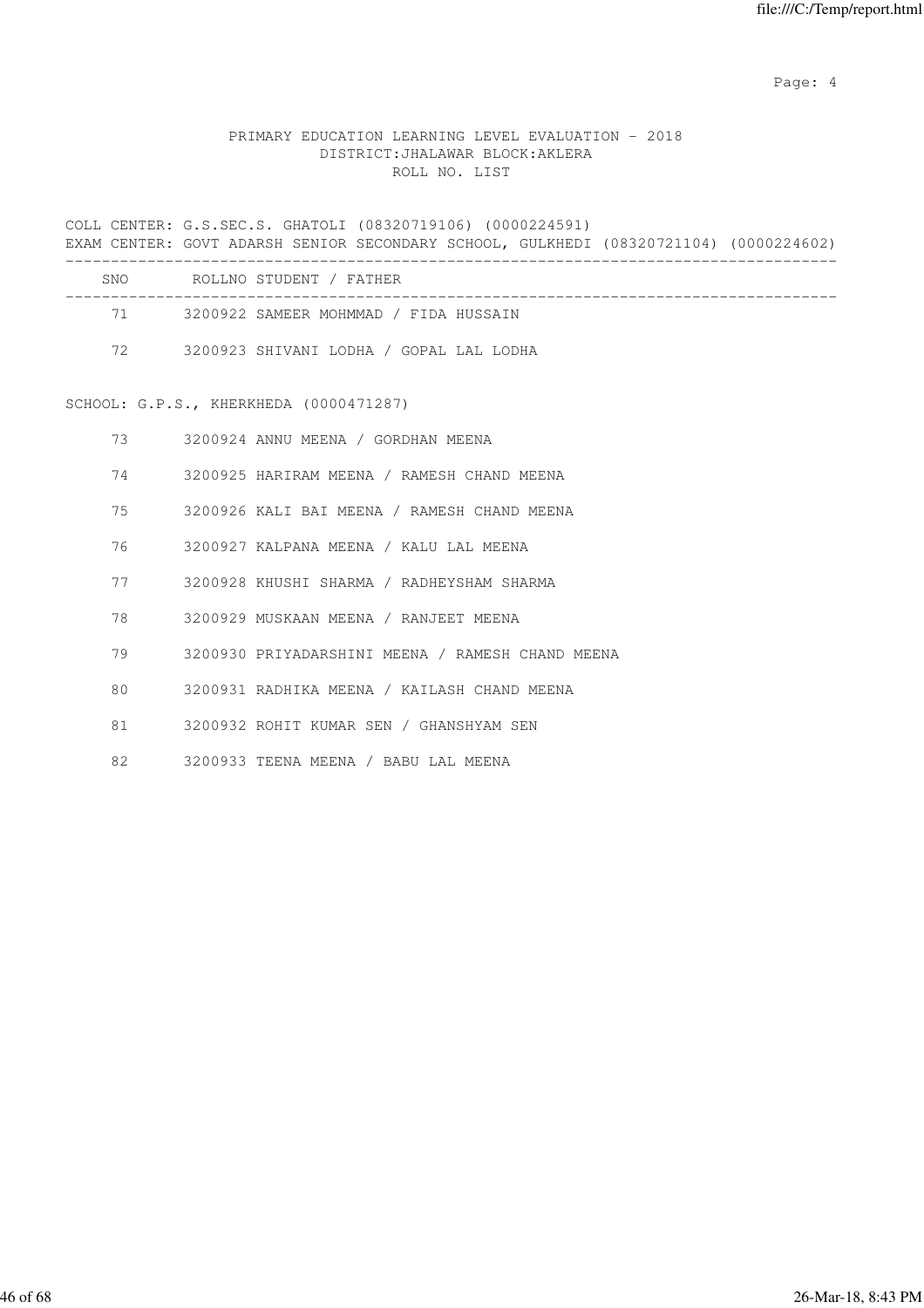PRIMARY EDUCATION LEARNING LEVEL EVALUATION - 2018
DISTRICT:JHALAWAR BLOCK:AKLERA
ROLL NO. LIST

COLL CENTER: G.S.SEC.S. GHATOLI (08320719106) (0000224591)
EXAM CENTER: GOVT ADARSH SENIOR SECONDARY SCHOOL, GULKHEDI (08320721104) (0000224602)

| SNO | ROLLNO | STUDENT / FATHER |
|---|---|---|
| 71 | 3200922 | SAMEER MOHMMAD / FIDA HUSSAIN |
| 72 | 3200923 | SHIVANI LODHA / GOPAL LAL LODHA |

SCHOOL: G.P.S., KHERKHEDA (0000471287)

| SNO | ROLLNO | STUDENT / FATHER |
|---|---|---|
| 73 | 3200924 | ANNU MEENA / GORDHAN MEENA |
| 74 | 3200925 | HARIRAM MEENA / RAMESH CHAND MEENA |
| 75 | 3200926 | KALI BAI MEENA / RAMESH CHAND MEENA |
| 76 | 3200927 | KALPANA MEENA / KALU LAL MEENA |
| 77 | 3200928 | KHUSHI SHARMA / RADHEYSHAM SHARMA |
| 78 | 3200929 | MUSKAAN MEENA / RANJEET MEENA |
| 79 | 3200930 | PRIYADARSHINI MEENA / RAMESH CHAND MEENA |
| 80 | 3200931 | RADHIKA MEENA / KAILASH CHAND MEENA |
| 81 | 3200932 | ROHIT KUMAR SEN / GHANSHYAM SEN |
| 82 | 3200933 | TEENA MEENA / BABU LAL MEENA |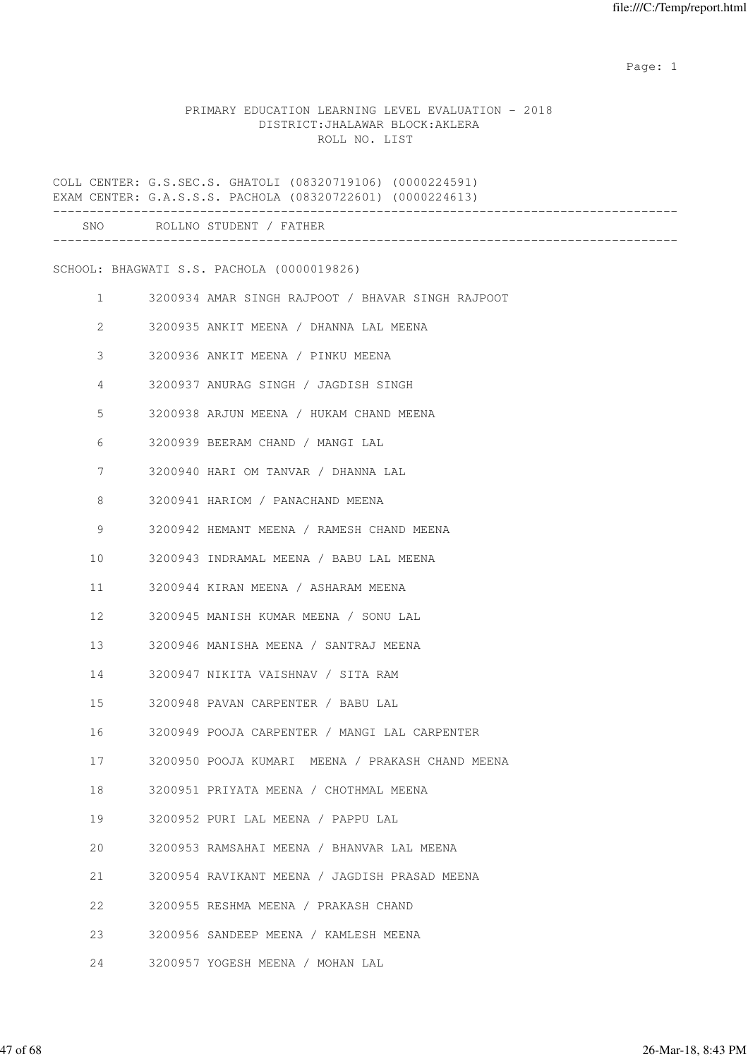PRIMARY EDUCATION LEARNING LEVEL EVALUATION - 2018
DISTRICT:JHALAWAR BLOCK:AKLERA
ROLL NO. LIST

COLL CENTER: G.S.SEC.S. GHATOLI (08320719106) (0000224591)
EXAM CENTER: G.A.S.S.S. PACHOLA (08320722601) (0000224613)

SCHOOL: BHAGWATI S.S. PACHOLA (0000019826)

| SNO | ROLLNO | STUDENT / FATHER |
|---|---|---|
| 1 | 3200934 | AMAR SINGH RAJPOOT / BHAVAR SINGH RAJPOOT |
| 2 | 3200935 | ANKIT MEENA / DHANNA LAL MEENA |
| 3 | 3200936 | ANKIT MEENA / PINKU MEENA |
| 4 | 3200937 | ANURAG SINGH / JAGDISH SINGH |
| 5 | 3200938 | ARJUN MEENA / HUKAM CHAND MEENA |
| 6 | 3200939 | BEERAM CHAND / MANGI LAL |
| 7 | 3200940 | HARI OM TANVAR / DHANNA LAL |
| 8 | 3200941 | HARIOM / PANACHAND MEENA |
| 9 | 3200942 | HEMANT MEENA / RAMESH CHAND MEENA |
| 10 | 3200943 | INDRAMAL MEENA / BABU LAL MEENA |
| 11 | 3200944 | KIRAN MEENA / ASHARAM MEENA |
| 12 | 3200945 | MANISH KUMAR MEENA / SONU LAL |
| 13 | 3200946 | MANISHA MEENA / SANTRAJ MEENA |
| 14 | 3200947 | NIKITA VAISHNAV / SITA RAM |
| 15 | 3200948 | PAVAN CARPENTER / BABU LAL |
| 16 | 3200949 | POOJA CARPENTER / MANGI LAL CARPENTER |
| 17 | 3200950 | POOJA KUMARI MEENA / PRAKASH CHAND MEENA |
| 18 | 3200951 | PRIYATA MEENA / CHOTHMAL MEENA |
| 19 | 3200952 | PURI LAL MEENA / PAPPU LAL |
| 20 | 3200953 | RAMSAHAI MEENA / BHANVAR LAL MEENA |
| 21 | 3200954 | RAVIKANT MEENA / JAGDISH PRASAD MEENA |
| 22 | 3200955 | RESHMA MEENA / PRAKASH CHAND |
| 23 | 3200956 | SANDEEP MEENA / KAMLESH MEENA |
| 24 | 3200957 | YOGESH MEENA / MOHAN LAL |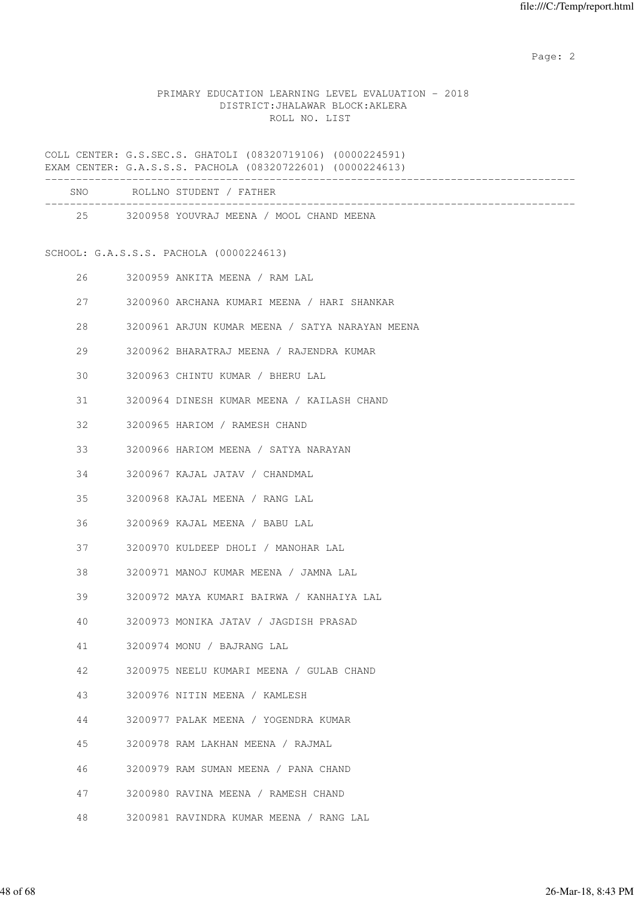PRIMARY EDUCATION LEARNING LEVEL EVALUATION - 2018
DISTRICT:JHALAWAR BLOCK:AKLERA
ROLL NO. LIST

COLL CENTER: G.S.SEC.S. GHATOLI (08320719106) (0000224591)
EXAM CENTER: G.A.S.S.S. PACHOLA (08320722601) (0000224613)

| SNO | ROLLNO | STUDENT / FATHER |
|---|---|---|
| 25 | 3200958 | YOUVRAJ MEENA / MOOL CHAND MEENA |

SCHOOL: G.A.S.S.S. PACHOLA (0000224613)

| SNO | ROLLNO | STUDENT / FATHER |
|---|---|---|
| 26 | 3200959 | ANKITA MEENA / RAM LAL |
| 27 | 3200960 | ARCHANA KUMARI MEENA / HARI SHANKAR |
| 28 | 3200961 | ARJUN KUMAR MEENA / SATYA NARAYAN MEENA |
| 29 | 3200962 | BHARATRAJ MEENA / RAJENDRA KUMAR |
| 30 | 3200963 | CHINTU KUMAR / BHERU LAL |
| 31 | 3200964 | DINESH KUMAR MEENA / KAILASH CHAND |
| 32 | 3200965 | HARIOM / RAMESH CHAND |
| 33 | 3200966 | HARIOM MEENA / SATYA NARAYAN |
| 34 | 3200967 | KAJAL JATAV / CHANDMAL |
| 35 | 3200968 | KAJAL MEENA / RANG LAL |
| 36 | 3200969 | KAJAL MEENA / BABU LAL |
| 37 | 3200970 | KULDEEP DHOLI / MANOHAR LAL |
| 38 | 3200971 | MANOJ KUMAR MEENA / JAMNA LAL |
| 39 | 3200972 | MAYA KUMARI BAIRWA / KANHAIYA LAL |
| 40 | 3200973 | MONIKA JATAV / JAGDISH PRASAD |
| 41 | 3200974 | MONU / BAJRANG LAL |
| 42 | 3200975 | NEELU KUMARI MEENA / GULAB CHAND |
| 43 | 3200976 | NITIN MEENA / KAMLESH |
| 44 | 3200977 | PALAK MEENA / YOGENDRA KUMAR |
| 45 | 3200978 | RAM LAKHAN MEENA / RAJMAL |
| 46 | 3200979 | RAM SUMAN MEENA / PANA CHAND |
| 47 | 3200980 | RAVINA MEENA / RAMESH CHAND |
| 48 | 3200981 | RAVINDRA KUMAR MEENA / RANG LAL |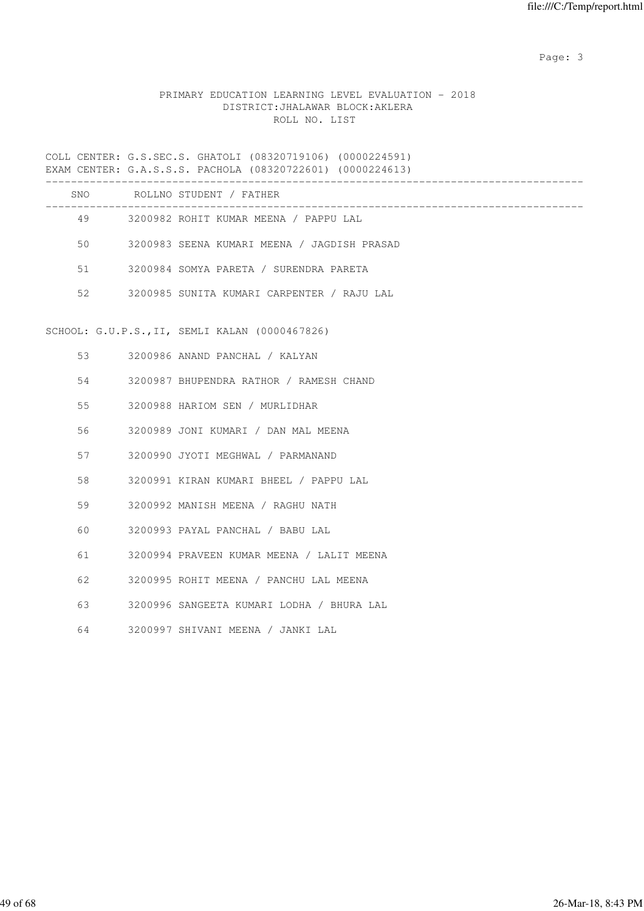PRIMARY EDUCATION LEARNING LEVEL EVALUATION - 2018
DISTRICT:JHALAWAR BLOCK:AKLERA
ROLL NO. LIST

COLL CENTER: G.S.SEC.S. GHATOLI (08320719106) (0000224591)
EXAM CENTER: G.A.S.S.S. PACHOLA (08320722601) (0000224613)

| SNO | ROLLNO | STUDENT / FATHER |
|---|---|---|
| 49 | 3200982 | ROHIT KUMAR MEENA / PAPPU LAL |
| 50 | 3200983 | SEENA KUMARI MEENA / JAGDISH PRASAD |
| 51 | 3200984 | SOMYA PARETA / SURENDRA PARETA |
| 52 | 3200985 | SUNITA KUMARI CARPENTER / RAJU LAL |

SCHOOL: G.U.P.S.,II, SEMLI KALAN (0000467826)

| SNO | ROLLNO | STUDENT / FATHER |
|---|---|---|
| 53 | 3200986 | ANAND PANCHAL / KALYAN |
| 54 | 3200987 | BHUPENDRA RATHOR / RAMESH CHAND |
| 55 | 3200988 | HARIOM SEN / MURLIDHAR |
| 56 | 3200989 | JONI KUMARI / DAN MAL MEENA |
| 57 | 3200990 | JYOTI MEGHWAL / PARMANAND |
| 58 | 3200991 | KIRAN KUMARI BHEEL / PAPPU LAL |
| 59 | 3200992 | MANISH MEENA / RAGHU NATH |
| 60 | 3200993 | PAYAL PANCHAL / BABU LAL |
| 61 | 3200994 | PRAVEEN KUMAR MEENA / LALIT MEENA |
| 62 | 3200995 | ROHIT MEENA / PANCHU LAL MEENA |
| 63 | 3200996 | SANGEETA KUMARI LODHA / BHURA LAL |
| 64 | 3200997 | SHIVANI MEENA / JANKI LAL |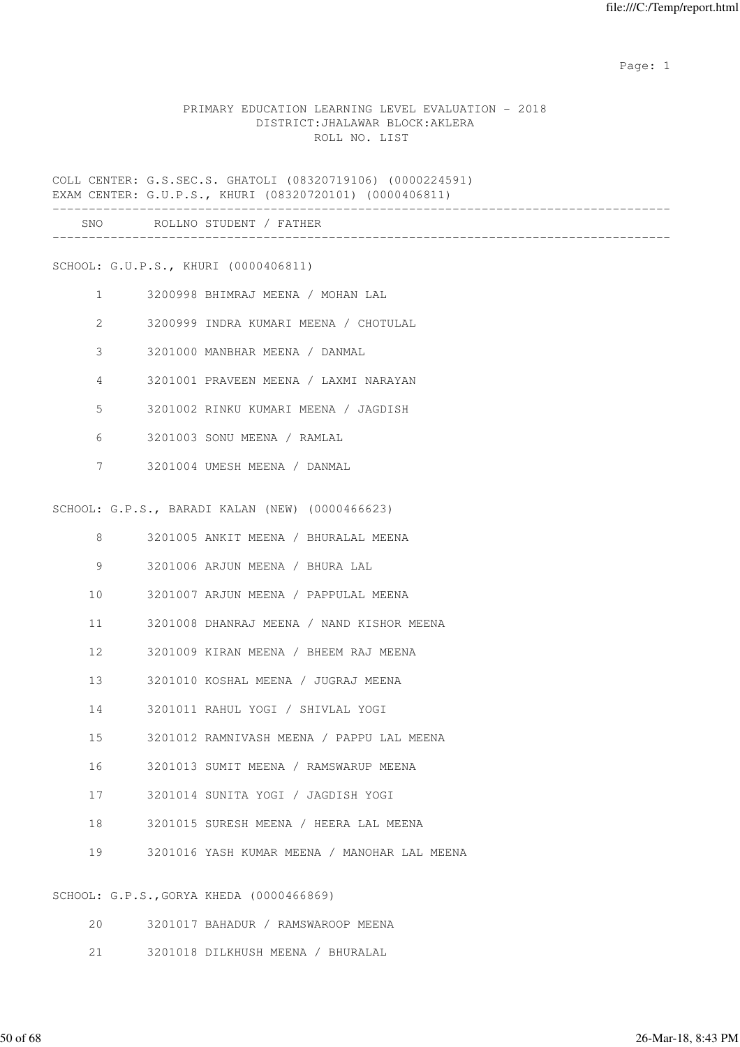PRIMARY EDUCATION LEARNING LEVEL EVALUATION - 2018
DISTRICT:JHALAWAR BLOCK:AKLERA
ROLL NO. LIST

COLL CENTER: G.S.SEC.S. GHATOLI (08320719106) (0000224591)
EXAM CENTER: G.U.P.S., KHURI (08320720101) (0000406811)

| SNO | ROLLNO | STUDENT / FATHER |
|---|---|---|

SCHOOL: G.U.P.S., KHURI (0000406811)

| SNO | ROLLNO | STUDENT / FATHER |
|---|---|---|
| 1 | 3200998 | BHIMRAJ MEENA / MOHAN LAL |
| 2 | 3200999 | INDRA KUMARI MEENA / CHOTULAL |
| 3 | 3201000 | MANBHAR MEENA / DANMAL |
| 4 | 3201001 | PRAVEEN MEENA / LAXMI NARAYAN |
| 5 | 3201002 | RINKU KUMARI MEENA / JAGDISH |
| 6 | 3201003 | SONU MEENA / RAMLAL |
| 7 | 3201004 | UMESH MEENA / DANMAL |

SCHOOL: G.P.S., BARADI KALAN (NEW) (0000466623)

| SNO | ROLLNO | STUDENT / FATHER |
|---|---|---|
| 8 | 3201005 | ANKIT MEENA / BHURALAL MEENA |
| 9 | 3201006 | ARJUN MEENA / BHURA LAL |
| 10 | 3201007 | ARJUN MEENA / PAPPULAL MEENA |
| 11 | 3201008 | DHANRAJ MEENA / NAND KISHOR MEENA |
| 12 | 3201009 | KIRAN MEENA / BHEEM RAJ MEENA |
| 13 | 3201010 | KOSHAL MEENA / JUGRAJ MEENA |
| 14 | 3201011 | RAHUL YOGI / SHIVLAL YOGI |
| 15 | 3201012 | RAMNIVASH MEENA / PAPPU LAL MEENA |
| 16 | 3201013 | SUMIT MEENA / RAMSWARUP MEENA |
| 17 | 3201014 | SUNITA YOGI / JAGDISH YOGI |
| 18 | 3201015 | SURESH MEENA / HEERA LAL MEENA |
| 19 | 3201016 | YASH KUMAR MEENA / MANOHAR LAL MEENA |

SCHOOL: G.P.S.,GORYA KHEDA (0000466869)

| SNO | ROLLNO | STUDENT / FATHER |
|---|---|---|
| 20 | 3201017 | BAHADUR / RAMSWAROOP MEENA |
| 21 | 3201018 | DILKHUSH MEENA / BHURALAL |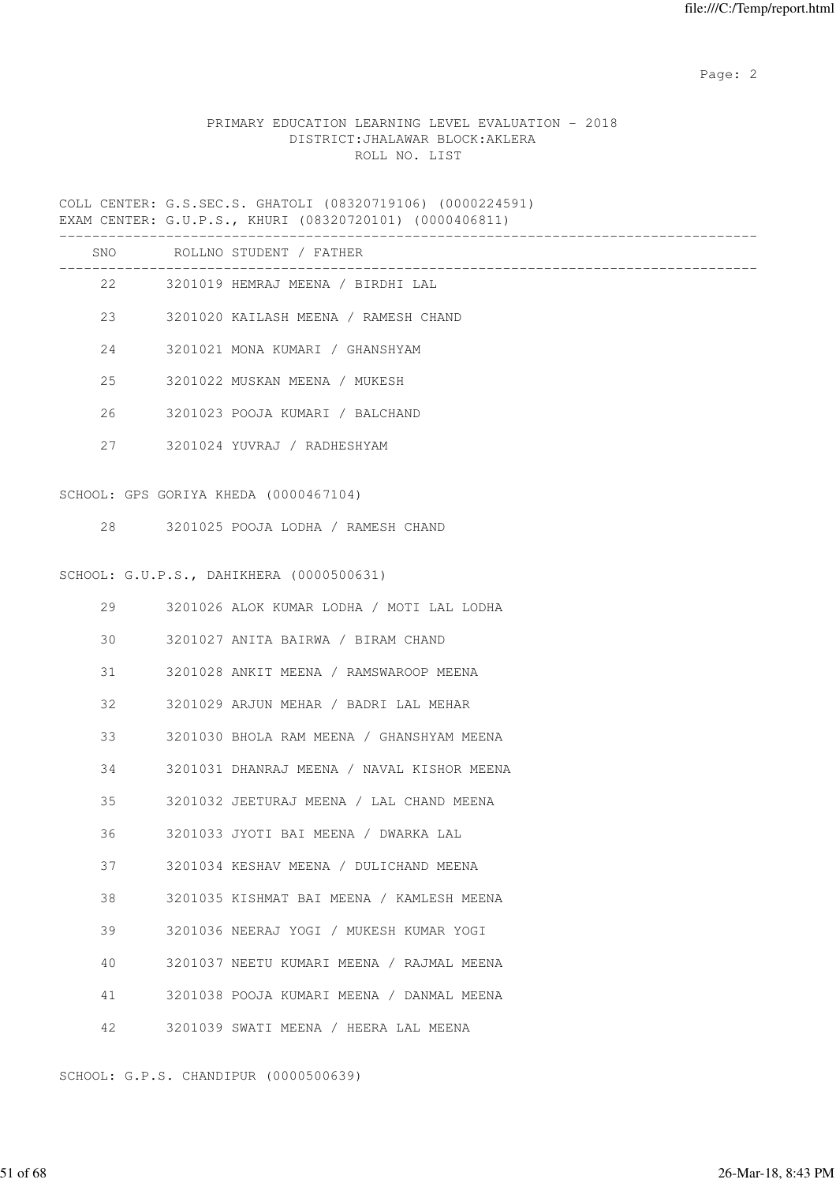PRIMARY EDUCATION LEARNING LEVEL EVALUATION - 2018
DISTRICT:JHALAWAR BLOCK:AKLERA
ROLL NO. LIST

COLL CENTER: G.S.SEC.S. GHATOLI (08320719106) (0000224591)
EXAM CENTER: G.U.P.S., KHURI (08320720101) (0000406811)

| SNO | ROLLNO | STUDENT / FATHER |
|---|---|---|
| 22 | 3201019 | HEMRAJ MEENA / BIRDHI LAL |
| 23 | 3201020 | KAILASH MEENA / RAMESH CHAND |
| 24 | 3201021 | MONA KUMARI / GHANSHYAM |
| 25 | 3201022 | MUSKAN MEENA / MUKESH |
| 26 | 3201023 | POOJA KUMARI / BALCHAND |
| 27 | 3201024 | YUVRAJ / RADHESHYAM |

SCHOOL: GPS GORIYA KHEDA (0000467104)

| SNO | ROLLNO | STUDENT / FATHER |
|---|---|---|
| 28 | 3201025 | POOJA LODHA / RAMESH CHAND |

SCHOOL: G.U.P.S., DAHIKHERA (0000500631)

| SNO | ROLLNO | STUDENT / FATHER |
|---|---|---|
| 29 | 3201026 | ALOK KUMAR LODHA / MOTI LAL LODHA |
| 30 | 3201027 | ANITA BAIRWA / BIRAM CHAND |
| 31 | 3201028 | ANKIT MEENA / RAMSWAROOP MEENA |
| 32 | 3201029 | ARJUN MEHAR / BADRI LAL MEHAR |
| 33 | 3201030 | BHOLA RAM MEENA / GHANSHYAM MEENA |
| 34 | 3201031 | DHANRAJ MEENA / NAVAL KISHOR MEENA |
| 35 | 3201032 | JEETURAJ MEENA / LAL CHAND MEENA |
| 36 | 3201033 | JYOTI BAI MEENA / DWARKA LAL |
| 37 | 3201034 | KESHAV MEENA / DULICHAND MEENA |
| 38 | 3201035 | KISHMAT BAI MEENA / KAMLESH MEENA |
| 39 | 3201036 | NEERAJ YOGI / MUKESH KUMAR YOGI |
| 40 | 3201037 | NEETU KUMARI MEENA / RAJMAL MEENA |
| 41 | 3201038 | POOJA KUMARI MEENA / DANMAL MEENA |
| 42 | 3201039 | SWATI MEENA / HEERA LAL MEENA |

SCHOOL: G.P.S. CHANDIPUR (0000500639)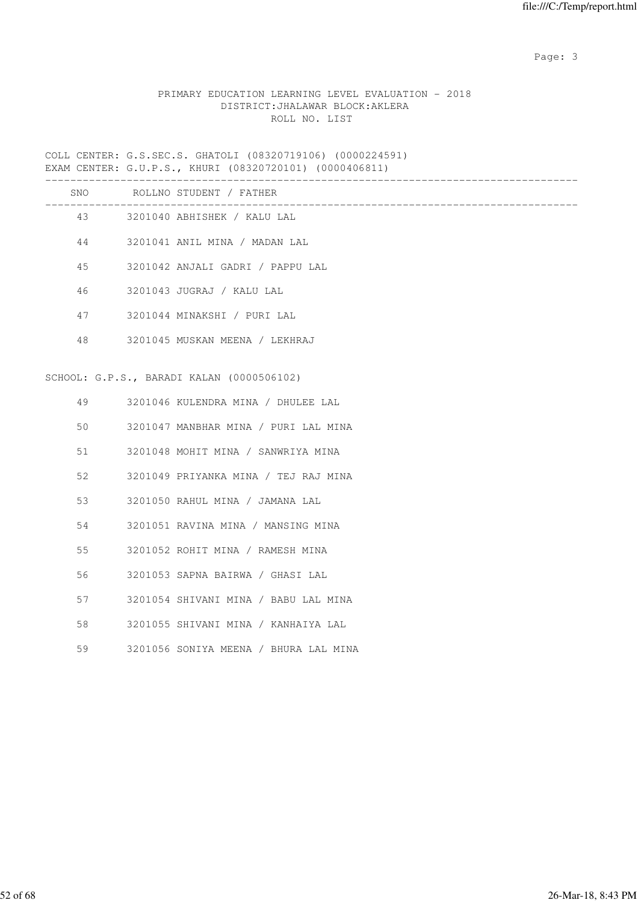PRIMARY EDUCATION LEARNING LEVEL EVALUATION - 2018
DISTRICT:JHALAWAR BLOCK:AKLERA
ROLL NO. LIST

COLL CENTER: G.S.SEC.S. GHATOLI (08320719106) (0000224591)
EXAM CENTER: G.U.P.S., KHURI (08320720101) (0000406811)

| SNO | ROLLNO | STUDENT / FATHER |
|---|---|---|
| 43 | 3201040 | ABHISHEK / KALU LAL |
| 44 | 3201041 | ANIL MINA / MADAN LAL |
| 45 | 3201042 | ANJALI GADRI / PAPPU LAL |
| 46 | 3201043 | JUGRAJ / KALU LAL |
| 47 | 3201044 | MINAKSHI / PURI LAL |
| 48 | 3201045 | MUSKAN MEENA / LEKHRAJ |

SCHOOL: G.P.S., BARADI KALAN (0000506102)

| SNO | ROLLNO | STUDENT / FATHER |
|---|---|---|
| 49 | 3201046 | KULENDRA MINA / DHULEE LAL |
| 50 | 3201047 | MANBHAR MINA / PURI LAL MINA |
| 51 | 3201048 | MOHIT MINA / SANWRIYA MINA |
| 52 | 3201049 | PRIYANKA MINA / TEJ RAJ MINA |
| 53 | 3201050 | RAHUL MINA / JAMANA LAL |
| 54 | 3201051 | RAVINA MINA / MANSING MINA |
| 55 | 3201052 | ROHIT MINA / RAMESH MINA |
| 56 | 3201053 | SAPNA BAIRWA / GHASI LAL |
| 57 | 3201054 | SHIVANI MINA / BABU LAL MINA |
| 58 | 3201055 | SHIVANI MINA / KANHAIYA LAL |
| 59 | 3201056 | SONIYA MEENA / BHURA LAL MINA |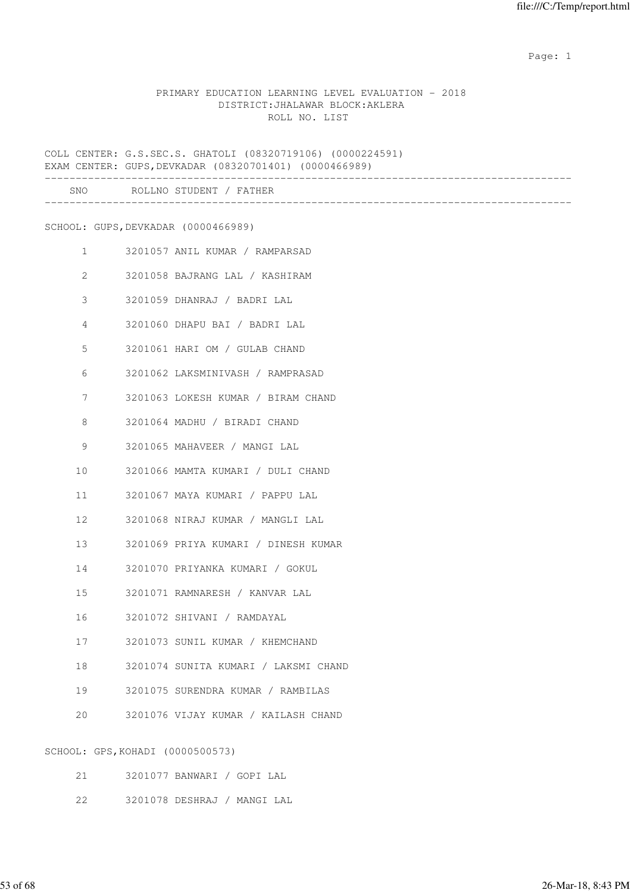PRIMARY EDUCATION LEARNING LEVEL EVALUATION - 2018
DISTRICT:JHALAWAR BLOCK:AKLERA
ROLL NO. LIST

COLL CENTER: G.S.SEC.S. GHATOLI (08320719106) (0000224591)
EXAM CENTER: GUPS,DEVKADAR (08320701401) (0000466989)

| SNO | ROLLNO | STUDENT / FATHER |
|---|---|---|
| **SCHOOL: GUPS,DEVKADAR (0000466989)** | | |
| 1 | 3201057 | ANIL KUMAR / RAMPARSAD |
| 2 | 3201058 | BAJRANG LAL / KASHIRAM |
| 3 | 3201059 | DHANRAJ / BADRI LAL |
| 4 | 3201060 | DHAPU BAI / BADRI LAL |
| 5 | 3201061 | HARI OM / GULAB CHAND |
| 6 | 3201062 | LAKSMINIVASH / RAMPRASAD |
| 7 | 3201063 | LOKESH KUMAR / BIRAM CHAND |
| 8 | 3201064 | MADHU / BIRADI CHAND |
| 9 | 3201065 | MAHAVEER / MANGI LAL |
| 10 | 3201066 | MAMTA KUMARI / DULI CHAND |
| 11 | 3201067 | MAYA KUMARI / PAPPU LAL |
| 12 | 3201068 | NIRAJ KUMAR / MANGLI LAL |
| 13 | 3201069 | PRIYA KUMARI / DINESH KUMAR |
| 14 | 3201070 | PRIYANKA KUMARI / GOKUL |
| 15 | 3201071 | RAMNARESH / KANVAR LAL |
| 16 | 3201072 | SHIVANI / RAMDAYAL |
| 17 | 3201073 | SUNIL KUMAR / KHEMCHAND |
| 18 | 3201074 | SUNITA KUMARI / LAKSMI CHAND |
| 19 | 3201075 | SURENDRA KUMAR / RAMBILAS |
| 20 | 3201076 | VIJAY KUMAR / KAILASH CHAND |
| **SCHOOL: GPS,KOHADI (0000500573)** | | |
| 21 | 3201077 | BANWARI / GOPI LAL |
| 22 | 3201078 | DESHRAJ / MANGI LAL |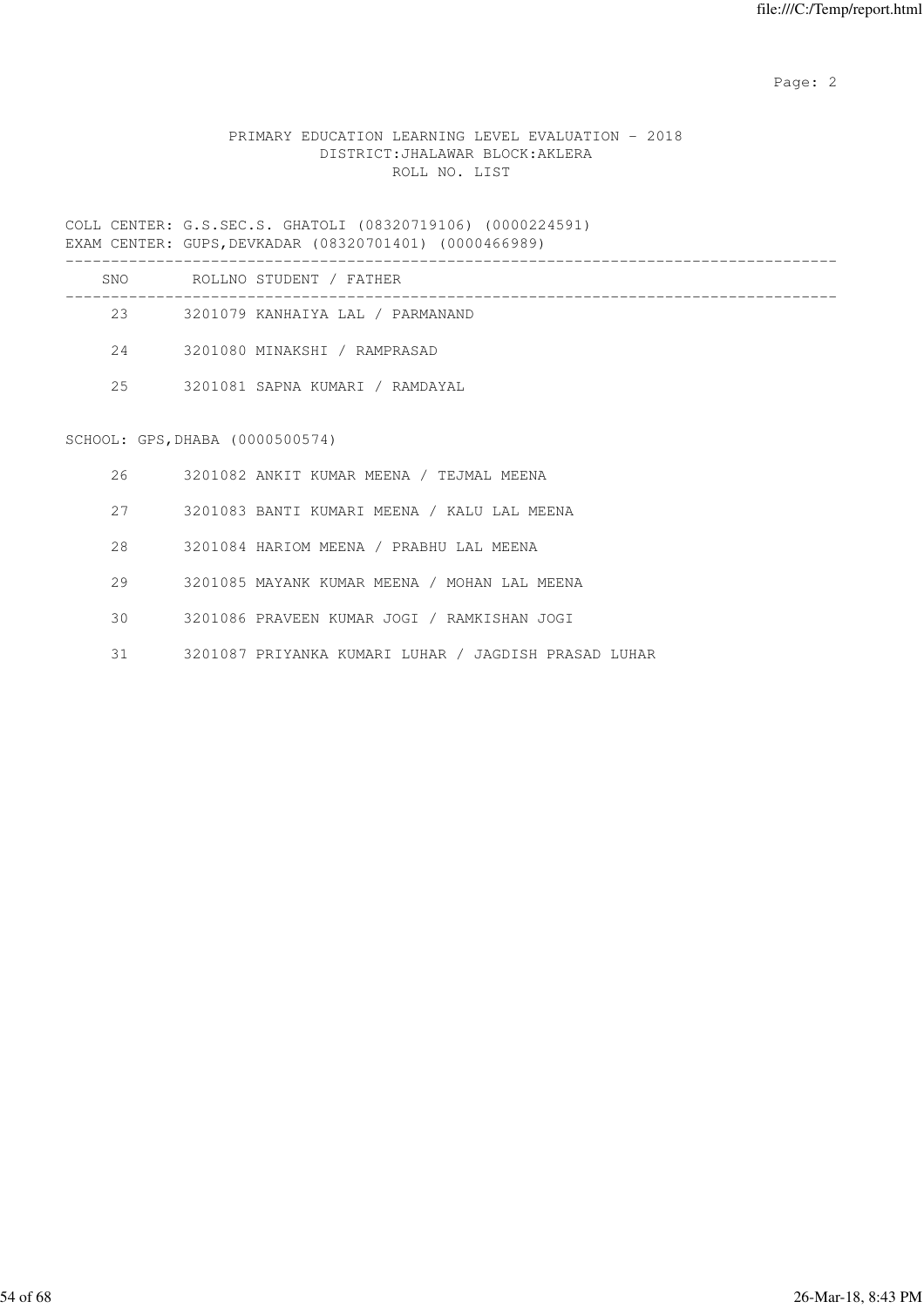PRIMARY EDUCATION LEARNING LEVEL EVALUATION - 2018
DISTRICT:JHALAWAR BLOCK:AKLERA
ROLL NO. LIST

COLL CENTER: G.S.SEC.S. GHATOLI (08320719106) (0000224591)
EXAM CENTER: GUPS,DEVKADAR (08320701401) (0000466989)

| SNO | ROLLNO | STUDENT / FATHER |
|---|---|---|
| 23 | 3201079 | KANHAIYA LAL / PARMANAND |
| 24 | 3201080 | MINAKSHI / RAMPRASAD |
| 25 | 3201081 | SAPNA KUMARI / RAMDAYAL |

SCHOOL: GPS,DHABA (0000500574)

| SNO | ROLLNO | STUDENT / FATHER |
|---|---|---|
| 26 | 3201082 | ANKIT KUMAR MEENA / TEJMAL MEENA |
| 27 | 3201083 | BANTI KUMARI MEENA / KALU LAL MEENA |
| 28 | 3201084 | HARIOM MEENA / PRABHU LAL MEENA |
| 29 | 3201085 | MAYANK KUMAR MEENA / MOHAN LAL MEENA |
| 30 | 3201086 | PRAVEEN KUMAR JOGI / RAMKISHAN JOGI |
| 31 | 3201087 | PRIYANKA KUMARI LUHAR / JAGDISH PRASAD LUHAR |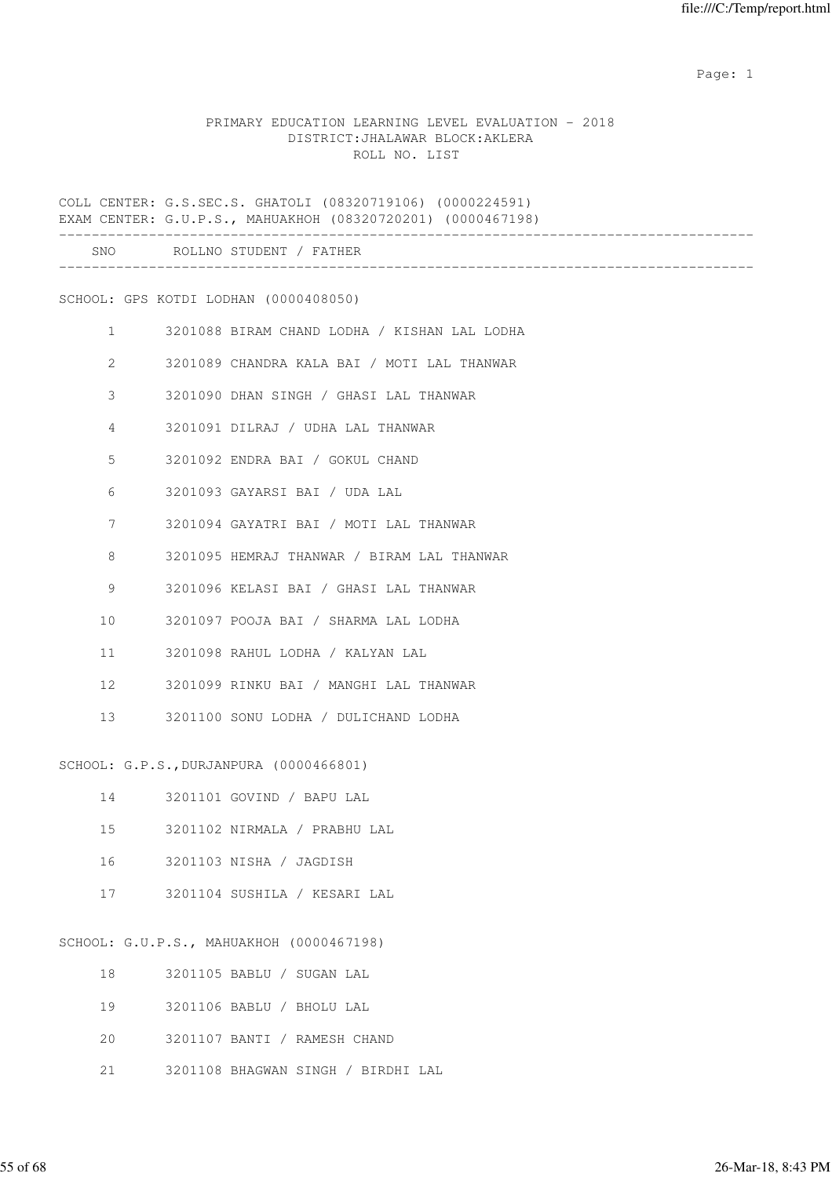PRIMARY EDUCATION LEARNING LEVEL EVALUATION - 2018
DISTRICT:JHALAWAR BLOCK:AKLERA
ROLL NO. LIST

COLL CENTER: G.S.SEC.S. GHATOLI (08320719106) (0000224591)
EXAM CENTER: G.U.P.S., MAHUAKHOH (08320720201) (0000467198)

| SNO | ROLLNO | STUDENT / FATHER |
|---|---|---|
| | | **SCHOOL: GPS KOTDI LODHAN (0000408050)** |
| 1 | 3201088 | BIRAM CHAND LODHA / KISHAN LAL LODHA |
| 2 | 3201089 | CHANDRA KALA BAI / MOTI LAL THANWAR |
| 3 | 3201090 | DHAN SINGH / GHASI LAL THANWAR |
| 4 | 3201091 | DILRAJ / UDHA LAL THANWAR |
| 5 | 3201092 | ENDRA BAI / GOKUL CHAND |
| 6 | 3201093 | GAYARSI BAI / UDA LAL |
| 7 | 3201094 | GAYATRI BAI / MOTI LAL THANWAR |
| 8 | 3201095 | HEMRAJ THANWAR / BIRAM LAL THANWAR |
| 9 | 3201096 | KELASI BAI / GHASI LAL THANWAR |
| 10 | 3201097 | POOJA BAI / SHARMA LAL LODHA |
| 11 | 3201098 | RAHUL LODHA / KALYAN LAL |
| 12 | 3201099 | RINKU BAI / MANGHI LAL THANWAR |
| 13 | 3201100 | SONU LODHA / DULICHAND LODHA |
| | | **SCHOOL: G.P.S.,DURJANPURA (0000466801)** |
| 14 | 3201101 | GOVIND / BAPU LAL |
| 15 | 3201102 | NIRMALA / PRABHU LAL |
| 16 | 3201103 | NISHA / JAGDISH |
| 17 | 3201104 | SUSHILA / KESARI LAL |
| | | **SCHOOL: G.U.P.S., MAHUAKHOH (0000467198)** |
| 18 | 3201105 | BABLU / SUGAN LAL |
| 19 | 3201106 | BABLU / BHOLU LAL |
| 20 | 3201107 | BANTI / RAMESH CHAND |
| 21 | 3201108 | BHAGWAN SINGH / BIRDHI LAL |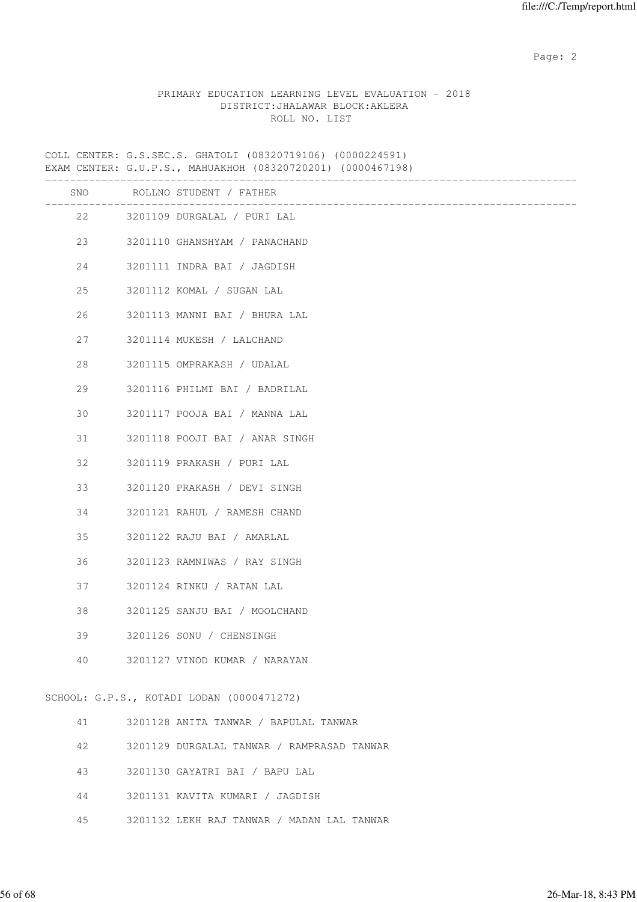PRIMARY EDUCATION LEARNING LEVEL EVALUATION - 2018
DISTRICT:JHALAWAR BLOCK:AKLERA
ROLL NO. LIST

COLL CENTER: G.S.SEC.S. GHATOLI (08320719106) (0000224591)
EXAM CENTER: G.U.P.S., MAHUAKHOH (08320720201) (0000467198)

| SNO | ROLLNO | STUDENT / FATHER |
|---|---|---|
| 22 | 3201109 | DURGALAL / PURI LAL |
| 23 | 3201110 | GHANSHYAM / PANACHAND |
| 24 | 3201111 | INDRA BAI / JAGDISH |
| 25 | 3201112 | KOMAL / SUGAN LAL |
| 26 | 3201113 | MANNI BAI / BHURA LAL |
| 27 | 3201114 | MUKESH / LALCHAND |
| 28 | 3201115 | OMPRAKASH / UDALAL |
| 29 | 3201116 | PHILMI BAI / BADRILAL |
| 30 | 3201117 | POOJA BAI / MANNA LAL |
| 31 | 3201118 | POOJI BAI / ANAR SINGH |
| 32 | 3201119 | PRAKASH / PURI LAL |
| 33 | 3201120 | PRAKASH / DEVI SINGH |
| 34 | 3201121 | RAHUL / RAMESH CHAND |
| 35 | 3201122 | RAJU BAI / AMARLAL |
| 36 | 3201123 | RAMNIWAS / RAY SINGH |
| 37 | 3201124 | RINKU / RATAN LAL |
| 38 | 3201125 | SANJU BAI / MOOLCHAND |
| 39 | 3201126 | SONU / CHENSINGH |
| 40 | 3201127 | VINOD KUMAR / NARAYAN |

SCHOOL: G.P.S., KOTADI LODAN (0000471272)

| SNO | ROLLNO | STUDENT / FATHER |
|---|---|---|
| 41 | 3201128 | ANITA TANWAR / BAPULAL TANWAR |
| 42 | 3201129 | DURGALAL TANWAR / RAMPRASAD TANWAR |
| 43 | 3201130 | GAYATRI BAI / BAPU LAL |
| 44 | 3201131 | KAVITA KUMARI / JAGDISH |
| 45 | 3201132 | LEKH RAJ TANWAR / MADAN LAL TANWAR |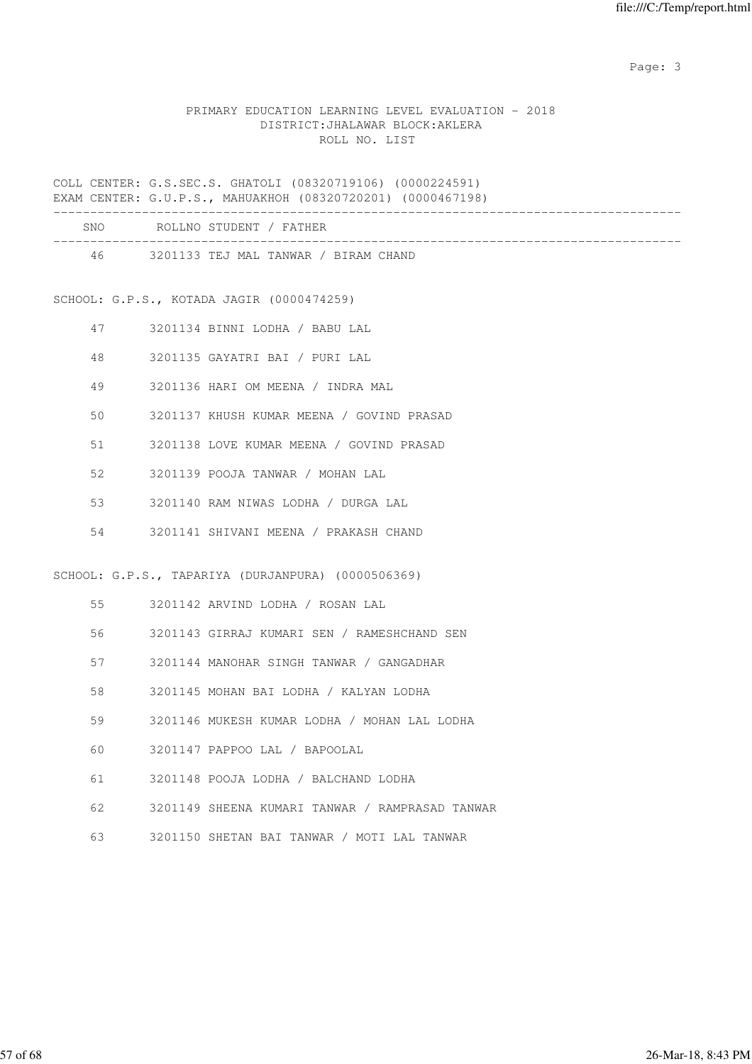PRIMARY EDUCATION LEARNING LEVEL EVALUATION - 2018
DISTRICT:JHALAWAR BLOCK:AKLERA
ROLL NO. LIST

COLL CENTER: G.S.SEC.S. GHATOLI (08320719106) (0000224591)
EXAM CENTER: G.U.P.S., MAHUAKHOH (08320720201) (0000467198)

| SNO | ROLLNO | STUDENT / FATHER |
| --- | --- | --- |
| 46 | 3201133 | TEJ MAL TANWAR / BIRAM CHAND |

SCHOOL: G.P.S., KOTADA JAGIR (0000474259)

| SNO | ROLLNO | STUDENT / FATHER |
| --- | --- | --- |
| 47 | 3201134 | BINNI LODHA / BABU LAL |
| 48 | 3201135 | GAYATRI BAI / PURI LAL |
| 49 | 3201136 | HARI OM MEENA / INDRA MAL |
| 50 | 3201137 | KHUSH KUMAR MEENA / GOVIND PRASAD |
| 51 | 3201138 | LOVE KUMAR MEENA / GOVIND PRASAD |
| 52 | 3201139 | POOJA TANWAR / MOHAN LAL |
| 53 | 3201140 | RAM NIWAS LODHA / DURGA LAL |
| 54 | 3201141 | SHIVANI MEENA / PRAKASH CHAND |

SCHOOL: G.P.S., TAPARIYA (DURJANPURA) (0000506369)

| SNO | ROLLNO | STUDENT / FATHER |
| --- | --- | --- |
| 55 | 3201142 | ARVIND LODHA / ROSAN LAL |
| 56 | 3201143 | GIRRAJ KUMARI SEN / RAMESHCHAND SEN |
| 57 | 3201144 | MANOHAR SINGH TANWAR / GANGADHAR |
| 58 | 3201145 | MOHAN BAI LODHA / KALYAN LODHA |
| 59 | 3201146 | MUKESH KUMAR LODHA / MOHAN LAL LODHA |
| 60 | 3201147 | PAPPOO LAL / BAPOOLAL |
| 61 | 3201148 | POOJA LODHA / BALCHAND LODHA |
| 62 | 3201149 | SHEENA KUMARI TANWAR / RAMPRASAD TANWAR |
| 63 | 3201150 | SHETAN BAI TANWAR / MOTI LAL TANWAR |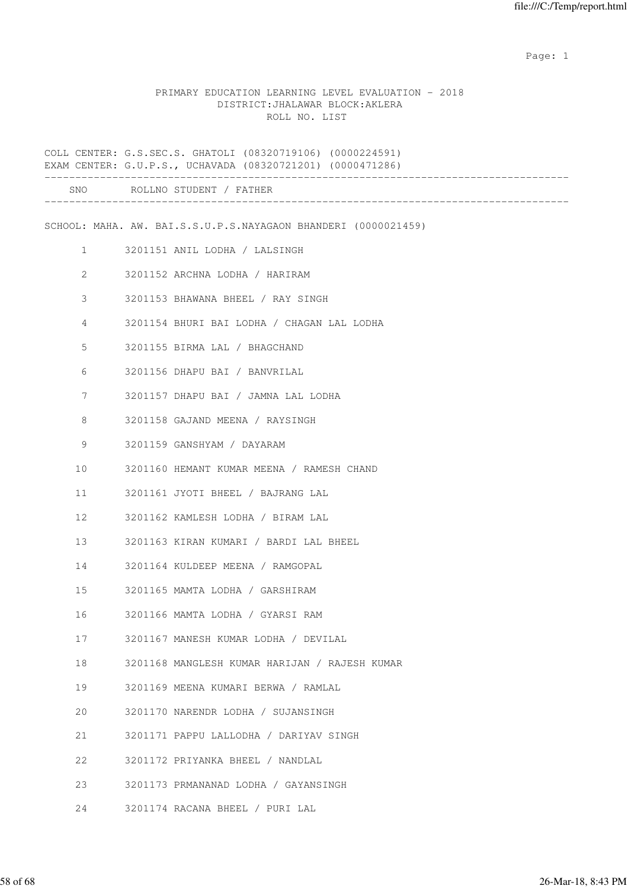PRIMARY EDUCATION LEARNING LEVEL EVALUATION - 2018
DISTRICT:JHALAWAR BLOCK:AKLERA
ROLL NO. LIST

COLL CENTER: G.S.SEC.S. GHATOLI (08320719106) (0000224591)
EXAM CENTER: G.U.P.S., UCHAVADA (08320721201) (0000471286)

| SNO | ROLLNO | STUDENT / FATHER |
|---|---|---|

SCHOOL: MAHA. AW. BAI.S.S.U.P.S.NAYAGAON BHANDERI (0000021459)

| SNO | ROLLNO | STUDENT / FATHER |
|---|---|---|
| 1 | 3201151 | ANIL LODHA / LALSINGH |
| 2 | 3201152 | ARCHNA LODHA / HARIRAM |
| 3 | 3201153 | BHAWANA BHEEL / RAY SINGH |
| 4 | 3201154 | BHURI BAI LODHA / CHAGAN LAL LODHA |
| 5 | 3201155 | BIRMA LAL / BHAGCHAND |
| 6 | 3201156 | DHAPU BAI / BANVRILAL |
| 7 | 3201157 | DHAPU BAI / JAMNA LAL LODHA |
| 8 | 3201158 | GAJAND MEENA / RAYSINGH |
| 9 | 3201159 | GANSHYAM / DAYARAM |
| 10 | 3201160 | HEMANT KUMAR MEENA / RAMESH CHAND |
| 11 | 3201161 | JYOTI BHEEL / BAJRANG LAL |
| 12 | 3201162 | KAMLESH LODHA / BIRAM LAL |
| 13 | 3201163 | KIRAN KUMARI / BARDI LAL BHEEL |
| 14 | 3201164 | KULDEEP MEENA / RAMGOPAL |
| 15 | 3201165 | MAMTA LODHA / GARSHIRAM |
| 16 | 3201166 | MAMTA LODHA / GYARSI RAM |
| 17 | 3201167 | MANESH KUMAR LODHA / DEVILAL |
| 18 | 3201168 | MANGLESH KUMAR HARIJAN / RAJESH KUMAR |
| 19 | 3201169 | MEENA KUMARI BERWA / RAMLAL |
| 20 | 3201170 | NARENDR LODHA / SUJANSINGH |
| 21 | 3201171 | PAPPU LALLODHA / DARIYAV SINGH |
| 22 | 3201172 | PRIYANKA BHEEL / NANDLAL |
| 23 | 3201173 | PRMANANAD LODHA / GAYANSINGH |
| 24 | 3201174 | RACANA BHEEL / PURI LAL |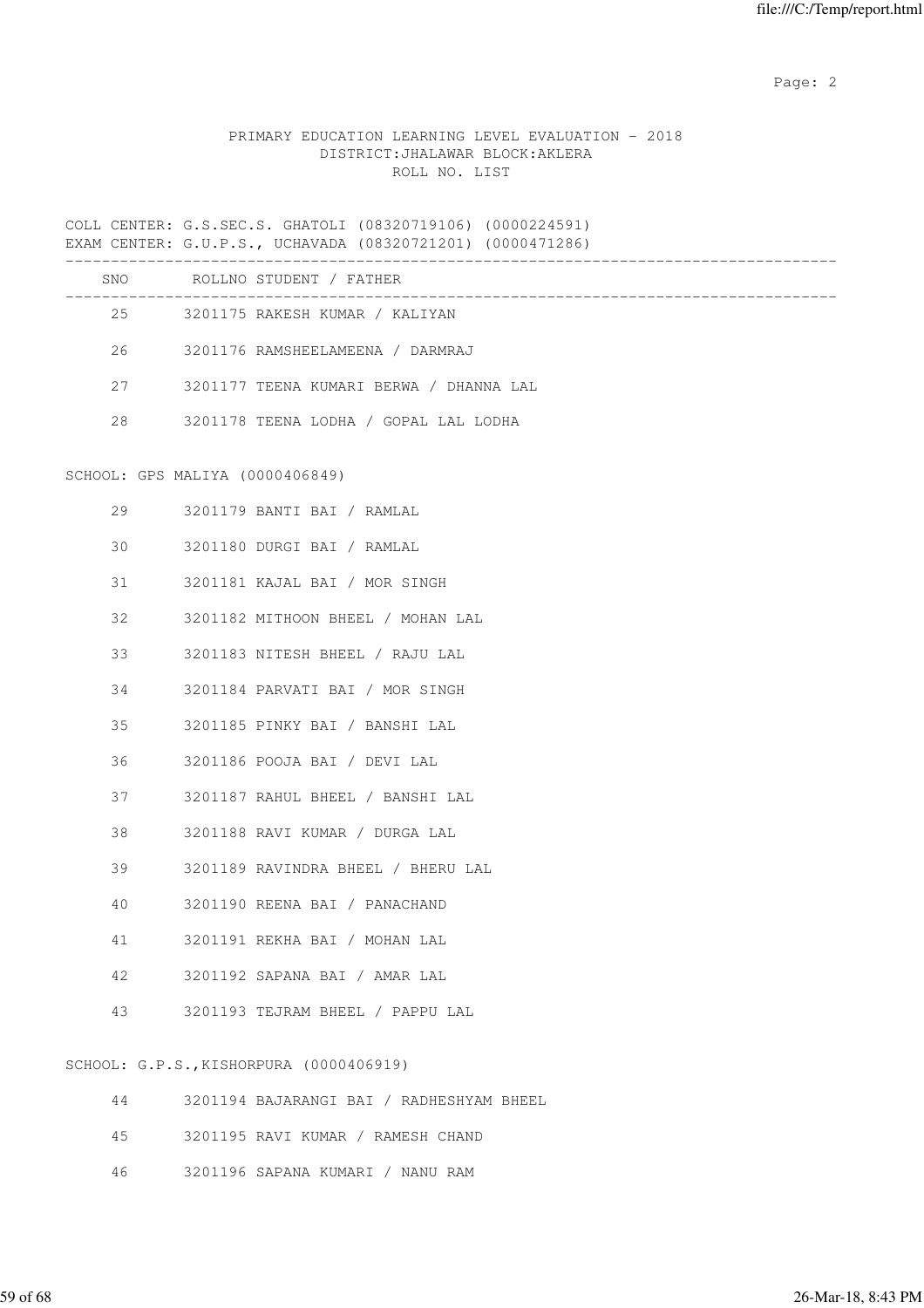PRIMARY EDUCATION LEARNING LEVEL EVALUATION - 2018
DISTRICT:JHALAWAR BLOCK:AKLERA
ROLL NO. LIST

COLL CENTER: G.S.SEC.S. GHATOLI (08320719106) (0000224591)
EXAM CENTER: G.U.P.S., UCHAVADA (08320721201) (0000471286)

| SNO | ROLLNO | STUDENT / FATHER |
|---|---|---|
| 25 | 3201175 | RAKESH KUMAR / KALIYAN |
| 26 | 3201176 | RAMSHEELAMEENA / DARMRAJ |
| 27 | 3201177 | TEENA KUMARI BERWA / DHANNA LAL |
| 28 | 3201178 | TEENA LODHA / GOPAL LAL LODHA |

SCHOOL: GPS MALIYA (0000406849)

| SNO | ROLLNO | STUDENT / FATHER |
|---|---|---|
| 29 | 3201179 | BANTI BAI / RAMLAL |
| 30 | 3201180 | DURGI BAI / RAMLAL |
| 31 | 3201181 | KAJAL BAI / MOR SINGH |
| 32 | 3201182 | MITHOON BHEEL / MOHAN LAL |
| 33 | 3201183 | NITESH BHEEL / RAJU LAL |
| 34 | 3201184 | PARVATI BAI / MOR SINGH |
| 35 | 3201185 | PINKY BAI / BANSHI LAL |
| 36 | 3201186 | POOJA BAI / DEVI LAL |
| 37 | 3201187 | RAHUL BHEEL / BANSHI LAL |
| 38 | 3201188 | RAVI KUMAR / DURGA LAL |
| 39 | 3201189 | RAVINDRA BHEEL / BHERU LAL |
| 40 | 3201190 | REENA BAI / PANACHAND |
| 41 | 3201191 | REKHA BAI / MOHAN LAL |
| 42 | 3201192 | SAPANA BAI / AMAR LAL |
| 43 | 3201193 | TEJRAM BHEEL / PAPPU LAL |

SCHOOL: G.P.S.,KISHORPURA (0000406919)

| SNO | ROLLNO | STUDENT / FATHER |
|---|---|---|
| 44 | 3201194 | BAJARANGI BAI / RADHESHYAM BHEEL |
| 45 | 3201195 | RAVI KUMAR / RAMESH CHAND |
| 46 | 3201196 | SAPANA KUMARI / NANU RAM |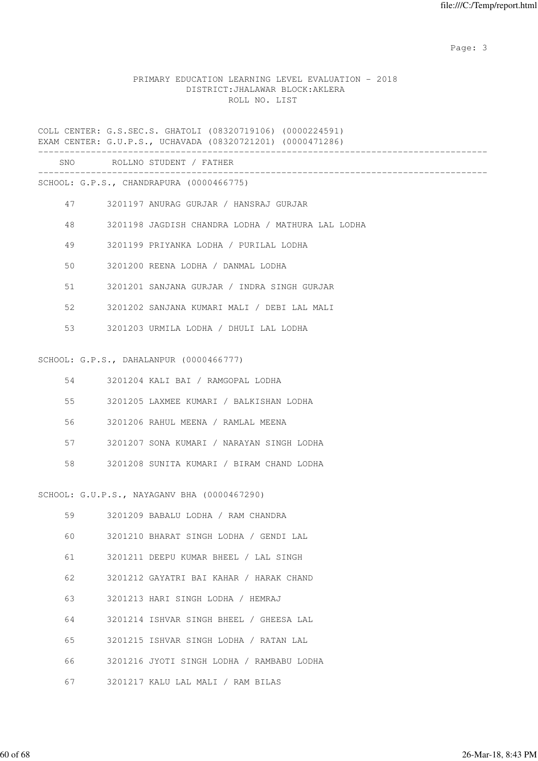PRIMARY EDUCATION LEARNING LEVEL EVALUATION - 2018
DISTRICT:JHALAWAR BLOCK:AKLERA
ROLL NO. LIST

COLL CENTER: G.S.SEC.S. GHATOLI (08320719106) (0000224591)
EXAM CENTER: G.U.P.S., UCHAVADA (08320721201) (0000471286)

| SNO | ROLLNO | STUDENT / FATHER |
|---|---|---|
| **SCHOOL: G.P.S., CHANDRAPURA (0000466775)** | | |
| 47 | 3201197 | ANURAG GURJAR / HANSRAJ GURJAR |
| 48 | 3201198 | JAGDISH CHANDRA LODHA / MATHURA LAL LODHA |
| 49 | 3201199 | PRIYANKA LODHA / PURILAL LODHA |
| 50 | 3201200 | REENA LODHA / DANMAL LODHA |
| 51 | 3201201 | SANJANA GURJAR / INDRA SINGH GURJAR |
| 52 | 3201202 | SANJANA KUMARI MALI / DEBI LAL MALI |
| 53 | 3201203 | URMILA LODHA / DHULI LAL LODHA |
| **SCHOOL: G.P.S., DAHALANPUR (0000466777)** | | |
| 54 | 3201204 | KALI BAI / RAMGOPAL LODHA |
| 55 | 3201205 | LAXMEE KUMARI / BALKISHAN LODHA |
| 56 | 3201206 | RAHUL MEENA / RAMLAL MEENA |
| 57 | 3201207 | SONA KUMARI / NARAYAN SINGH LODHA |
| 58 | 3201208 | SUNITA KUMARI / BIRAM CHAND LODHA |
| **SCHOOL: G.U.P.S., NAYAGANV BHA (0000467290)** | | |
| 59 | 3201209 | BABALU LODHA / RAM CHANDRA |
| 60 | 3201210 | BHARAT SINGH LODHA / GENDI LAL |
| 61 | 3201211 | DEEPU KUMAR BHEEL / LAL SINGH |
| 62 | 3201212 | GAYATRI BAI KAHAR / HARAK CHAND |
| 63 | 3201213 | HARI SINGH LODHA / HEMRAJ |
| 64 | 3201214 | ISHVAR SINGH BHEEL / GHEESA LAL |
| 65 | 3201215 | ISHVAR SINGH LODHA / RATAN LAL |
| 66 | 3201216 | JYOTI SINGH LODHA / RAMBABU LODHA |
| 67 | 3201217 | KALU LAL MALI / RAM BILAS |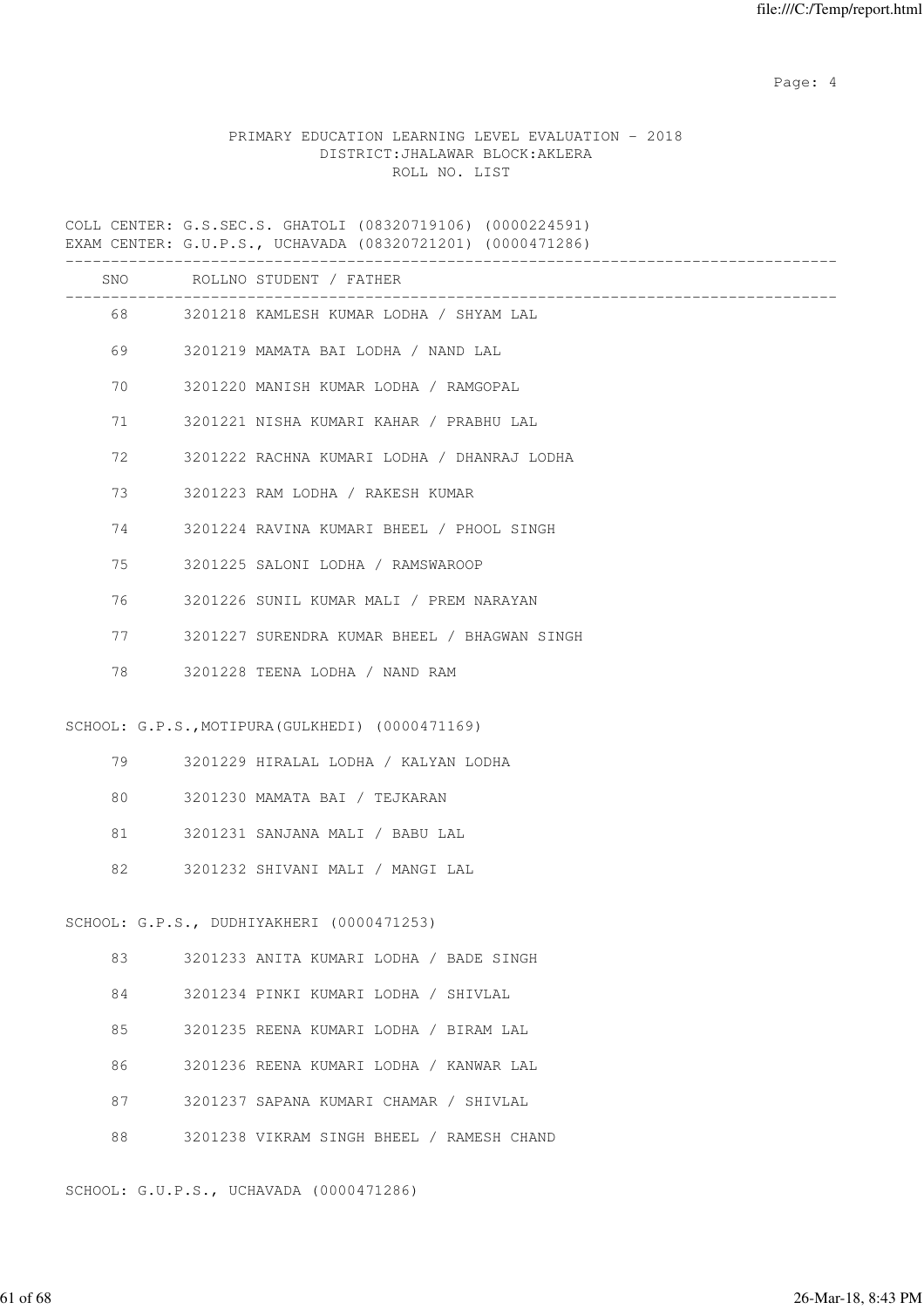PRIMARY EDUCATION LEARNING LEVEL EVALUATION - 2018
DISTRICT:JHALAWAR BLOCK:AKLERA
ROLL NO. LIST

COLL CENTER: G.S.SEC.S. GHATOLI (08320719106) (0000224591)
EXAM CENTER: G.U.P.S., UCHAVADA (08320721201) (0000471286)

| SNO | ROLLNO | STUDENT / FATHER |
|---|---|---|
| 68 | 3201218 | KAMLESH KUMAR LODHA / SHYAM LAL |
| 69 | 3201219 | MAMATA BAI LODHA / NAND LAL |
| 70 | 3201220 | MANISH KUMAR LODHA / RAMGOPAL |
| 71 | 3201221 | NISHA KUMARI KAHAR / PRABHU LAL |
| 72 | 3201222 | RACHNA KUMARI LODHA / DHANRAJ LODHA |
| 73 | 3201223 | RAM LODHA / RAKESH KUMAR |
| 74 | 3201224 | RAVINA KUMARI BHEEL / PHOOL SINGH |
| 75 | 3201225 | SALONI LODHA / RAMSWAROOP |
| 76 | 3201226 | SUNIL KUMAR MALI / PREM NARAYAN |
| 77 | 3201227 | SURENDRA KUMAR BHEEL / BHAGWAN SINGH |
| 78 | 3201228 | TEENA LODHA / NAND RAM |

SCHOOL: G.P.S.,MOTIPURA(GULKHEDI) (0000471169)

| SNO | ROLLNO | STUDENT / FATHER |
|---|---|---|
| 79 | 3201229 | HIRALAL LODHA / KALYAN LODHA |
| 80 | 3201230 | MAMATA BAI / TEJKARAN |
| 81 | 3201231 | SANJANA MALI / BABU LAL |
| 82 | 3201232 | SHIVANI MALI / MANGI LAL |

SCHOOL: G.P.S., DUDHIYAKHERI (0000471253)

| SNO | ROLLNO | STUDENT / FATHER |
|---|---|---|
| 83 | 3201233 | ANITA KUMARI LODHA / BADE SINGH |
| 84 | 3201234 | PINKI KUMARI LODHA / SHIVLAL |
| 85 | 3201235 | REENA KUMARI LODHA / BIRAM LAL |
| 86 | 3201236 | REENA KUMARI LODHA / KANWAR LAL |
| 87 | 3201237 | SAPANA KUMARI CHAMAR / SHIVLAL |
| 88 | 3201238 | VIKRAM SINGH BHEEL / RAMESH CHAND |

SCHOOL: G.U.P.S., UCHAVADA (0000471286)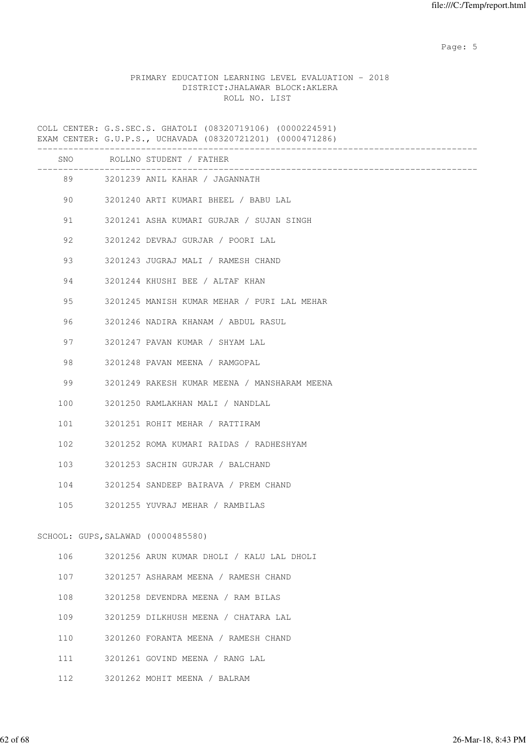PRIMARY EDUCATION LEARNING LEVEL EVALUATION - 2018
DISTRICT:JHALAWAR BLOCK:AKLERA
ROLL NO. LIST

COLL CENTER: G.S.SEC.S. GHATOLI (08320719106) (0000224591)
EXAM CENTER: G.U.P.S., UCHAVADA (08320721201) (0000471286)

| SNO | ROLLNO | STUDENT / FATHER |
|---|---|---|
| 89 | 3201239 | ANIL KAHAR / JAGANNATH |
| 90 | 3201240 | ARTI KUMARI BHEEL / BABU LAL |
| 91 | 3201241 | ASHA KUMARI GURJAR / SUJAN SINGH |
| 92 | 3201242 | DEVRAJ GURJAR / POORI LAL |
| 93 | 3201243 | JUGRAJ MALI / RAMESH CHAND |
| 94 | 3201244 | KHUSHI BEE / ALTAF KHAN |
| 95 | 3201245 | MANISH KUMAR MEHAR / PURI LAL MEHAR |
| 96 | 3201246 | NADIRA KHANAM / ABDUL RASUL |
| 97 | 3201247 | PAVAN KUMAR / SHYAM LAL |
| 98 | 3201248 | PAVAN MEENA / RAMGOPAL |
| 99 | 3201249 | RAKESH KUMAR MEENA / MANSHARAM MEENA |
| 100 | 3201250 | RAMLAKHAN MALI / NANDLAL |
| 101 | 3201251 | ROHIT MEHAR / RATTIRAM |
| 102 | 3201252 | ROMA KUMARI RAIDAS / RADHESHYAM |
| 103 | 3201253 | SACHIN GURJAR / BALCHAND |
| 104 | 3201254 | SANDEEP BAIRAVA / PREM CHAND |
| 105 | 3201255 | YUVRAJ MEHAR / RAMBILAS |

SCHOOL: GUPS,SALAWAD (0000485580)

| SNO | ROLLNO | STUDENT / FATHER |
|---|---|---|
| 106 | 3201256 | ARUN KUMAR DHOLI / KALU LAL DHOLI |
| 107 | 3201257 | ASHARAM MEENA / RAMESH CHAND |
| 108 | 3201258 | DEVENDRA MEENA / RAM BILAS |
| 109 | 3201259 | DILKHUSH MEENA / CHATARA LAL |
| 110 | 3201260 | FORANTA MEENA / RAMESH CHAND |
| 111 | 3201261 | GOVIND MEENA / RANG LAL |
| 112 | 3201262 | MOHIT MEENA / BALRAM |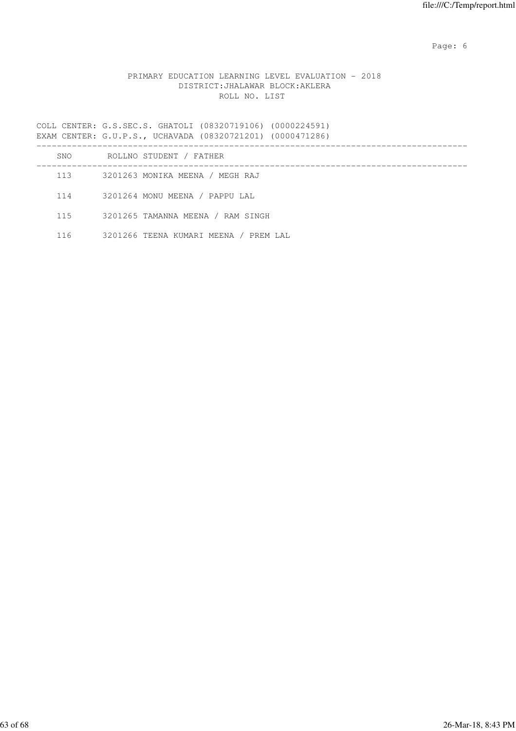PRIMARY EDUCATION LEARNING LEVEL EVALUATION - 2018
DISTRICT:JHALAWAR BLOCK:AKLERA
ROLL NO. LIST

COLL CENTER: G.S.SEC.S. GHATOLI (08320719106) (0000224591)
EXAM CENTER: G.U.P.S., UCHAVADA (08320721201) (0000471286)

| SNO | ROLLNO | STUDENT / FATHER |
|---|---|---|
| 113 | 3201263 | MONIKA MEENA / MEGH RAJ |
| 114 | 3201264 | MONU MEENA / PAPPU LAL |
| 115 | 3201265 | TAMANNA MEENA / RAM SINGH |
| 116 | 3201266 | TEENA KUMARI MEENA / PREM LAL |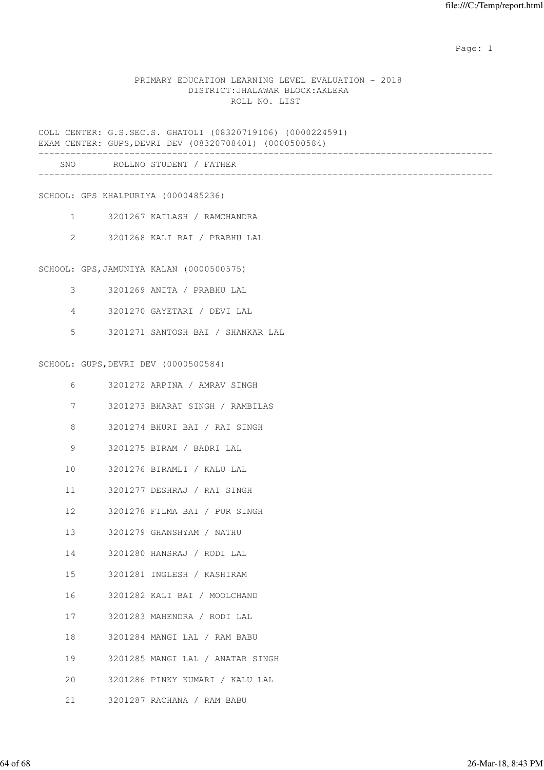PRIMARY EDUCATION LEARNING LEVEL EVALUATION - 2018
DISTRICT:JHALAWAR BLOCK:AKLERA
ROLL NO. LIST

COLL CENTER: G.S.SEC.S. GHATOLI (08320719106) (0000224591)
EXAM CENTER: GUPS,DEVRI DEV (08320708401) (0000500584)

| SNO | ROLLNO | STUDENT / FATHER |
|---|---|---|
| **SCHOOL: GPS KHALPURIYA (0000485236)** | | |
| 1 | 3201267 | KAILASH / RAMCHANDRA |
| 2 | 3201268 | KALI BAI / PRABHU LAL |
| **SCHOOL: GPS,JAMUNIYA KALAN (0000500575)** | | |
| 3 | 3201269 | ANITA / PRABHU LAL |
| 4 | 3201270 | GAYETARI / DEVI LAL |
| 5 | 3201271 | SANTOSH BAI / SHANKAR LAL |
| **SCHOOL: GUPS,DEVRI DEV (0000500584)** | | |
| 6 | 3201272 | ARPINA / AMRAV SINGH |
| 7 | 3201273 | BHARAT SINGH / RAMBILAS |
| 8 | 3201274 | BHURI BAI / RAI SINGH |
| 9 | 3201275 | BIRAM / BADRI LAL |
| 10 | 3201276 | BIRAMLI / KALU LAL |
| 11 | 3201277 | DESHRAJ / RAI SINGH |
| 12 | 3201278 | FILMA BAI / PUR SINGH |
| 13 | 3201279 | GHANSHYAM / NATHU |
| 14 | 3201280 | HANSRAJ / RODI LAL |
| 15 | 3201281 | INGLESH / KASHIRAM |
| 16 | 3201282 | KALI BAI / MOOLCHAND |
| 17 | 3201283 | MAHENDRA / RODI LAL |
| 18 | 3201284 | MANGI LAL / RAM BABU |
| 19 | 3201285 | MANGI LAL / ANATAR SINGH |
| 20 | 3201286 | PINKY KUMARI / KALU LAL |
| 21 | 3201287 | RACHANA / RAM BABU |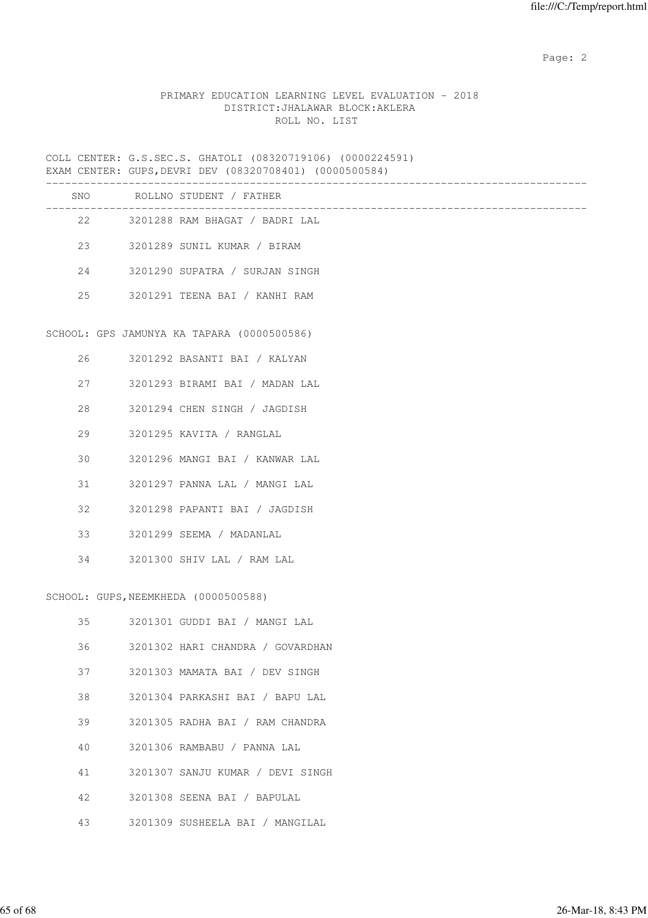PRIMARY EDUCATION LEARNING LEVEL EVALUATION - 2018
DISTRICT:JHALAWAR BLOCK:AKLERA
ROLL NO. LIST

COLL CENTER: G.S.SEC.S. GHATOLI (08320719106) (0000224591)
EXAM CENTER: GUPS,DEVRI DEV (08320708401) (0000500584)

| SNO | ROLLNO | STUDENT / FATHER |
|---|---|---|
| 22 | 3201288 | RAM BHAGAT / BADRI LAL |
| 23 | 3201289 | SUNIL KUMAR / BIRAM |
| 24 | 3201290 | SUPATRA / SURJAN SINGH |
| 25 | 3201291 | TEENA BAI / KANHI RAM |

SCHOOL: GPS JAMUNYA KA TAPARA (0000500586)

| SNO | ROLLNO | STUDENT / FATHER |
|---|---|---|
| 26 | 3201292 | BASANTI BAI / KALYAN |
| 27 | 3201293 | BIRAMI BAI / MADAN LAL |
| 28 | 3201294 | CHEN SINGH / JAGDISH |
| 29 | 3201295 | KAVITA / RANGLAL |
| 30 | 3201296 | MANGI BAI / KANWAR LAL |
| 31 | 3201297 | PANNA LAL / MANGI LAL |
| 32 | 3201298 | PAPANTI BAI / JAGDISH |
| 33 | 3201299 | SEEMA / MADANLAL |
| 34 | 3201300 | SHIV LAL / RAM LAL |

SCHOOL: GUPS,NEEMKHEDA (0000500588)

| SNO | ROLLNO | STUDENT / FATHER |
|---|---|---|
| 35 | 3201301 | GUDDI BAI / MANGI LAL |
| 36 | 3201302 | HARI CHANDRA / GOVARDHAN |
| 37 | 3201303 | MAMATA BAI / DEV SINGH |
| 38 | 3201304 | PARKASHI BAI / BAPU LAL |
| 39 | 3201305 | RADHA BAI / RAM CHANDRA |
| 40 | 3201306 | RAMBABU / PANNA LAL |
| 41 | 3201307 | SANJU KUMAR / DEVI SINGH |
| 42 | 3201308 | SEENA BAI / BAPULAL |
| 43 | 3201309 | SUSHEELA BAI / MANGILAL |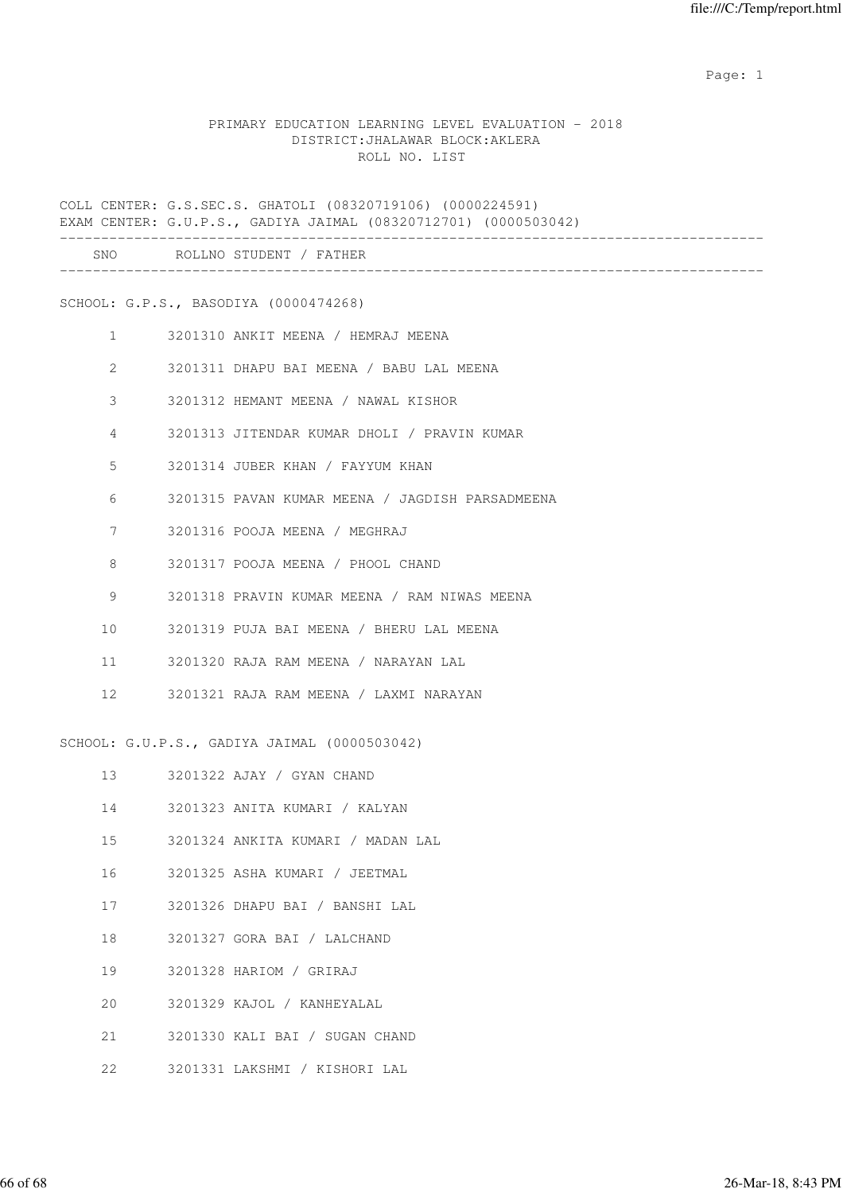PRIMARY EDUCATION LEARNING LEVEL EVALUATION - 2018
DISTRICT:JHALAWAR BLOCK:AKLERA
ROLL NO. LIST

COLL CENTER: G.S.SEC.S. GHATOLI (08320719106) (0000224591)
EXAM CENTER: G.U.P.S., GADIYA JAIMAL (08320712701) (0000503042)

| SNO | ROLLNO | STUDENT / FATHER |
|---|---|---|

SCHOOL: G.P.S., BASODIYA (0000474268)

| SNO | ROLLNO | STUDENT / FATHER |
|---|---|---|
| 1 | 3201310 | ANKIT MEENA / HEMRAJ MEENA |
| 2 | 3201311 | DHAPU BAI MEENA / BABU LAL MEENA |
| 3 | 3201312 | HEMANT MEENA / NAWAL KISHOR |
| 4 | 3201313 | JITENDAR KUMAR DHOLI / PRAVIN KUMAR |
| 5 | 3201314 | JUBER KHAN / FAYYUM KHAN |
| 6 | 3201315 | PAVAN KUMAR MEENA / JAGDISH PARSADMEENA |
| 7 | 3201316 | POOJA MEENA / MEGHRAJ |
| 8 | 3201317 | POOJA MEENA / PHOOL CHAND |
| 9 | 3201318 | PRAVIN KUMAR MEENA / RAM NIWAS MEENA |
| 10 | 3201319 | PUJA BAI MEENA / BHERU LAL MEENA |
| 11 | 3201320 | RAJA RAM MEENA / NARAYAN LAL |
| 12 | 3201321 | RAJA RAM MEENA / LAXMI NARAYAN |

SCHOOL: G.U.P.S., GADIYA JAIMAL (0000503042)

| SNO | ROLLNO | STUDENT / FATHER |
|---|---|---|
| 13 | 3201322 | AJAY / GYAN CHAND |
| 14 | 3201323 | ANITA KUMARI / KALYAN |
| 15 | 3201324 | ANKITA KUMARI / MADAN LAL |
| 16 | 3201325 | ASHA KUMARI / JEETMAL |
| 17 | 3201326 | DHAPU BAI / BANSHI LAL |
| 18 | 3201327 | GORA BAI / LALCHAND |
| 19 | 3201328 | HARIOM / GRIRAJ |
| 20 | 3201329 | KAJOL / KANHEYALAL |
| 21 | 3201330 | KALI BAI / SUGAN CHAND |
| 22 | 3201331 | LAKSHMI / KISHORI LAL |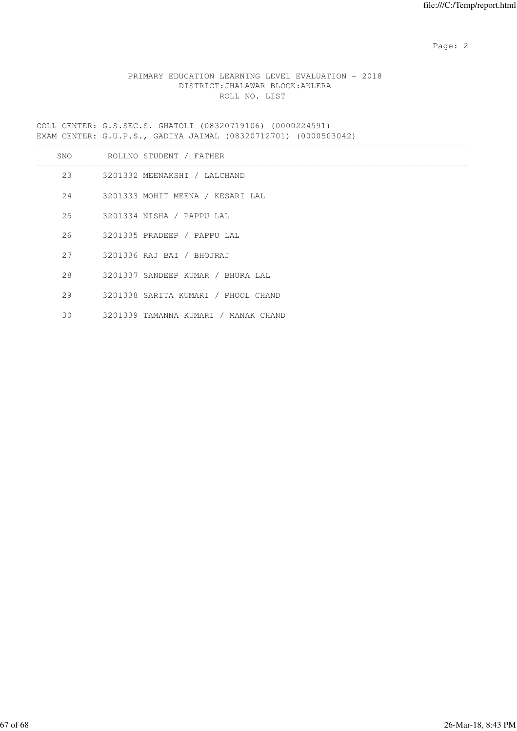PRIMARY EDUCATION LEARNING LEVEL EVALUATION - 2018
DISTRICT:JHALAWAR BLOCK:AKLERA
ROLL NO. LIST

COLL CENTER: G.S.SEC.S. GHATOLI (08320719106) (0000224591)
EXAM CENTER: G.U.P.S., GADIYA JAIMAL (08320712701) (0000503042)

| SNO | ROLLNO | STUDENT / FATHER |
|---|---|---|
| 23 | 3201332 | MEENAKSHI / LALCHAND |
| 24 | 3201333 | MOHIT MEENA / KESARI LAL |
| 25 | 3201334 | NISHA / PAPPU LAL |
| 26 | 3201335 | PRADEEP / PAPPU LAL |
| 27 | 3201336 | RAJ BAI / BHOJRAJ |
| 28 | 3201337 | SANDEEP KUMAR / BHURA LAL |
| 29 | 3201338 | SARITA KUMARI / PHOOL CHAND |
| 30 | 3201339 | TAMANNA KUMARI / MANAK CHAND |